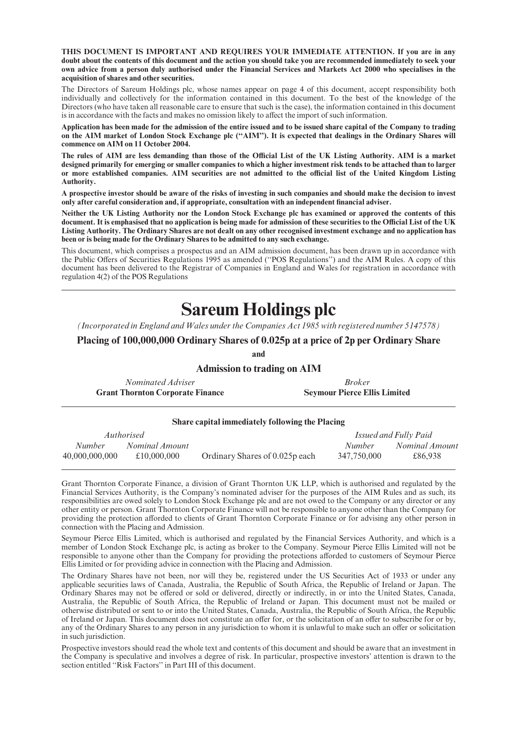**THIS DOCUMENT IS IMPORTANT AND REQUIRES YOUR IMMEDIATE ATTENTION. If you are in any doubt about the contents of this document and the action you should take you are recommended immediately to seek your own advice from a person duly authorised under the Financial Services and Markets Act 2000 who specialises in the acquisition of shares and other securities.**

The Directors of Sareum Holdings plc, whose names appear on page 4 of this document, accept responsibility both individually and collectively for the information contained in this document. To the best of the knowledge of the Directors (who have taken all reasonable care to ensure that such is the case), the information contained in this document is in accordance with the facts and makes no omission likely to affect the import of such information.

**Application has been made for the admission of the entire issued and to be issued share capital of the Company to trading on the AIM market of London Stock Exchange plc ("AIM"). It is expected that dealings in the Ordinary Shares will commence on AIM on 11 October 2004.**

**The rules of AIM are less demanding than those of the Official List of the UK Listing Authority. AIM is a market designed primarily for emerging or smaller companies to which a higher investment risk tends to be attached than to larger or more established companies. AIM securities are not admitted to the official list of the United Kingdom Listing Authority.**

**A prospective investor should be aware of the risks of investing in such companies and should make the decision to invest only after careful consideration and, if appropriate, consultation with an independent financial adviser.**

**Neither the UK Listing Authority nor the London Stock Exchange plc has examined or approved the contents of this document. It is emphasised that no application is being made for admission of these securities to the Official List of the UK Listing Authority. The Ordinary Shares are not dealt on any other recognised investment exchange and no application has been or is being made for the Ordinary Shares to be admitted to any such exchange.**

This document, which comprises a prospectus and an AIM admission document, has been drawn up in accordance with the Public Offers of Securities Regulations 1995 as amended ("POS Regulations") and the AIM Rules. A copy of this document has been delivered to the Registrar of Companies in England and Wales for registration in accordance with regulation 4(2) of the POS Regulations

# Sareum Holdings plc

*(Incorporated in England and Wales under the Companies Act 1985 with registered number 5147578)*

## Placing of 100,000,000 Ordinary Shares of 0.025p at a price of 2p per Ordinary Share

**and**

## Admission to trading on AIM

*Nominated Adviser*
**Grant Thornton Corporate Finance**

*Broker*
**Seymour Pierce Ellis Limited**

**Share capital immediately following the Placing**

| *Authorised* | | | *Issued and Fully Paid* | |
|---|---|---|---|---|
| *Number* | *Nominal Amount* | | *Number* | *Nominal Amount* |
| 40,000,000,000 | £10,000,000 | Ordinary Shares of 0.025p each | 347,750,000 | £86,938 |

Grant Thornton Corporate Finance, a division of Grant Thornton UK LLP, which is authorised and regulated by the Financial Services Authority, is the Company's nominated adviser for the purposes of the AIM Rules and as such, its responsibilities are owed solely to London Stock Exchange plc and are not owed to the Company or any director or any other entity or person. Grant Thornton Corporate Finance will not be responsible to anyone other than the Company for providing the protection afforded to clients of Grant Thornton Corporate Finance or for advising any other person in connection with the Placing and Admission.

Seymour Pierce Ellis Limited, which is authorised and regulated by the Financial Services Authority, and which is a member of London Stock Exchange plc, is acting as broker to the Company. Seymour Pierce Ellis Limited will not be responsible to anyone other than the Company for providing the protections afforded to customers of Seymour Pierce Ellis Limited or for providing advice in connection with the Placing and Admission.

The Ordinary Shares have not been, nor will they be, registered under the US Securities Act of 1933 or under any applicable securities laws of Canada, Australia, the Republic of South Africa, the Republic of Ireland or Japan. The Ordinary Shares may not be offered or sold or delivered, directly or indirectly, in or into the United States, Canada, Australia, the Republic of South Africa, the Republic of Ireland or Japan. This document must not be mailed or otherwise distributed or sent to or into the United States, Canada, Australia, the Republic of South Africa, the Republic of Ireland or Japan. This document does not constitute an offer for, or the solicitation of an offer to subscribe for or by, any of the Ordinary Shares to any person in any jurisdiction to whom it is unlawful to make such an offer or solicitation in such jurisdiction.

Prospective investors should read the whole text and contents of this document and should be aware that an investment in the Company is speculative and involves a degree of risk. In particular, prospective investors' attention is drawn to the section entitled "Risk Factors" in Part III of this document.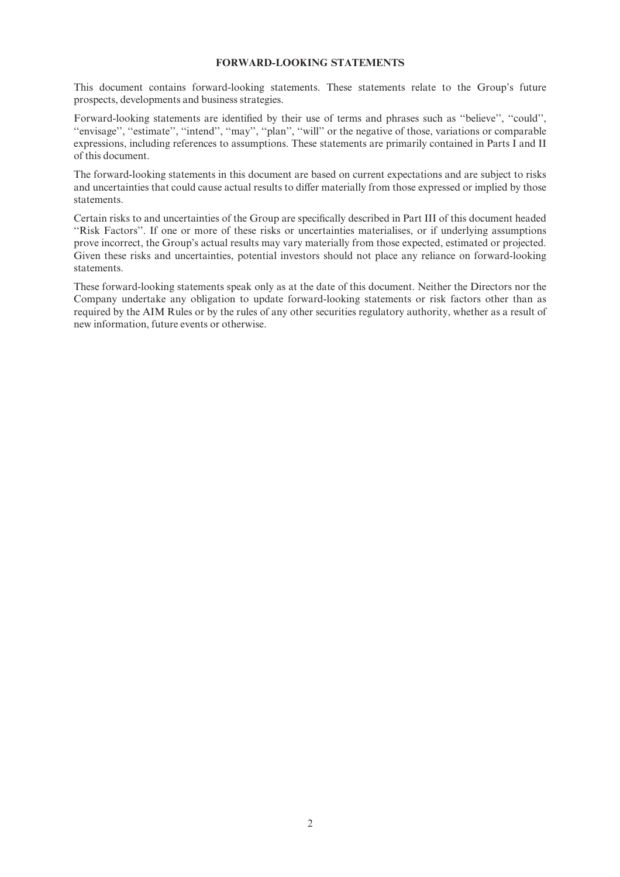## FORWARD-LOOKING STATEMENTS

This document contains forward-looking statements. These statements relate to the Group's future prospects, developments and business strategies.

Forward-looking statements are identified by their use of terms and phrases such as ''believe'', ''could'', ''envisage'', ''estimate'', ''intend'', ''may'', ''plan'', ''will'' or the negative of those, variations or comparable expressions, including references to assumptions. These statements are primarily contained in Parts I and II of this document.

The forward-looking statements in this document are based on current expectations and are subject to risks and uncertainties that could cause actual results to differ materially from those expressed or implied by those statements.

Certain risks to and uncertainties of the Group are specifically described in Part III of this document headed ''Risk Factors''. If one or more of these risks or uncertainties materialises, or if underlying assumptions prove incorrect, the Group's actual results may vary materially from those expected, estimated or projected. Given these risks and uncertainties, potential investors should not place any reliance on forward-looking statements.

These forward-looking statements speak only as at the date of this document. Neither the Directors nor the Company undertake any obligation to update forward-looking statements or risk factors other than as required by the AIM Rules or by the rules of any other securities regulatory authority, whether as a result of new information, future events or otherwise.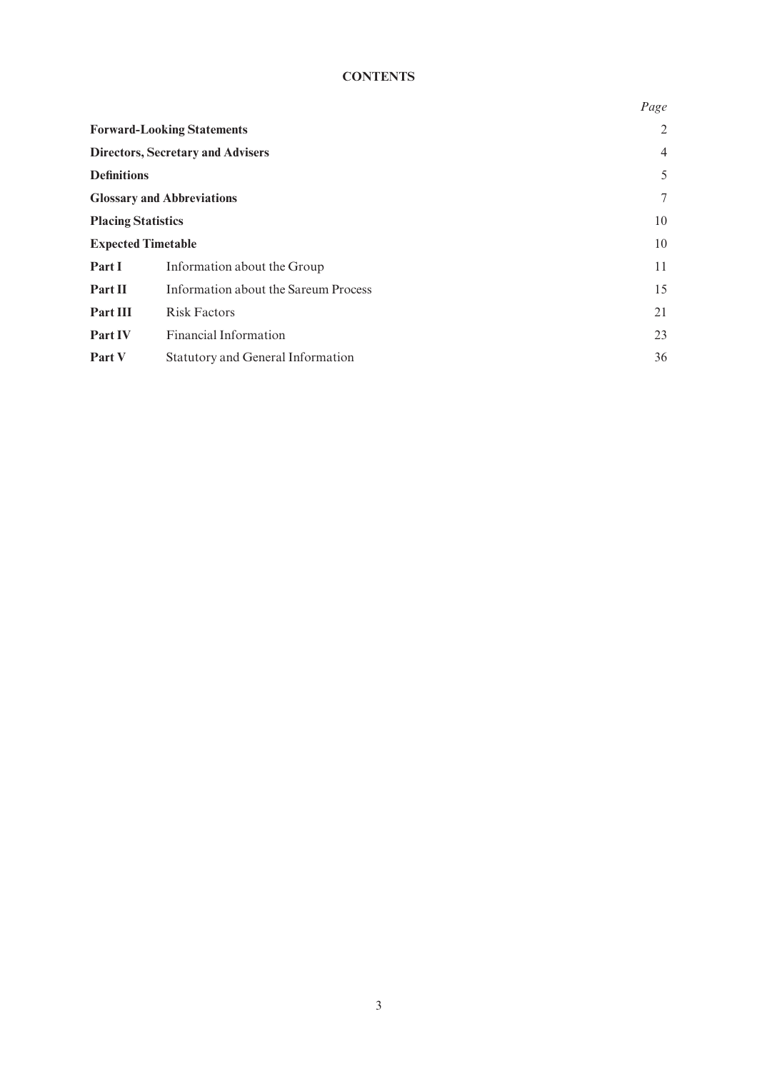**CONTENTS**

| | | *Page* |
|---|---|---|
| **Forward-Looking Statements** | | 2 |
| **Directors, Secretary and Advisers** | | 4 |
| **Definitions** | | 5 |
| **Glossary and Abbreviations** | | 7 |
| **Placing Statistics** | | 10 |
| **Expected Timetable** | | 10 |
| **Part I** | Information about the Group | 11 |
| **Part II** | Information about the Sareum Process | 15 |
| **Part III** | Risk Factors | 21 |
| **Part IV** | Financial Information | 23 |
| **Part V** | Statutory and General Information | 36 |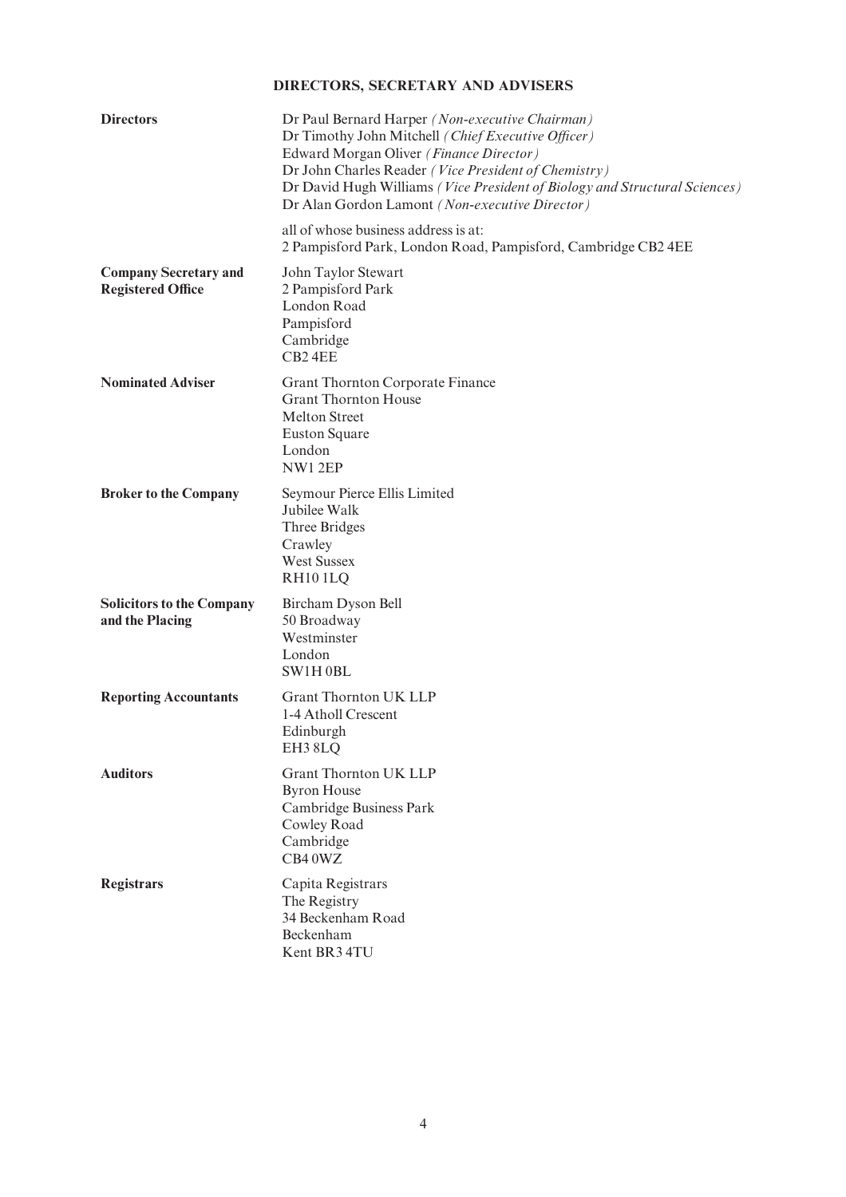# DIRECTORS, SECRETARY AND ADVISERS

| | |
|---|---|
| **Directors** | Dr Paul Bernard Harper *(Non-executive Chairman)*<br>Dr Timothy John Mitchell *(Chief Executive Officer)*<br>Edward Morgan Oliver *(Finance Director)*<br>Dr John Charles Reader *(Vice President of Chemistry)*<br>Dr David Hugh Williams *(Vice President of Biology and Structural Sciences)*<br>Dr Alan Gordon Lamont *(Non-executive Director)*<br><br>all of whose business address is at:<br>2 Pampisford Park, London Road, Pampisford, Cambridge CB2 4EE |
| **Company Secretary and Registered Office** | John Taylor Stewart<br>2 Pampisford Park<br>London Road<br>Pampisford<br>Cambridge<br>CB2 4EE |
| **Nominated Adviser** | Grant Thornton Corporate Finance<br>Grant Thornton House<br>Melton Street<br>Euston Square<br>London<br>NW1 2EP |
| **Broker to the Company** | Seymour Pierce Ellis Limited<br>Jubilee Walk<br>Three Bridges<br>Crawley<br>West Sussex<br>RH10 1LQ |
| **Solicitors to the Company and the Placing** | Bircham Dyson Bell<br>50 Broadway<br>Westminster<br>London<br>SW1H 0BL |
| **Reporting Accountants** | Grant Thornton UK LLP<br>1-4 Atholl Crescent<br>Edinburgh<br>EH3 8LQ |
| **Auditors** | Grant Thornton UK LLP<br>Byron House<br>Cambridge Business Park<br>Cowley Road<br>Cambridge<br>CB4 0WZ |
| **Registrars** | Capita Registrars<br>The Registry<br>34 Beckenham Road<br>Beckenham<br>Kent BR3 4TU |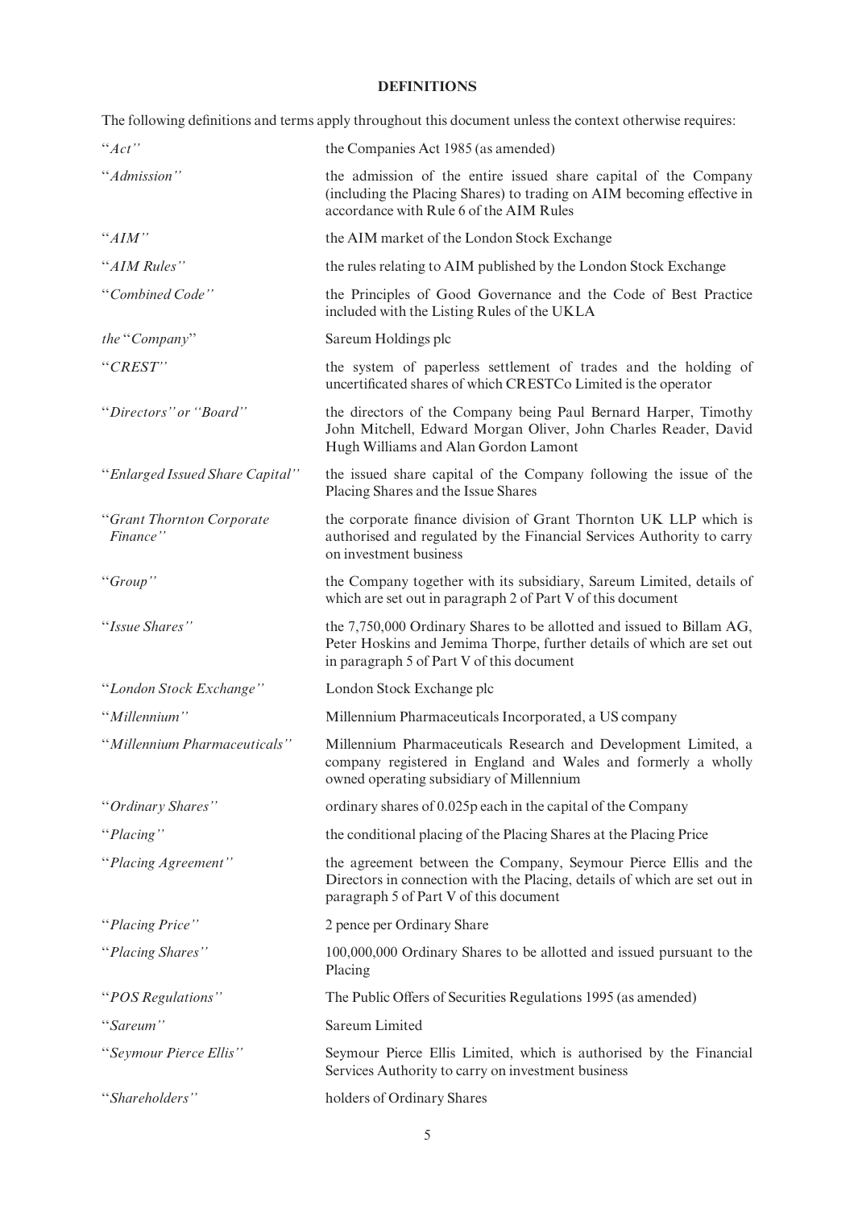# DEFINITIONS

The following definitions and terms apply throughout this document unless the context otherwise requires:

| | |
|---|---|
| "*Act*" | the Companies Act 1985 (as amended) |
| "*Admission*" | the admission of the entire issued share capital of the Company (including the Placing Shares) to trading on AIM becoming effective in accordance with Rule 6 of the AIM Rules |
| "*AIM*" | the AIM market of the London Stock Exchange |
| "*AIM Rules*" | the rules relating to AIM published by the London Stock Exchange |
| "*Combined Code*" | the Principles of Good Governance and the Code of Best Practice included with the Listing Rules of the UKLA |
| *the* "*Company*" | Sareum Holdings plc |
| "*CREST*" | the system of paperless settlement of trades and the holding of uncertificated shares of which CRESTCo Limited is the operator |
| "*Directors*" *or* "*Board*" | the directors of the Company being Paul Bernard Harper, Timothy John Mitchell, Edward Morgan Oliver, John Charles Reader, David Hugh Williams and Alan Gordon Lamont |
| "*Enlarged Issued Share Capital*" | the issued share capital of the Company following the issue of the Placing Shares and the Issue Shares |
| "*Grant Thornton Corporate Finance*" | the corporate finance division of Grant Thornton UK LLP which is authorised and regulated by the Financial Services Authority to carry on investment business |
| "*Group*" | the Company together with its subsidiary, Sareum Limited, details of which are set out in paragraph 2 of Part V of this document |
| "*Issue Shares*" | the 7,750,000 Ordinary Shares to be allotted and issued to Billam AG, Peter Hoskins and Jemima Thorpe, further details of which are set out in paragraph 5 of Part V of this document |
| "*London Stock Exchange*" | London Stock Exchange plc |
| "*Millennium*" | Millennium Pharmaceuticals Incorporated, a US company |
| "*Millennium Pharmaceuticals*" | Millennium Pharmaceuticals Research and Development Limited, a company registered in England and Wales and formerly a wholly owned operating subsidiary of Millennium |
| "*Ordinary Shares*" | ordinary shares of 0.025p each in the capital of the Company |
| "*Placing*" | the conditional placing of the Placing Shares at the Placing Price |
| "*Placing Agreement*" | the agreement between the Company, Seymour Pierce Ellis and the Directors in connection with the Placing, details of which are set out in paragraph 5 of Part V of this document |
| "*Placing Price*" | 2 pence per Ordinary Share |
| "*Placing Shares*" | 100,000,000 Ordinary Shares to be allotted and issued pursuant to the Placing |
| "*POS Regulations*" | The Public Offers of Securities Regulations 1995 (as amended) |
| "*Sareum*" | Sareum Limited |
| "*Seymour Pierce Ellis*" | Seymour Pierce Ellis Limited, which is authorised by the Financial Services Authority to carry on investment business |
| "*Shareholders*" | holders of Ordinary Shares |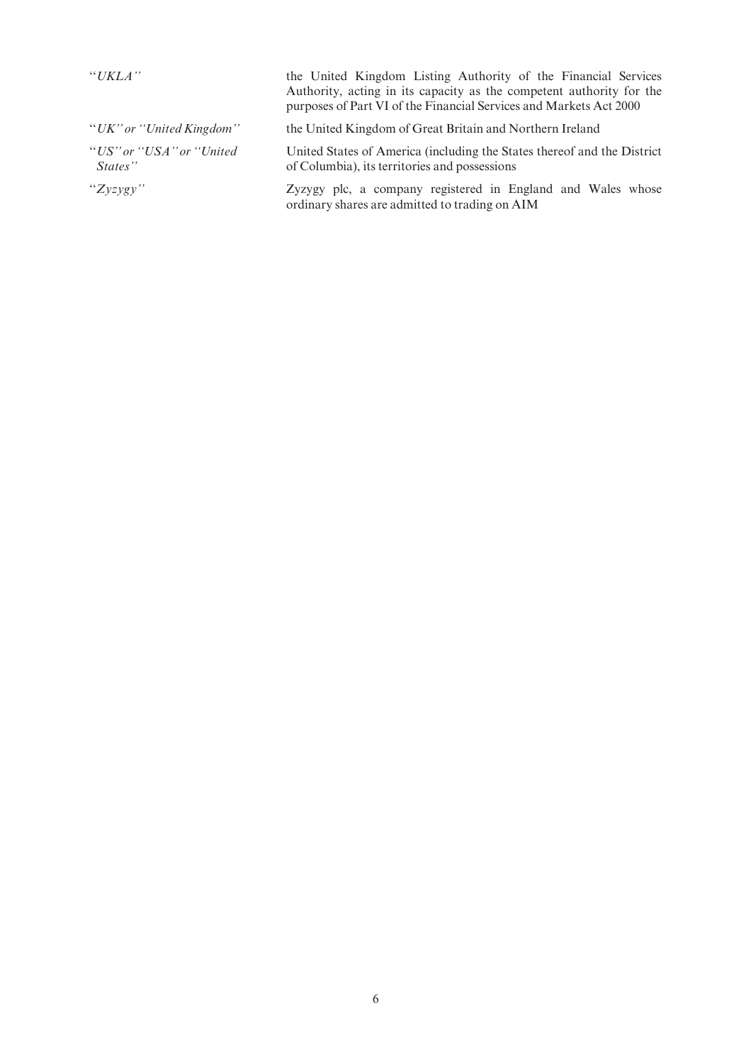| | |
|---|---|
| *"UKLA"* | the United Kingdom Listing Authority of the Financial Services Authority, acting in its capacity as the competent authority for the purposes of Part VI of the Financial Services and Markets Act 2000 |
| *"UK" or "United Kingdom"* | the United Kingdom of Great Britain and Northern Ireland |
| *"US" or "USA" or "United States"* | United States of America (including the States thereof and the District of Columbia), its territories and possessions |
| *"Zyzygy"* | Zyzygy plc, a company registered in England and Wales whose ordinary shares are admitted to trading on AIM |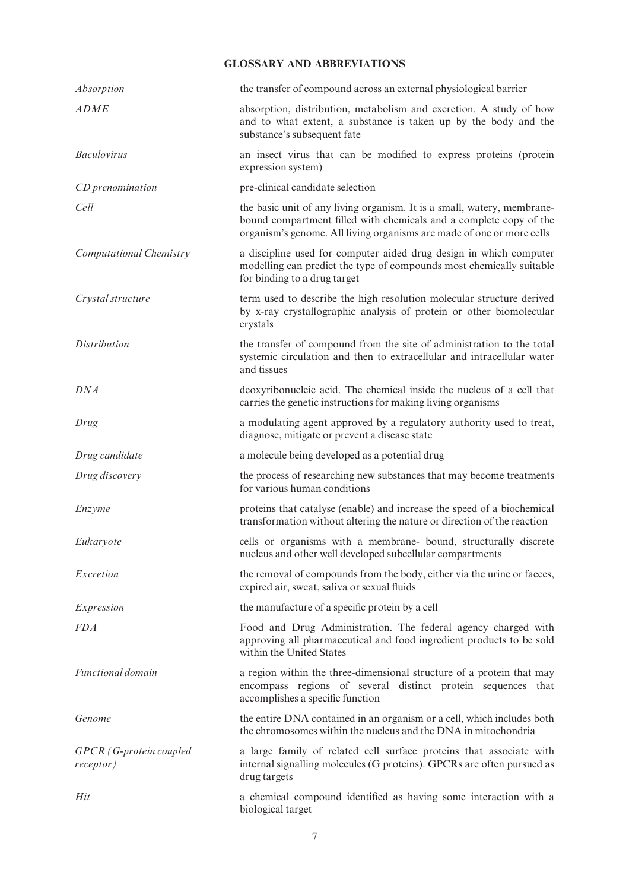## GLOSSARY AND ABBREVIATIONS

| | |
|---|---|
| *Absorption* | the transfer of compound across an external physiological barrier |
| *ADME* | absorption, distribution, metabolism and excretion. A study of how and to what extent, a substance is taken up by the body and the substance's subsequent fate |
| *Baculovirus* | an insect virus that can be modified to express proteins (protein expression system) |
| *CD prenomination* | pre-clinical candidate selection |
| *Cell* | the basic unit of any living organism. It is a small, watery, membrane-bound compartment filled with chemicals and a complete copy of the organism's genome. All living organisms are made of one or more cells |
| *Computational Chemistry* | a discipline used for computer aided drug design in which computer modelling can predict the type of compounds most chemically suitable for binding to a drug target |
| *Crystal structure* | term used to describe the high resolution molecular structure derived by x-ray crystallographic analysis of protein or other biomolecular crystals |
| *Distribution* | the transfer of compound from the site of administration to the total systemic circulation and then to extracellular and intracellular water and tissues |
| *DNA* | deoxyribonucleic acid. The chemical inside the nucleus of a cell that carries the genetic instructions for making living organisms |
| *Drug* | a modulating agent approved by a regulatory authority used to treat, diagnose, mitigate or prevent a disease state |
| *Drug candidate* | a molecule being developed as a potential drug |
| *Drug discovery* | the process of researching new substances that may become treatments for various human conditions |
| *Enzyme* | proteins that catalyse (enable) and increase the speed of a biochemical transformation without altering the nature or direction of the reaction |
| *Eukaryote* | cells or organisms with a membrane- bound, structurally discrete nucleus and other well developed subcellular compartments |
| *Excretion* | the removal of compounds from the body, either via the urine or faeces, expired air, sweat, saliva or sexual fluids |
| *Expression* | the manufacture of a specific protein by a cell |
| *FDA* | Food and Drug Administration. The federal agency charged with approving all pharmaceutical and food ingredient products to be sold within the United States |
| *Functional domain* | a region within the three-dimensional structure of a protein that may encompass regions of several distinct protein sequences that accomplishes a specific function |
| *Genome* | the entire DNA contained in an organism or a cell, which includes both the chromosomes within the nucleus and the DNA in mitochondria |
| *GPCR (G-protein coupled receptor)* | a large family of related cell surface proteins that associate with internal signalling molecules (G proteins). GPCRs are often pursued as drug targets |
| *Hit* | a chemical compound identified as having some interaction with a biological target |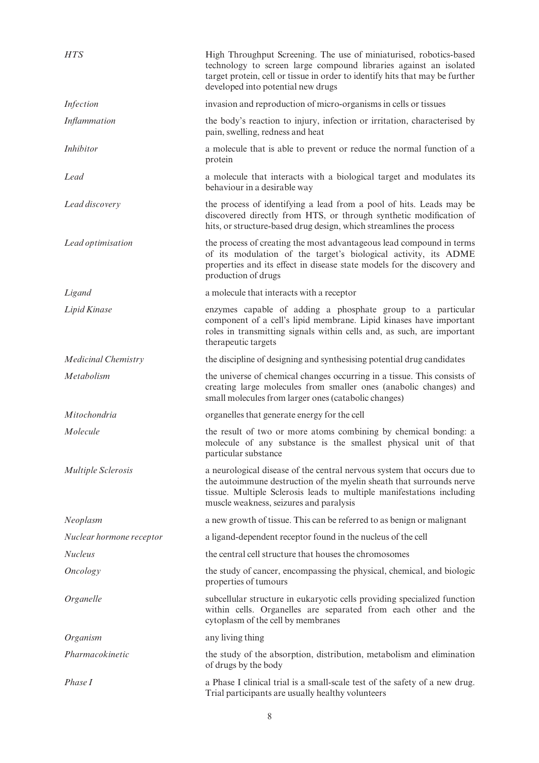| | |
|---|---|
| *HTS* | High Throughput Screening. The use of miniaturised, robotics-based technology to screen large compound libraries against an isolated target protein, cell or tissue in order to identify hits that may be further developed into potential new drugs |
| *Infection* | invasion and reproduction of micro-organisms in cells or tissues |
| *Inflammation* | the body's reaction to injury, infection or irritation, characterised by pain, swelling, redness and heat |
| *Inhibitor* | a molecule that is able to prevent or reduce the normal function of a protein |
| *Lead* | a molecule that interacts with a biological target and modulates its behaviour in a desirable way |
| *Lead discovery* | the process of identifying a lead from a pool of hits. Leads may be discovered directly from HTS, or through synthetic modification of hits, or structure-based drug design, which streamlines the process |
| *Lead optimisation* | the process of creating the most advantageous lead compound in terms of its modulation of the target's biological activity, its ADME properties and its effect in disease state models for the discovery and production of drugs |
| *Ligand* | a molecule that interacts with a receptor |
| *Lipid Kinase* | enzymes capable of adding a phosphate group to a particular component of a cell's lipid membrane. Lipid kinases have important roles in transmitting signals within cells and, as such, are important therapeutic targets |
| *Medicinal Chemistry* | the discipline of designing and synthesising potential drug candidates |
| *Metabolism* | the universe of chemical changes occurring in a tissue. This consists of creating large molecules from smaller ones (anabolic changes) and small molecules from larger ones (catabolic changes) |
| *Mitochondria* | organelles that generate energy for the cell |
| *Molecule* | the result of two or more atoms combining by chemical bonding: a molecule of any substance is the smallest physical unit of that particular substance |
| *Multiple Sclerosis* | a neurological disease of the central nervous system that occurs due to the autoimmune destruction of the myelin sheath that surrounds nerve tissue. Multiple Sclerosis leads to multiple manifestations including muscle weakness, seizures and paralysis |
| *Neoplasm* | a new growth of tissue. This can be referred to as benign or malignant |
| *Nuclear hormone receptor* | a ligand-dependent receptor found in the nucleus of the cell |
| *Nucleus* | the central cell structure that houses the chromosomes |
| *Oncology* | the study of cancer, encompassing the physical, chemical, and biologic properties of tumours |
| *Organelle* | subcellular structure in eukaryotic cells providing specialized function within cells. Organelles are separated from each other and the cytoplasm of the cell by membranes |
| *Organism* | any living thing |
| *Pharmacokinetic* | the study of the absorption, distribution, metabolism and elimination of drugs by the body |
| *Phase I* | a Phase I clinical trial is a small-scale test of the safety of a new drug. Trial participants are usually healthy volunteers |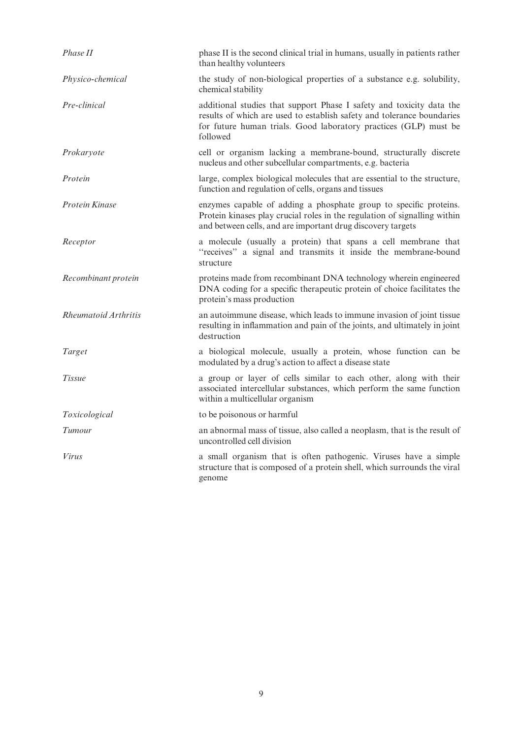| | |
|---|---|
| *Phase II* | phase II is the second clinical trial in humans, usually in patients rather than healthy volunteers |
| *Physico-chemical* | the study of non-biological properties of a substance e.g. solubility, chemical stability |
| *Pre-clinical* | additional studies that support Phase I safety and toxicity data the results of which are used to establish safety and tolerance boundaries for future human trials. Good laboratory practices (GLP) must be followed |
| *Prokaryote* | cell or organism lacking a membrane-bound, structurally discrete nucleus and other subcellular compartments, e.g. bacteria |
| *Protein* | large, complex biological molecules that are essential to the structure, function and regulation of cells, organs and tissues |
| *Protein Kinase* | enzymes capable of adding a phosphate group to specific proteins. Protein kinases play crucial roles in the regulation of signalling within and between cells, and are important drug discovery targets |
| *Receptor* | a molecule (usually a protein) that spans a cell membrane that ''receives'' a signal and transmits it inside the membrane-bound structure |
| *Recombinant protein* | proteins made from recombinant DNA technology wherein engineered DNA coding for a specific therapeutic protein of choice facilitates the protein's mass production |
| *Rheumatoid Arthritis* | an autoimmune disease, which leads to immune invasion of joint tissue resulting in inflammation and pain of the joints, and ultimately in joint destruction |
| *Target* | a biological molecule, usually a protein, whose function can be modulated by a drug's action to affect a disease state |
| *Tissue* | a group or layer of cells similar to each other, along with their associated intercellular substances, which perform the same function within a multicellular organism |
| *Toxicological* | to be poisonous or harmful |
| *Tumour* | an abnormal mass of tissue, also called a neoplasm, that is the result of uncontrolled cell division |
| *Virus* | a small organism that is often pathogenic. Viruses have a simple structure that is composed of a protein shell, which surrounds the viral genome |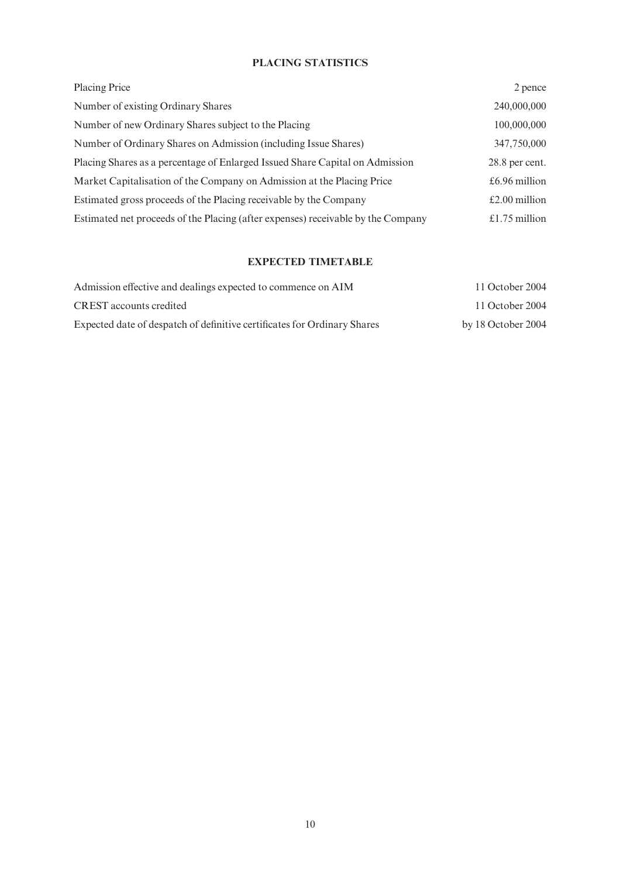## PLACING STATISTICS

| | |
|---|---|
| Placing Price | 2 pence |
| Number of existing Ordinary Shares | 240,000,000 |
| Number of new Ordinary Shares subject to the Placing | 100,000,000 |
| Number of Ordinary Shares on Admission (including Issue Shares) | 347,750,000 |
| Placing Shares as a percentage of Enlarged Issued Share Capital on Admission | 28.8 per cent. |
| Market Capitalisation of the Company on Admission at the Placing Price | £6.96 million |
| Estimated gross proceeds of the Placing receivable by the Company | £2.00 million |
| Estimated net proceeds of the Placing (after expenses) receivable by the Company | £1.75 million |

## EXPECTED TIMETABLE

| | |
|---|---|
| Admission effective and dealings expected to commence on AIM | 11 October 2004 |
| CREST accounts credited | 11 October 2004 |
| Expected date of despatch of definitive certificates for Ordinary Shares | by 18 October 2004 |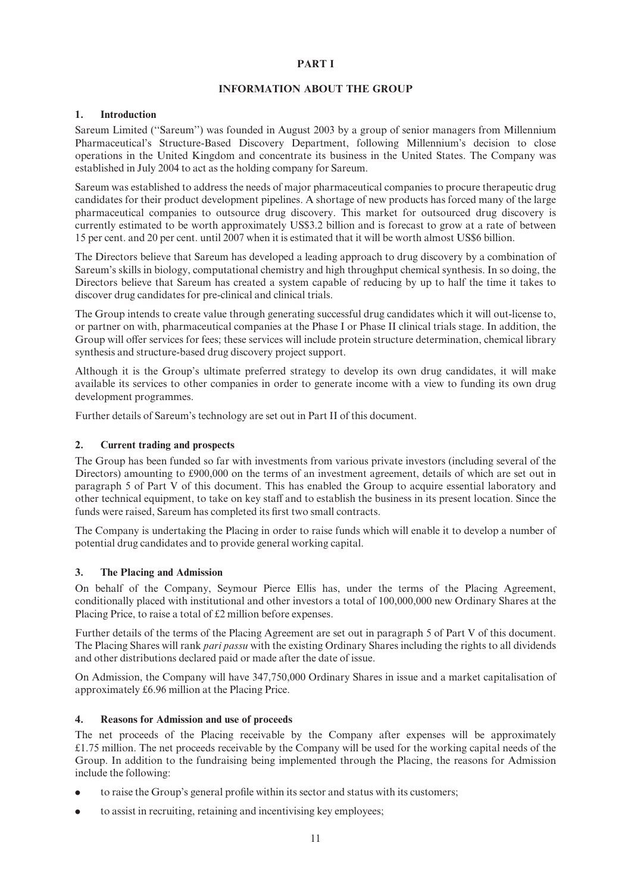# PART I

## INFORMATION ABOUT THE GROUP

### 1. Introduction

Sareum Limited ("Sareum") was founded in August 2003 by a group of senior managers from Millennium Pharmaceutical's Structure-Based Discovery Department, following Millennium's decision to close operations in the United Kingdom and concentrate its business in the United States. The Company was established in July 2004 to act as the holding company for Sareum.

Sareum was established to address the needs of major pharmaceutical companies to procure therapeutic drug candidates for their product development pipelines. A shortage of new products has forced many of the large pharmaceutical companies to outsource drug discovery. This market for outsourced drug discovery is currently estimated to be worth approximately US$3.2 billion and is forecast to grow at a rate of between 15 per cent. and 20 per cent. until 2007 when it is estimated that it will be worth almost US$6 billion.

The Directors believe that Sareum has developed a leading approach to drug discovery by a combination of Sareum's skills in biology, computational chemistry and high throughput chemical synthesis. In so doing, the Directors believe that Sareum has created a system capable of reducing by up to half the time it takes to discover drug candidates for pre-clinical and clinical trials.

The Group intends to create value through generating successful drug candidates which it will out-license to, or partner on with, pharmaceutical companies at the Phase I or Phase II clinical trials stage. In addition, the Group will offer services for fees; these services will include protein structure determination, chemical library synthesis and structure-based drug discovery project support.

Although it is the Group's ultimate preferred strategy to develop its own drug candidates, it will make available its services to other companies in order to generate income with a view to funding its own drug development programmes.

Further details of Sareum's technology are set out in Part II of this document.

### 2. Current trading and prospects

The Group has been funded so far with investments from various private investors (including several of the Directors) amounting to £900,000 on the terms of an investment agreement, details of which are set out in paragraph 5 of Part V of this document. This has enabled the Group to acquire essential laboratory and other technical equipment, to take on key staff and to establish the business in its present location. Since the funds were raised, Sareum has completed its first two small contracts.

The Company is undertaking the Placing in order to raise funds which will enable it to develop a number of potential drug candidates and to provide general working capital.

### 3. The Placing and Admission

On behalf of the Company, Seymour Pierce Ellis has, under the terms of the Placing Agreement, conditionally placed with institutional and other investors a total of 100,000,000 new Ordinary Shares at the Placing Price, to raise a total of £2 million before expenses.

Further details of the terms of the Placing Agreement are set out in paragraph 5 of Part V of this document. The Placing Shares will rank *pari passu* with the existing Ordinary Shares including the rights to all dividends and other distributions declared paid or made after the date of issue.

On Admission, the Company will have 347,750,000 Ordinary Shares in issue and a market capitalisation of approximately £6.96 million at the Placing Price.

### 4. Reasons for Admission and use of proceeds

The net proceeds of the Placing receivable by the Company after expenses will be approximately £1.75 million. The net proceeds receivable by the Company will be used for the working capital needs of the Group. In addition to the fundraising being implemented through the Placing, the reasons for Admission include the following:

- to raise the Group's general profile within its sector and status with its customers;
- to assist in recruiting, retaining and incentivising key employees;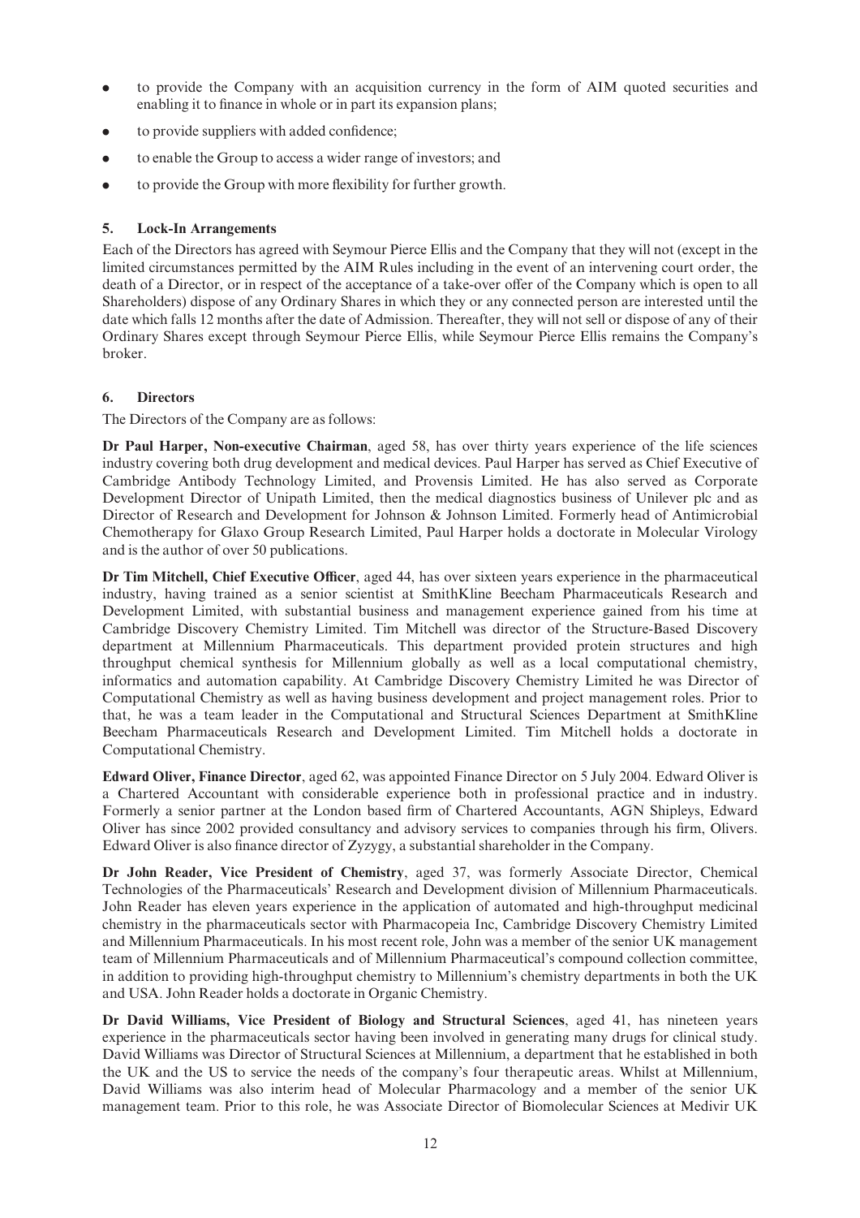- to provide the Company with an acquisition currency in the form of AIM quoted securities and enabling it to finance in whole or in part its expansion plans;
- to provide suppliers with added confidence;
- to enable the Group to access a wider range of investors; and
- to provide the Group with more flexibility for further growth.

## 5. Lock-In Arrangements

Each of the Directors has agreed with Seymour Pierce Ellis and the Company that they will not (except in the limited circumstances permitted by the AIM Rules including in the event of an intervening court order, the death of a Director, or in respect of the acceptance of a take-over offer of the Company which is open to all Shareholders) dispose of any Ordinary Shares in which they or any connected person are interested until the date which falls 12 months after the date of Admission. Thereafter, they will not sell or dispose of any of their Ordinary Shares except through Seymour Pierce Ellis, while Seymour Pierce Ellis remains the Company's broker.

## 6. Directors

The Directors of the Company are as follows:

**Dr Paul Harper, Non-executive Chairman**, aged 58, has over thirty years experience of the life sciences industry covering both drug development and medical devices. Paul Harper has served as Chief Executive of Cambridge Antibody Technology Limited, and Provensis Limited. He has also served as Corporate Development Director of Unipath Limited, then the medical diagnostics business of Unilever plc and as Director of Research and Development for Johnson & Johnson Limited. Formerly head of Antimicrobial Chemotherapy for Glaxo Group Research Limited, Paul Harper holds a doctorate in Molecular Virology and is the author of over 50 publications.

**Dr Tim Mitchell, Chief Executive Officer**, aged 44, has over sixteen years experience in the pharmaceutical industry, having trained as a senior scientist at SmithKline Beecham Pharmaceuticals Research and Development Limited, with substantial business and management experience gained from his time at Cambridge Discovery Chemistry Limited. Tim Mitchell was director of the Structure-Based Discovery department at Millennium Pharmaceuticals. This department provided protein structures and high throughput chemical synthesis for Millennium globally as well as a local computational chemistry, informatics and automation capability. At Cambridge Discovery Chemistry Limited he was Director of Computational Chemistry as well as having business development and project management roles. Prior to that, he was a team leader in the Computational and Structural Sciences Department at SmithKline Beecham Pharmaceuticals Research and Development Limited. Tim Mitchell holds a doctorate in Computational Chemistry.

**Edward Oliver, Finance Director**, aged 62, was appointed Finance Director on 5 July 2004. Edward Oliver is a Chartered Accountant with considerable experience both in professional practice and in industry. Formerly a senior partner at the London based firm of Chartered Accountants, AGN Shipleys, Edward Oliver has since 2002 provided consultancy and advisory services to companies through his firm, Olivers. Edward Oliver is also finance director of Zyzygy, a substantial shareholder in the Company.

**Dr John Reader, Vice President of Chemistry**, aged 37, was formerly Associate Director, Chemical Technologies of the Pharmaceuticals' Research and Development division of Millennium Pharmaceuticals. John Reader has eleven years experience in the application of automated and high-throughput medicinal chemistry in the pharmaceuticals sector with Pharmacopeia Inc, Cambridge Discovery Chemistry Limited and Millennium Pharmaceuticals. In his most recent role, John was a member of the senior UK management team of Millennium Pharmaceuticals and of Millennium Pharmaceutical's compound collection committee, in addition to providing high-throughput chemistry to Millennium's chemistry departments in both the UK and USA. John Reader holds a doctorate in Organic Chemistry.

**Dr David Williams, Vice President of Biology and Structural Sciences**, aged 41, has nineteen years experience in the pharmaceuticals sector having been involved in generating many drugs for clinical study. David Williams was Director of Structural Sciences at Millennium, a department that he established in both the UK and the US to service the needs of the company's four therapeutic areas. Whilst at Millennium, David Williams was also interim head of Molecular Pharmacology and a member of the senior UK management team. Prior to this role, he was Associate Director of Biomolecular Sciences at Medivir UK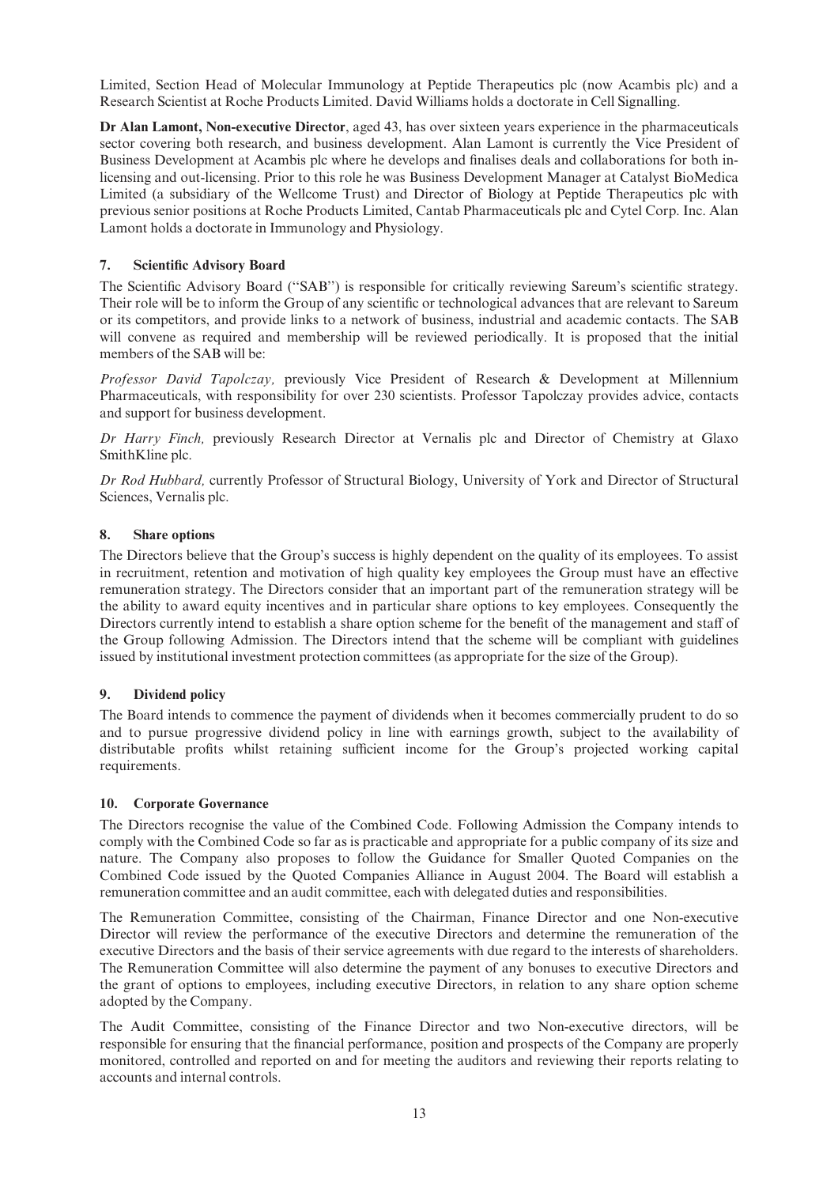Limited, Section Head of Molecular Immunology at Peptide Therapeutics plc (now Acambis plc) and a Research Scientist at Roche Products Limited. David Williams holds a doctorate in Cell Signalling.

**Dr Alan Lamont, Non-executive Director**, aged 43, has over sixteen years experience in the pharmaceuticals sector covering both research, and business development. Alan Lamont is currently the Vice President of Business Development at Acambis plc where he develops and finalises deals and collaborations for both in-licensing and out-licensing. Prior to this role he was Business Development Manager at Catalyst BioMedica Limited (a subsidiary of the Wellcome Trust) and Director of Biology at Peptide Therapeutics plc with previous senior positions at Roche Products Limited, Cantab Pharmaceuticals plc and Cytel Corp. Inc. Alan Lamont holds a doctorate in Immunology and Physiology.

## 7. Scientific Advisory Board

The Scientific Advisory Board ("SAB") is responsible for critically reviewing Sareum's scientific strategy. Their role will be to inform the Group of any scientific or technological advances that are relevant to Sareum or its competitors, and provide links to a network of business, industrial and academic contacts. The SAB will convene as required and membership will be reviewed periodically. It is proposed that the initial members of the SAB will be:

*Professor David Tapolczay,* previously Vice President of Research & Development at Millennium Pharmaceuticals, with responsibility for over 230 scientists. Professor Tapolczay provides advice, contacts and support for business development.

*Dr Harry Finch,* previously Research Director at Vernalis plc and Director of Chemistry at Glaxo SmithKline plc.

*Dr Rod Hubbard,* currently Professor of Structural Biology, University of York and Director of Structural Sciences, Vernalis plc.

## 8. Share options

The Directors believe that the Group's success is highly dependent on the quality of its employees. To assist in recruitment, retention and motivation of high quality key employees the Group must have an effective remuneration strategy. The Directors consider that an important part of the remuneration strategy will be the ability to award equity incentives and in particular share options to key employees. Consequently the Directors currently intend to establish a share option scheme for the benefit of the management and staff of the Group following Admission. The Directors intend that the scheme will be compliant with guidelines issued by institutional investment protection committees (as appropriate for the size of the Group).

## 9. Dividend policy

The Board intends to commence the payment of dividends when it becomes commercially prudent to do so and to pursue progressive dividend policy in line with earnings growth, subject to the availability of distributable profits whilst retaining sufficient income for the Group's projected working capital requirements.

## 10. Corporate Governance

The Directors recognise the value of the Combined Code. Following Admission the Company intends to comply with the Combined Code so far as is practicable and appropriate for a public company of its size and nature. The Company also proposes to follow the Guidance for Smaller Quoted Companies on the Combined Code issued by the Quoted Companies Alliance in August 2004. The Board will establish a remuneration committee and an audit committee, each with delegated duties and responsibilities.

The Remuneration Committee, consisting of the Chairman, Finance Director and one Non-executive Director will review the performance of the executive Directors and determine the remuneration of the executive Directors and the basis of their service agreements with due regard to the interests of shareholders. The Remuneration Committee will also determine the payment of any bonuses to executive Directors and the grant of options to employees, including executive Directors, in relation to any share option scheme adopted by the Company.

The Audit Committee, consisting of the Finance Director and two Non-executive directors, will be responsible for ensuring that the financial performance, position and prospects of the Company are properly monitored, controlled and reported on and for meeting the auditors and reviewing their reports relating to accounts and internal controls.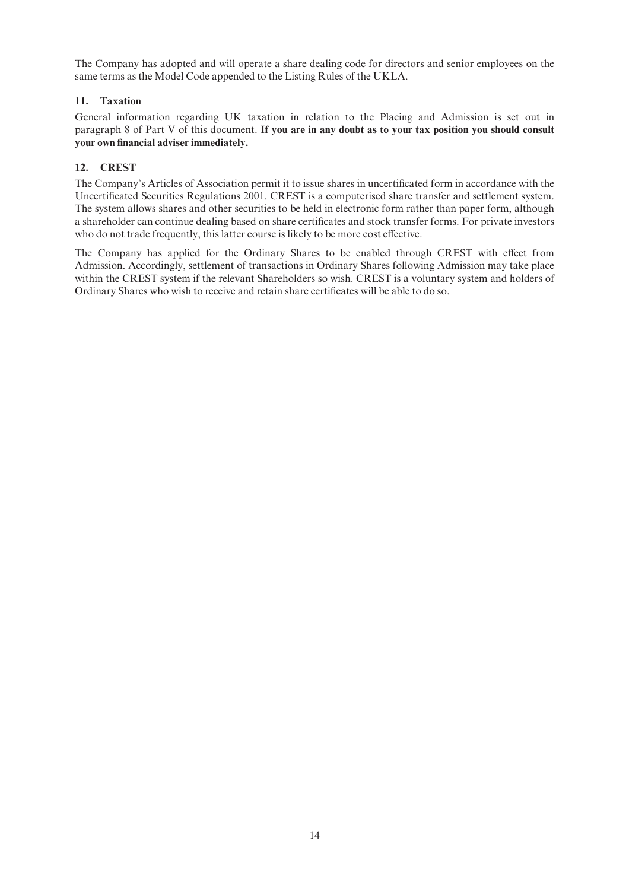The Company has adopted and will operate a share dealing code for directors and senior employees on the same terms as the Model Code appended to the Listing Rules of the UKLA.

## 11. Taxation

General information regarding UK taxation in relation to the Placing and Admission is set out in paragraph 8 of Part V of this document. **If you are in any doubt as to your tax position you should consult your own financial adviser immediately.**

## 12. CREST

The Company's Articles of Association permit it to issue shares in uncertificated form in accordance with the Uncertificated Securities Regulations 2001. CREST is a computerised share transfer and settlement system. The system allows shares and other securities to be held in electronic form rather than paper form, although a shareholder can continue dealing based on share certificates and stock transfer forms. For private investors who do not trade frequently, this latter course is likely to be more cost effective.

The Company has applied for the Ordinary Shares to be enabled through CREST with effect from Admission. Accordingly, settlement of transactions in Ordinary Shares following Admission may take place within the CREST system if the relevant Shareholders so wish. CREST is a voluntary system and holders of Ordinary Shares who wish to receive and retain share certificates will be able to do so.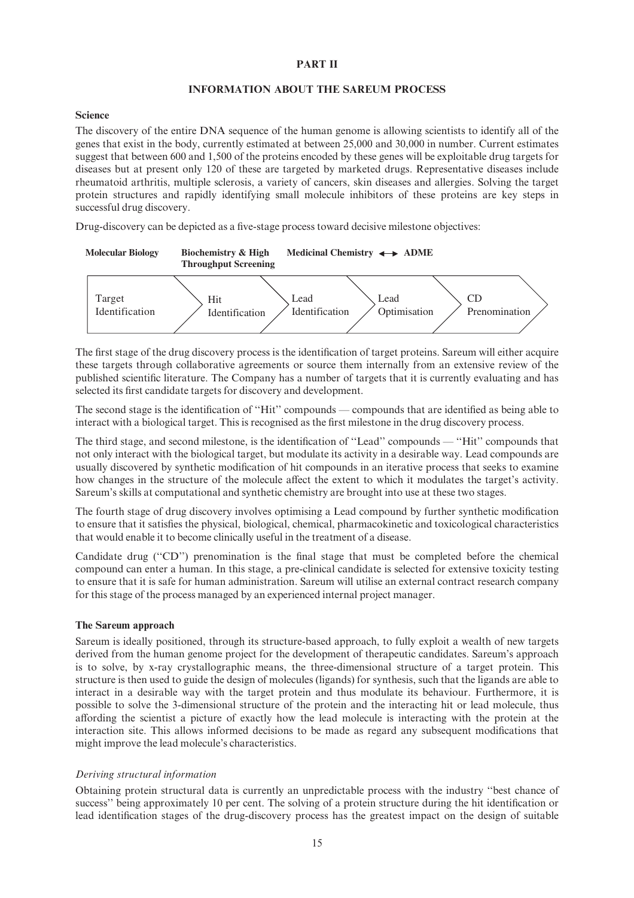## PART II

## INFORMATION ABOUT THE SAREUM PROCESS

**Science**

The discovery of the entire DNA sequence of the human genome is allowing scientists to identify all of the genes that exist in the body, currently estimated at between 25,000 and 30,000 in number. Current estimates suggest that between 600 and 1,500 of the proteins encoded by these genes will be exploitable drug targets for diseases but at present only 120 of these are targeted by marketed drugs. Representative diseases include rheumatoid arthritis, multiple sclerosis, a variety of cancers, skin diseases and allergies. Solving the target protein structures and rapidly identifying small molecule inhibitors of these proteins are key steps in successful drug discovery.

Drug-discovery can be depicted as a five-stage process toward decisive milestone objectives:

| Molecular Biology | Biochemistry & High Throughput Screening | Medicinal Chemistry ↔ ADME | | |
|---|---|---|---|---|
| Target Identification | Hit Identification | Lead Identification | Lead Optimisation | CD Prenomination |

The first stage of the drug discovery process is the identification of target proteins. Sareum will either acquire these targets through collaborative agreements or source them internally from an extensive review of the published scientific literature. The Company has a number of targets that it is currently evaluating and has selected its first candidate targets for discovery and development.

The second stage is the identification of ''Hit'' compounds — compounds that are identified as being able to interact with a biological target. This is recognised as the first milestone in the drug discovery process.

The third stage, and second milestone, is the identification of ''Lead'' compounds — ''Hit'' compounds that not only interact with the biological target, but modulate its activity in a desirable way. Lead compounds are usually discovered by synthetic modification of hit compounds in an iterative process that seeks to examine how changes in the structure of the molecule affect the extent to which it modulates the target's activity. Sareum's skills at computational and synthetic chemistry are brought into use at these two stages.

The fourth stage of drug discovery involves optimising a Lead compound by further synthetic modification to ensure that it satisfies the physical, biological, chemical, pharmacokinetic and toxicological characteristics that would enable it to become clinically useful in the treatment of a disease.

Candidate drug (''CD'') prenomination is the final stage that must be completed before the chemical compound can enter a human. In this stage, a pre-clinical candidate is selected for extensive toxicity testing to ensure that it is safe for human administration. Sareum will utilise an external contract research company for this stage of the process managed by an experienced internal project manager.

**The Sareum approach**

Sareum is ideally positioned, through its structure-based approach, to fully exploit a wealth of new targets derived from the human genome project for the development of therapeutic candidates. Sareum's approach is to solve, by x-ray crystallographic means, the three-dimensional structure of a target protein. This structure is then used to guide the design of molecules (ligands) for synthesis, such that the ligands are able to interact in a desirable way with the target protein and thus modulate its behaviour. Furthermore, it is possible to solve the 3-dimensional structure of the protein and the interacting hit or lead molecule, thus affording the scientist a picture of exactly how the lead molecule is interacting with the protein at the interaction site. This allows informed decisions to be made as regard any subsequent modifications that might improve the lead molecule's characteristics.

*Deriving structural information*

Obtaining protein structural data is currently an unpredictable process with the industry ''best chance of success'' being approximately 10 per cent. The solving of a protein structure during the hit identification or lead identification stages of the drug-discovery process has the greatest impact on the design of suitable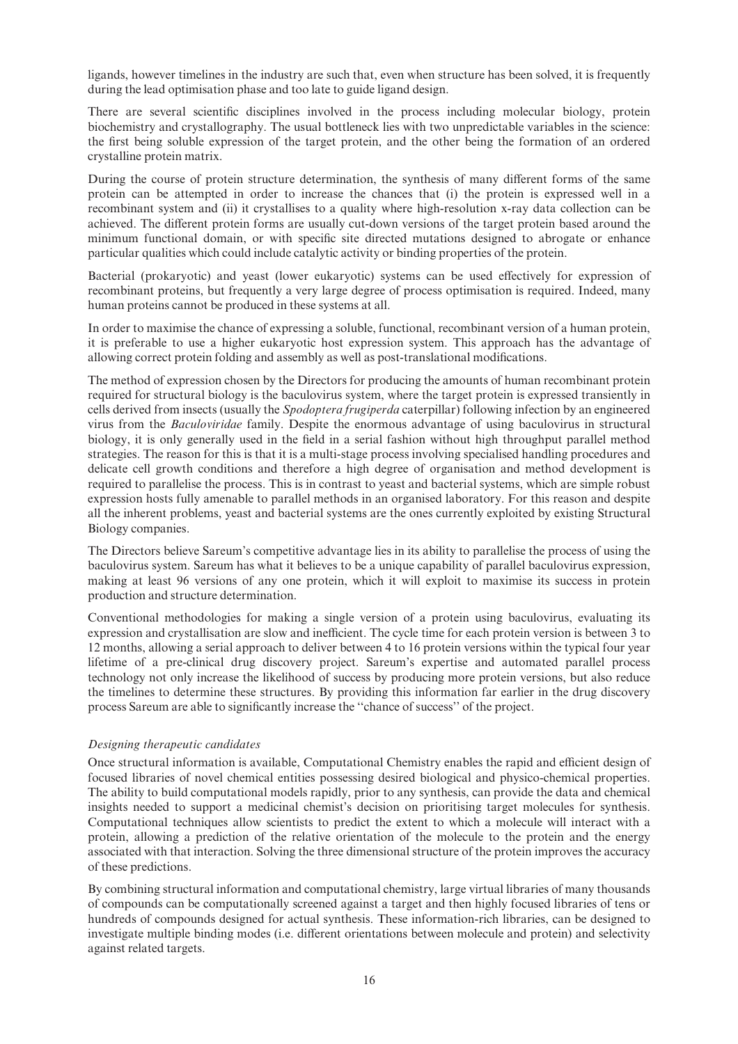ligands, however timelines in the industry are such that, even when structure has been solved, it is frequently during the lead optimisation phase and too late to guide ligand design.

There are several scientific disciplines involved in the process including molecular biology, protein biochemistry and crystallography. The usual bottleneck lies with two unpredictable variables in the science: the first being soluble expression of the target protein, and the other being the formation of an ordered crystalline protein matrix.

During the course of protein structure determination, the synthesis of many different forms of the same protein can be attempted in order to increase the chances that (i) the protein is expressed well in a recombinant system and (ii) it crystallises to a quality where high-resolution x-ray data collection can be achieved. The different protein forms are usually cut-down versions of the target protein based around the minimum functional domain, or with specific site directed mutations designed to abrogate or enhance particular qualities which could include catalytic activity or binding properties of the protein.

Bacterial (prokaryotic) and yeast (lower eukaryotic) systems can be used effectively for expression of recombinant proteins, but frequently a very large degree of process optimisation is required. Indeed, many human proteins cannot be produced in these systems at all.

In order to maximise the chance of expressing a soluble, functional, recombinant version of a human protein, it is preferable to use a higher eukaryotic host expression system. This approach has the advantage of allowing correct protein folding and assembly as well as post-translational modifications.

The method of expression chosen by the Directors for producing the amounts of human recombinant protein required for structural biology is the baculovirus system, where the target protein is expressed transiently in cells derived from insects (usually the *Spodoptera frugiperda* caterpillar) following infection by an engineered virus from the *Baculoviridae* family. Despite the enormous advantage of using baculovirus in structural biology, it is only generally used in the field in a serial fashion without high throughput parallel method strategies. The reason for this is that it is a multi-stage process involving specialised handling procedures and delicate cell growth conditions and therefore a high degree of organisation and method development is required to parallelise the process. This is in contrast to yeast and bacterial systems, which are simple robust expression hosts fully amenable to parallel methods in an organised laboratory. For this reason and despite all the inherent problems, yeast and bacterial systems are the ones currently exploited by existing Structural Biology companies.

The Directors believe Sareum's competitive advantage lies in its ability to parallelise the process of using the baculovirus system. Sareum has what it believes to be a unique capability of parallel baculovirus expression, making at least 96 versions of any one protein, which it will exploit to maximise its success in protein production and structure determination.

Conventional methodologies for making a single version of a protein using baculovirus, evaluating its expression and crystallisation are slow and inefficient. The cycle time for each protein version is between 3 to 12 months, allowing a serial approach to deliver between 4 to 16 protein versions within the typical four year lifetime of a pre-clinical drug discovery project. Sareum's expertise and automated parallel process technology not only increase the likelihood of success by producing more protein versions, but also reduce the timelines to determine these structures. By providing this information far earlier in the drug discovery process Sareum are able to significantly increase the ''chance of success'' of the project.

*Designing therapeutic candidates*

Once structural information is available, Computational Chemistry enables the rapid and efficient design of focused libraries of novel chemical entities possessing desired biological and physico-chemical properties. The ability to build computational models rapidly, prior to any synthesis, can provide the data and chemical insights needed to support a medicinal chemist's decision on prioritising target molecules for synthesis. Computational techniques allow scientists to predict the extent to which a molecule will interact with a protein, allowing a prediction of the relative orientation of the molecule to the protein and the energy associated with that interaction. Solving the three dimensional structure of the protein improves the accuracy of these predictions.

By combining structural information and computational chemistry, large virtual libraries of many thousands of compounds can be computationally screened against a target and then highly focused libraries of tens or hundreds of compounds designed for actual synthesis. These information-rich libraries, can be designed to investigate multiple binding modes (i.e. different orientations between molecule and protein) and selectivity against related targets.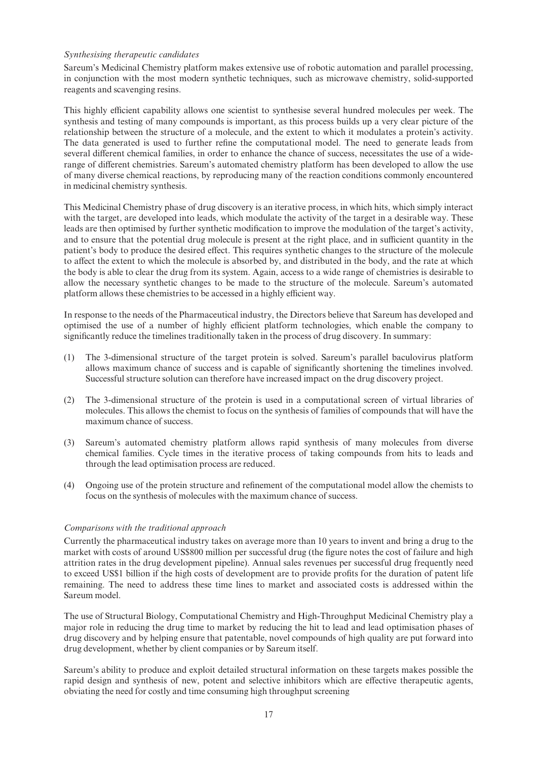*Synthesising therapeutic candidates*

Sareum's Medicinal Chemistry platform makes extensive use of robotic automation and parallel processing, in conjunction with the most modern synthetic techniques, such as microwave chemistry, solid-supported reagents and scavenging resins.

This highly efficient capability allows one scientist to synthesise several hundred molecules per week. The synthesis and testing of many compounds is important, as this process builds up a very clear picture of the relationship between the structure of a molecule, and the extent to which it modulates a protein's activity. The data generated is used to further refine the computational model. The need to generate leads from several different chemical families, in order to enhance the chance of success, necessitates the use of a wide-range of different chemistries. Sareum's automated chemistry platform has been developed to allow the use of many diverse chemical reactions, by reproducing many of the reaction conditions commonly encountered in medicinal chemistry synthesis.

This Medicinal Chemistry phase of drug discovery is an iterative process, in which hits, which simply interact with the target, are developed into leads, which modulate the activity of the target in a desirable way. These leads are then optimised by further synthetic modification to improve the modulation of the target's activity, and to ensure that the potential drug molecule is present at the right place, and in sufficient quantity in the patient's body to produce the desired effect. This requires synthetic changes to the structure of the molecule to affect the extent to which the molecule is absorbed by, and distributed in the body, and the rate at which the body is able to clear the drug from its system. Again, access to a wide range of chemistries is desirable to allow the necessary synthetic changes to be made to the structure of the molecule. Sareum's automated platform allows these chemistries to be accessed in a highly efficient way.

In response to the needs of the Pharmaceutical industry, the Directors believe that Sareum has developed and optimised the use of a number of highly efficient platform technologies, which enable the company to significantly reduce the timelines traditionally taken in the process of drug discovery. In summary:

(1) The 3-dimensional structure of the target protein is solved. Sareum's parallel baculovirus platform allows maximum chance of success and is capable of significantly shortening the timelines involved. Successful structure solution can therefore have increased impact on the drug discovery project.

(2) The 3-dimensional structure of the protein is used in a computational screen of virtual libraries of molecules. This allows the chemist to focus on the synthesis of families of compounds that will have the maximum chance of success.

(3) Sareum's automated chemistry platform allows rapid synthesis of many molecules from diverse chemical families. Cycle times in the iterative process of taking compounds from hits to leads and through the lead optimisation process are reduced.

(4) Ongoing use of the protein structure and refinement of the computational model allow the chemists to focus on the synthesis of molecules with the maximum chance of success.

*Comparisons with the traditional approach*

Currently the pharmaceutical industry takes on average more than 10 years to invent and bring a drug to the market with costs of around US$800 million per successful drug (the figure notes the cost of failure and high attrition rates in the drug development pipeline). Annual sales revenues per successful drug frequently need to exceed US$1 billion if the high costs of development are to provide profits for the duration of patent life remaining. The need to address these time lines to market and associated costs is addressed within the Sareum model.

The use of Structural Biology, Computational Chemistry and High-Throughput Medicinal Chemistry play a major role in reducing the drug time to market by reducing the hit to lead and lead optimisation phases of drug discovery and by helping ensure that patentable, novel compounds of high quality are put forward into drug development, whether by client companies or by Sareum itself.

Sareum's ability to produce and exploit detailed structural information on these targets makes possible the rapid design and synthesis of new, potent and selective inhibitors which are effective therapeutic agents, obviating the need for costly and time consuming high throughput screening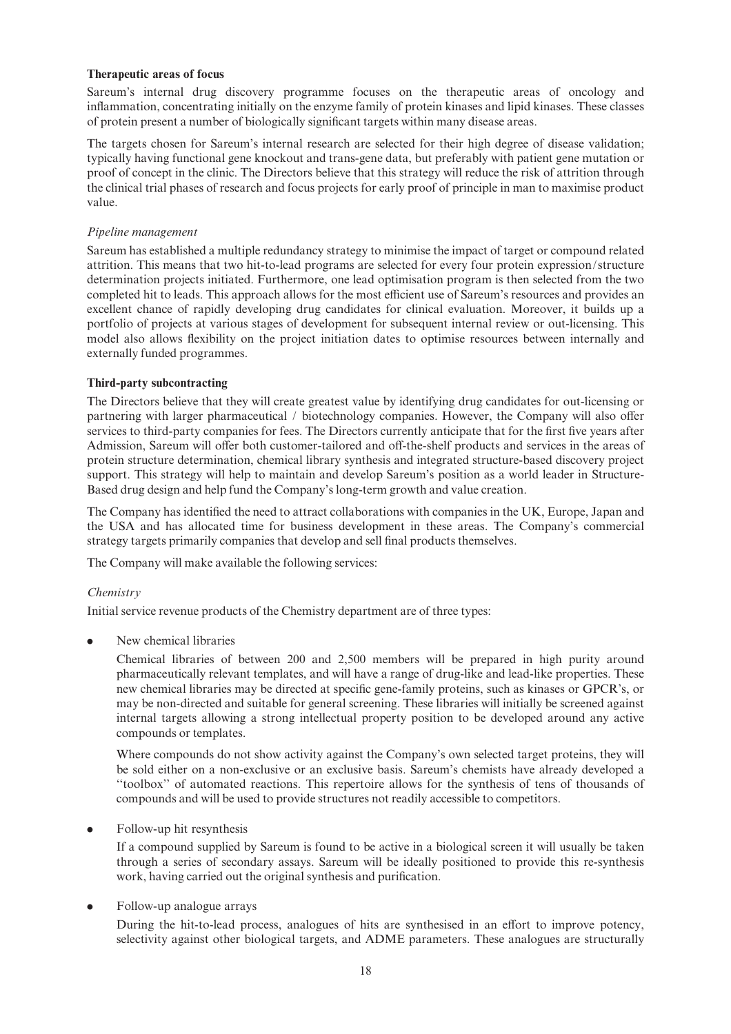### Therapeutic areas of focus

Sareum's internal drug discovery programme focuses on the therapeutic areas of oncology and inflammation, concentrating initially on the enzyme family of protein kinases and lipid kinases. These classes of protein present a number of biologically significant targets within many disease areas.

The targets chosen for Sareum's internal research are selected for their high degree of disease validation; typically having functional gene knockout and trans-gene data, but preferably with patient gene mutation or proof of concept in the clinic. The Directors believe that this strategy will reduce the risk of attrition through the clinical trial phases of research and focus projects for early proof of principle in man to maximise product value.

*Pipeline management*

Sareum has established a multiple redundancy strategy to minimise the impact of target or compound related attrition. This means that two hit-to-lead programs are selected for every four protein expression/structure determination projects initiated. Furthermore, one lead optimisation program is then selected from the two completed hit to leads. This approach allows for the most efficient use of Sareum's resources and provides an excellent chance of rapidly developing drug candidates for clinical evaluation. Moreover, it builds up a portfolio of projects at various stages of development for subsequent internal review or out-licensing. This model also allows flexibility on the project initiation dates to optimise resources between internally and externally funded programmes.

### Third-party subcontracting

The Directors believe that they will create greatest value by identifying drug candidates for out-licensing or partnering with larger pharmaceutical / biotechnology companies. However, the Company will also offer services to third-party companies for fees. The Directors currently anticipate that for the first five years after Admission, Sareum will offer both customer-tailored and off-the-shelf products and services in the areas of protein structure determination, chemical library synthesis and integrated structure-based discovery project support. This strategy will help to maintain and develop Sareum's position as a world leader in Structure-Based drug design and help fund the Company's long-term growth and value creation.

The Company has identified the need to attract collaborations with companies in the UK, Europe, Japan and the USA and has allocated time for business development in these areas. The Company's commercial strategy targets primarily companies that develop and sell final products themselves.

The Company will make available the following services:

*Chemistry*

Initial service revenue products of the Chemistry department are of three types:

- New chemical libraries

  Chemical libraries of between 200 and 2,500 members will be prepared in high purity around pharmaceutically relevant templates, and will have a range of drug-like and lead-like properties. These new chemical libraries may be directed at specific gene-family proteins, such as kinases or GPCR's, or may be non-directed and suitable for general screening. These libraries will initially be screened against internal targets allowing a strong intellectual property position to be developed around any active compounds or templates.

  Where compounds do not show activity against the Company's own selected target proteins, they will be sold either on a non-exclusive or an exclusive basis. Sareum's chemists have already developed a "toolbox" of automated reactions. This repertoire allows for the synthesis of tens of thousands of compounds and will be used to provide structures not readily accessible to competitors.

- Follow-up hit resynthesis

  If a compound supplied by Sareum is found to be active in a biological screen it will usually be taken through a series of secondary assays. Sareum will be ideally positioned to provide this re-synthesis work, having carried out the original synthesis and purification.

- Follow-up analogue arrays

  During the hit-to-lead process, analogues of hits are synthesised in an effort to improve potency, selectivity against other biological targets, and ADME parameters. These analogues are structurally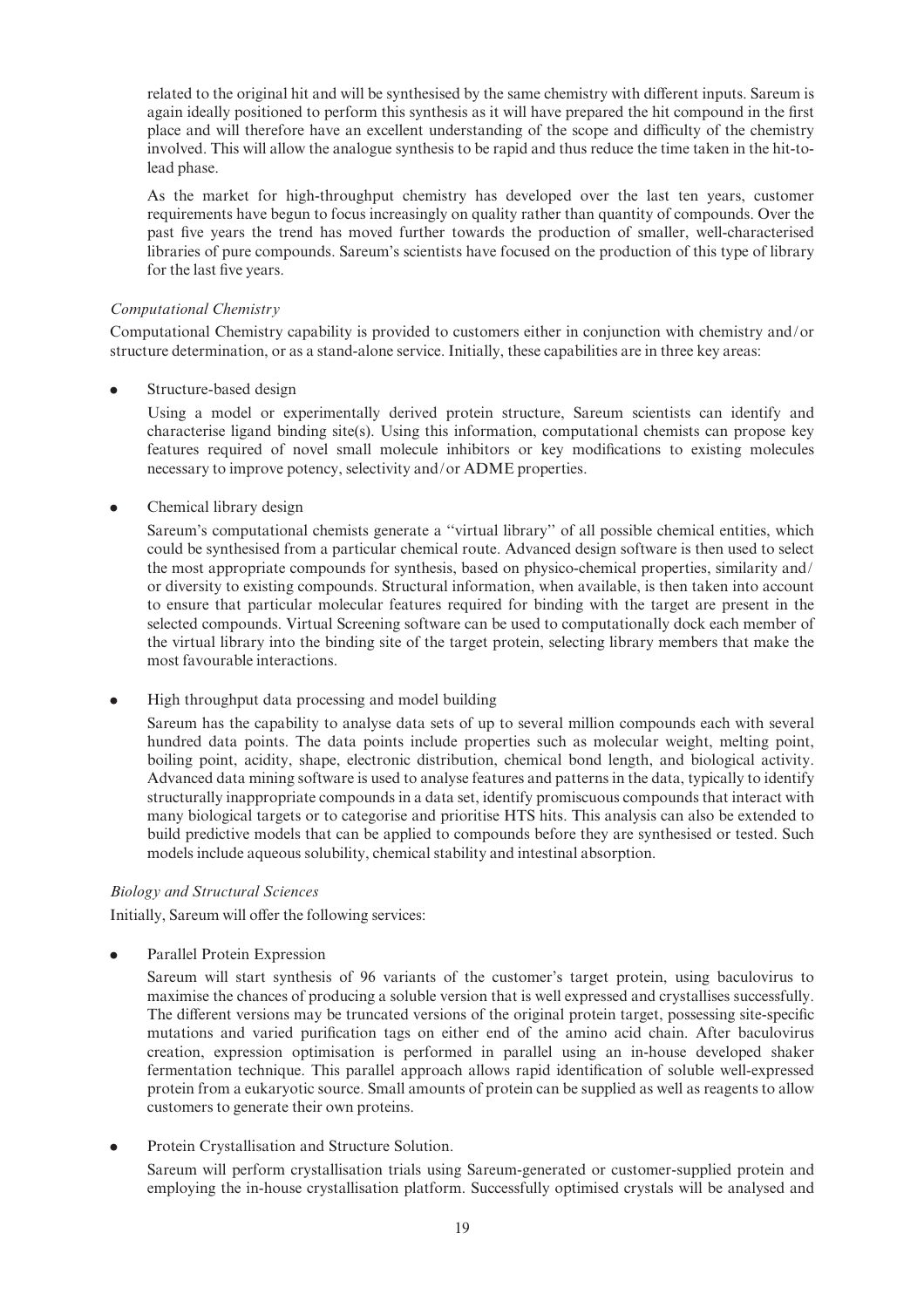related to the original hit and will be synthesised by the same chemistry with different inputs. Sareum is again ideally positioned to perform this synthesis as it will have prepared the hit compound in the first place and will therefore have an excellent understanding of the scope and difficulty of the chemistry involved. This will allow the analogue synthesis to be rapid and thus reduce the time taken in the hit-to-lead phase.

As the market for high-throughput chemistry has developed over the last ten years, customer requirements have begun to focus increasingly on quality rather than quantity of compounds. Over the past five years the trend has moved further towards the production of smaller, well-characterised libraries of pure compounds. Sareum's scientists have focused on the production of this type of library for the last five years.

*Computational Chemistry*

Computational Chemistry capability is provided to customers either in conjunction with chemistry and/or structure determination, or as a stand-alone service. Initially, these capabilities are in three key areas:

- Structure-based design

  Using a model or experimentally derived protein structure, Sareum scientists can identify and characterise ligand binding site(s). Using this information, computational chemists can propose key features required of novel small molecule inhibitors or key modifications to existing molecules necessary to improve potency, selectivity and/or ADME properties.

- Chemical library design

  Sareum's computational chemists generate a ''virtual library'' of all possible chemical entities, which could be synthesised from a particular chemical route. Advanced design software is then used to select the most appropriate compounds for synthesis, based on physico-chemical properties, similarity and/or diversity to existing compounds. Structural information, when available, is then taken into account to ensure that particular molecular features required for binding with the target are present in the selected compounds. Virtual Screening software can be used to computationally dock each member of the virtual library into the binding site of the target protein, selecting library members that make the most favourable interactions.

- High throughput data processing and model building

  Sareum has the capability to analyse data sets of up to several million compounds each with several hundred data points. The data points include properties such as molecular weight, melting point, boiling point, acidity, shape, electronic distribution, chemical bond length, and biological activity. Advanced data mining software is used to analyse features and patterns in the data, typically to identify structurally inappropriate compounds in a data set, identify promiscuous compounds that interact with many biological targets or to categorise and prioritise HTS hits. This analysis can also be extended to build predictive models that can be applied to compounds before they are synthesised or tested. Such models include aqueous solubility, chemical stability and intestinal absorption.

*Biology and Structural Sciences*

Initially, Sareum will offer the following services:

- Parallel Protein Expression

  Sareum will start synthesis of 96 variants of the customer's target protein, using baculovirus to maximise the chances of producing a soluble version that is well expressed and crystallises successfully. The different versions may be truncated versions of the original protein target, possessing site-specific mutations and varied purification tags on either end of the amino acid chain. After baculovirus creation, expression optimisation is performed in parallel using an in-house developed shaker fermentation technique. This parallel approach allows rapid identification of soluble well-expressed protein from a eukaryotic source. Small amounts of protein can be supplied as well as reagents to allow customers to generate their own proteins.

- Protein Crystallisation and Structure Solution.

  Sareum will perform crystallisation trials using Sareum-generated or customer-supplied protein and employing the in-house crystallisation platform. Successfully optimised crystals will be analysed and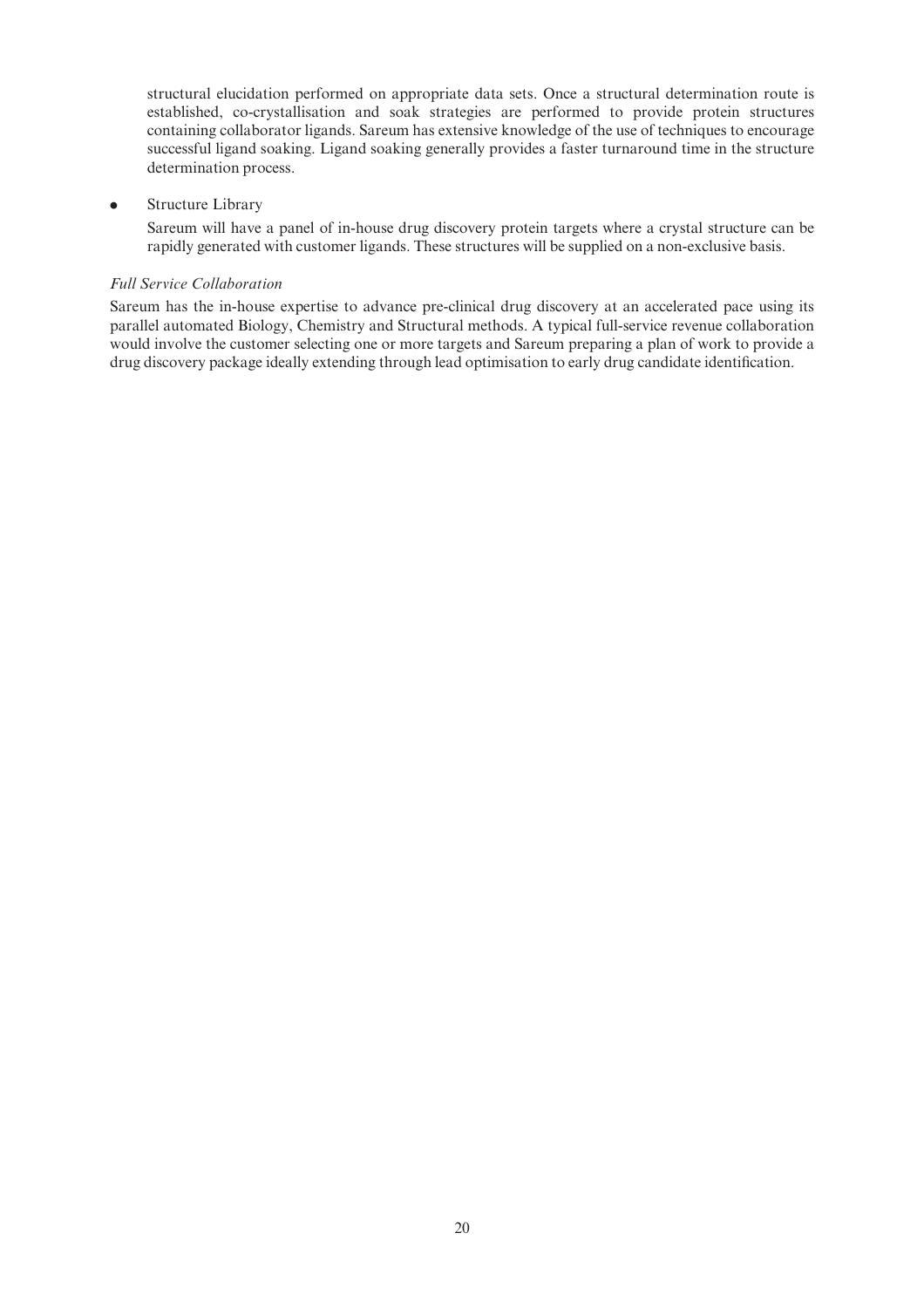structural elucidation performed on appropriate data sets. Once a structural determination route is established, co-crystallisation and soak strategies are performed to provide protein structures containing collaborator ligands. Sareum has extensive knowledge of the use of techniques to encourage successful ligand soaking. Ligand soaking generally provides a faster turnaround time in the structure determination process.

- Structure Library

  Sareum will have a panel of in-house drug discovery protein targets where a crystal structure can be rapidly generated with customer ligands. These structures will be supplied on a non-exclusive basis.

*Full Service Collaboration*

Sareum has the in-house expertise to advance pre-clinical drug discovery at an accelerated pace using its parallel automated Biology, Chemistry and Structural methods. A typical full-service revenue collaboration would involve the customer selecting one or more targets and Sareum preparing a plan of work to provide a drug discovery package ideally extending through lead optimisation to early drug candidate identification.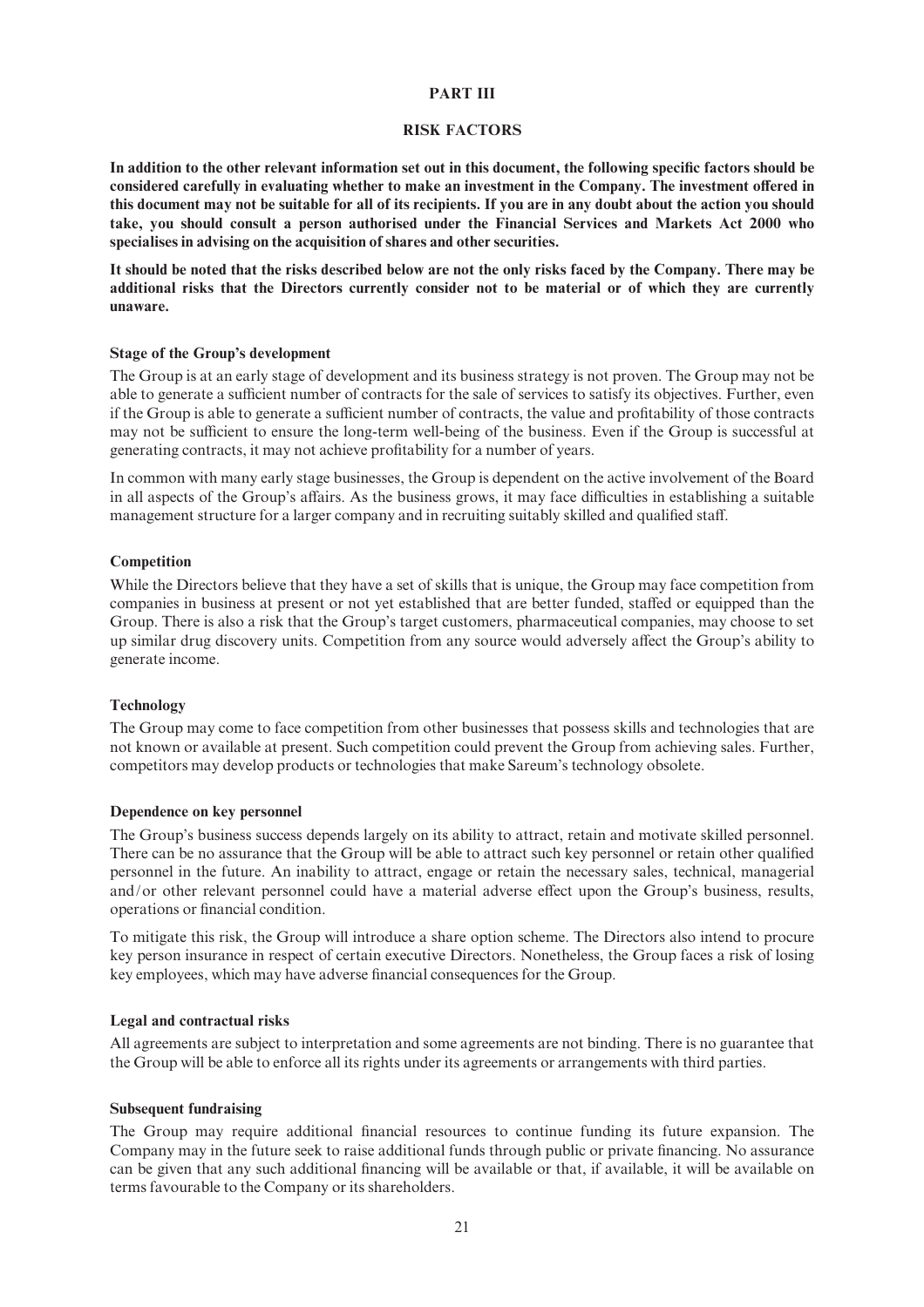# PART III

## RISK FACTORS

**In addition to the other relevant information set out in this document, the following specific factors should be considered carefully in evaluating whether to make an investment in the Company. The investment offered in this document may not be suitable for all of its recipients. If you are in any doubt about the action you should take, you should consult a person authorised under the Financial Services and Markets Act 2000 who specialises in advising on the acquisition of shares and other securities.**

**It should be noted that the risks described below are not the only risks faced by the Company. There may be additional risks that the Directors currently consider not to be material or of which they are currently unaware.**

### Stage of the Group's development

The Group is at an early stage of development and its business strategy is not proven. The Group may not be able to generate a sufficient number of contracts for the sale of services to satisfy its objectives. Further, even if the Group is able to generate a sufficient number of contracts, the value and profitability of those contracts may not be sufficient to ensure the long-term well-being of the business. Even if the Group is successful at generating contracts, it may not achieve profitability for a number of years.

In common with many early stage businesses, the Group is dependent on the active involvement of the Board in all aspects of the Group's affairs. As the business grows, it may face difficulties in establishing a suitable management structure for a larger company and in recruiting suitably skilled and qualified staff.

### Competition

While the Directors believe that they have a set of skills that is unique, the Group may face competition from companies in business at present or not yet established that are better funded, staffed or equipped than the Group. There is also a risk that the Group's target customers, pharmaceutical companies, may choose to set up similar drug discovery units. Competition from any source would adversely affect the Group's ability to generate income.

### Technology

The Group may come to face competition from other businesses that possess skills and technologies that are not known or available at present. Such competition could prevent the Group from achieving sales. Further, competitors may develop products or technologies that make Sareum's technology obsolete.

### Dependence on key personnel

The Group's business success depends largely on its ability to attract, retain and motivate skilled personnel. There can be no assurance that the Group will be able to attract such key personnel or retain other qualified personnel in the future. An inability to attract, engage or retain the necessary sales, technical, managerial and/or other relevant personnel could have a material adverse effect upon the Group's business, results, operations or financial condition.

To mitigate this risk, the Group will introduce a share option scheme. The Directors also intend to procure key person insurance in respect of certain executive Directors. Nonetheless, the Group faces a risk of losing key employees, which may have adverse financial consequences for the Group.

### Legal and contractual risks

All agreements are subject to interpretation and some agreements are not binding. There is no guarantee that the Group will be able to enforce all its rights under its agreements or arrangements with third parties.

### Subsequent fundraising

The Group may require additional financial resources to continue funding its future expansion. The Company may in the future seek to raise additional funds through public or private financing. No assurance can be given that any such additional financing will be available or that, if available, it will be available on terms favourable to the Company or its shareholders.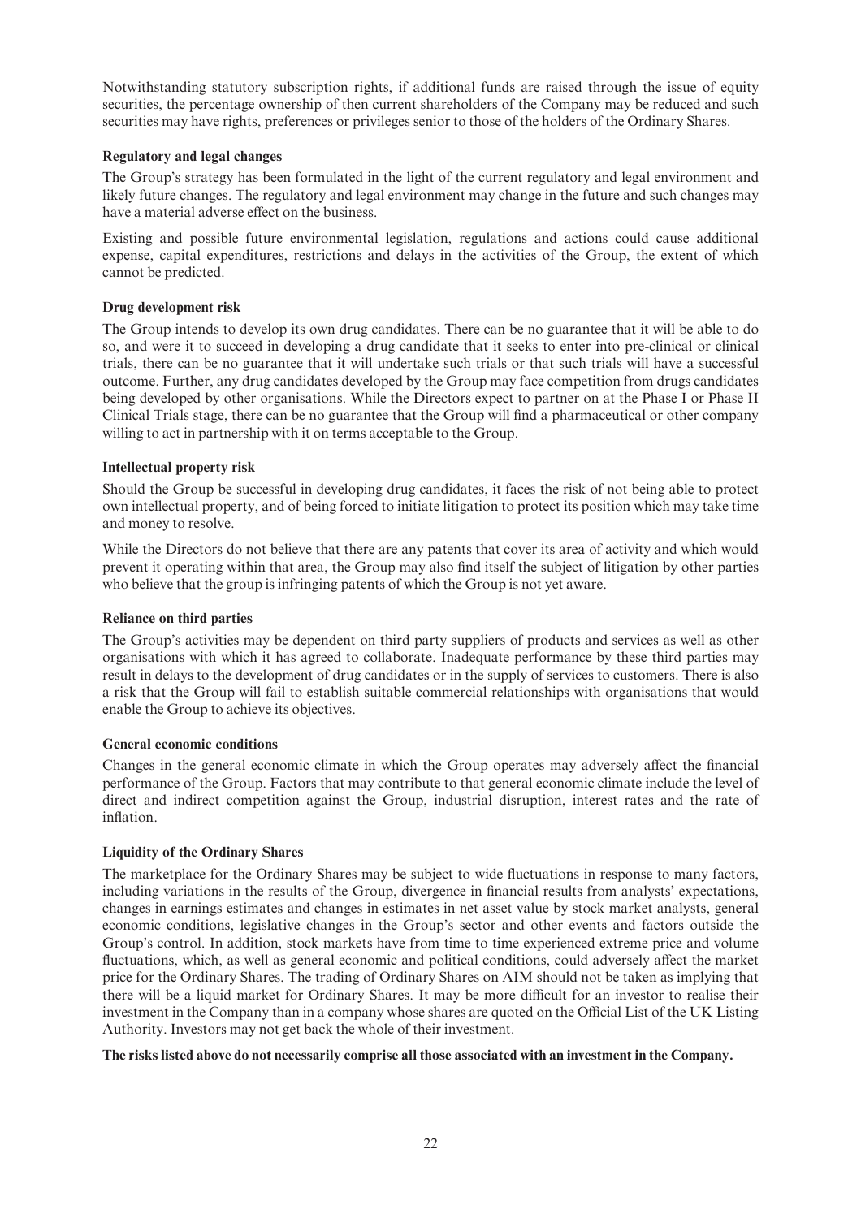Notwithstanding statutory subscription rights, if additional funds are raised through the issue of equity securities, the percentage ownership of then current shareholders of the Company may be reduced and such securities may have rights, preferences or privileges senior to those of the holders of the Ordinary Shares.

**Regulatory and legal changes**

The Group's strategy has been formulated in the light of the current regulatory and legal environment and likely future changes. The regulatory and legal environment may change in the future and such changes may have a material adverse effect on the business.

Existing and possible future environmental legislation, regulations and actions could cause additional expense, capital expenditures, restrictions and delays in the activities of the Group, the extent of which cannot be predicted.

**Drug development risk**

The Group intends to develop its own drug candidates. There can be no guarantee that it will be able to do so, and were it to succeed in developing a drug candidate that it seeks to enter into pre-clinical or clinical trials, there can be no guarantee that it will undertake such trials or that such trials will have a successful outcome. Further, any drug candidates developed by the Group may face competition from drugs candidates being developed by other organisations. While the Directors expect to partner on at the Phase I or Phase II Clinical Trials stage, there can be no guarantee that the Group will find a pharmaceutical or other company willing to act in partnership with it on terms acceptable to the Group.

**Intellectual property risk**

Should the Group be successful in developing drug candidates, it faces the risk of not being able to protect own intellectual property, and of being forced to initiate litigation to protect its position which may take time and money to resolve.

While the Directors do not believe that there are any patents that cover its area of activity and which would prevent it operating within that area, the Group may also find itself the subject of litigation by other parties who believe that the group is infringing patents of which the Group is not yet aware.

**Reliance on third parties**

The Group's activities may be dependent on third party suppliers of products and services as well as other organisations with which it has agreed to collaborate. Inadequate performance by these third parties may result in delays to the development of drug candidates or in the supply of services to customers. There is also a risk that the Group will fail to establish suitable commercial relationships with organisations that would enable the Group to achieve its objectives.

**General economic conditions**

Changes in the general economic climate in which the Group operates may adversely affect the financial performance of the Group. Factors that may contribute to that general economic climate include the level of direct and indirect competition against the Group, industrial disruption, interest rates and the rate of inflation.

**Liquidity of the Ordinary Shares**

The marketplace for the Ordinary Shares may be subject to wide fluctuations in response to many factors, including variations in the results of the Group, divergence in financial results from analysts' expectations, changes in earnings estimates and changes in estimates in net asset value by stock market analysts, general economic conditions, legislative changes in the Group's sector and other events and factors outside the Group's control. In addition, stock markets have from time to time experienced extreme price and volume fluctuations, which, as well as general economic and political conditions, could adversely affect the market price for the Ordinary Shares. The trading of Ordinary Shares on AIM should not be taken as implying that there will be a liquid market for Ordinary Shares. It may be more difficult for an investor to realise their investment in the Company than in a company whose shares are quoted on the Official List of the UK Listing Authority. Investors may not get back the whole of their investment.

**The risks listed above do not necessarily comprise all those associated with an investment in the Company.**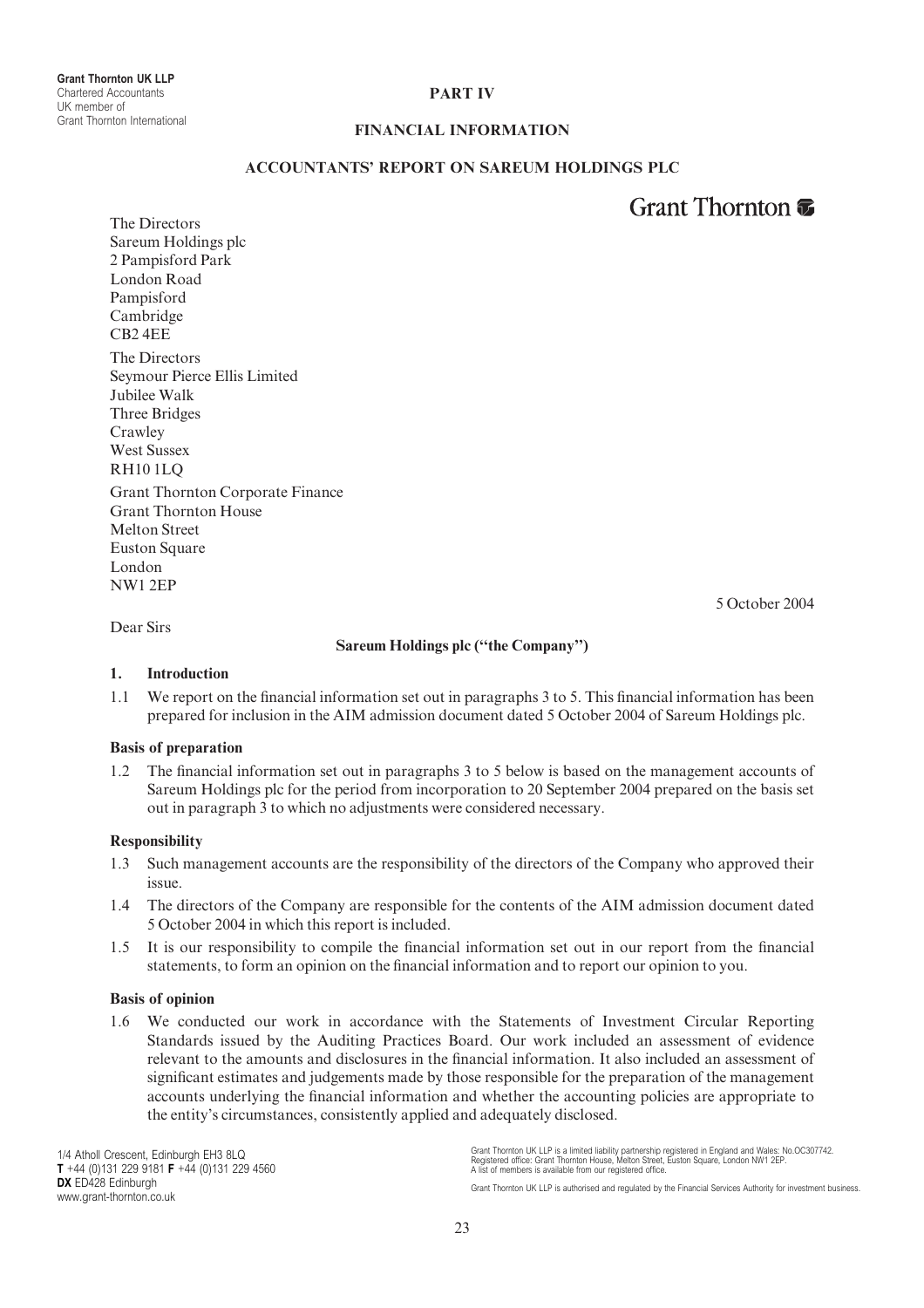**Grant Thornton UK LLP**
Chartered Accountants
UK member of
Grant Thornton International

# PART IV

## FINANCIAL INFORMATION

### ACCOUNTANTS' REPORT ON SAREUM HOLDINGS PLC

Grant Thornton

The Directors
Sareum Holdings plc
2 Pampisford Park
London Road
Pampisford
Cambridge
CB2 4EE

The Directors
Seymour Pierce Ellis Limited
Jubilee Walk
Three Bridges
Crawley
West Sussex
RH10 1LQ

Grant Thornton Corporate Finance
Grant Thornton House
Melton Street
Euston Square
London
NW1 2EP

5 October 2004

Dear Sirs

**Sareum Holdings plc ("the Company")**

**1. Introduction**

1.1 We report on the financial information set out in paragraphs 3 to 5. This financial information has been prepared for inclusion in the AIM admission document dated 5 October 2004 of Sareum Holdings plc.

**Basis of preparation**

1.2 The financial information set out in paragraphs 3 to 5 below is based on the management accounts of Sareum Holdings plc for the period from incorporation to 20 September 2004 prepared on the basis set out in paragraph 3 to which no adjustments were considered necessary.

**Responsibility**

1.3 Such management accounts are the responsibility of the directors of the Company who approved their issue.

1.4 The directors of the Company are responsible for the contents of the AIM admission document dated 5 October 2004 in which this report is included.

1.5 It is our responsibility to compile the financial information set out in our report from the financial statements, to form an opinion on the financial information and to report our opinion to you.

**Basis of opinion**

1.6 We conducted our work in accordance with the Statements of Investment Circular Reporting Standards issued by the Auditing Practices Board. Our work included an assessment of evidence relevant to the amounts and disclosures in the financial information. It also included an assessment of significant estimates and judgements made by those responsible for the preparation of the management accounts underlying the financial information and whether the accounting policies are appropriate to the entity's circumstances, consistently applied and adequately disclosed.

1/4 Atholl Crescent, Edinburgh EH3 8LQ
**T** +44 (0)131 229 9181 **F** +44 (0)131 229 4560
**DX** ED428 Edinburgh
www.grant-thornton.co.uk

Grant Thornton UK LLP is a limited liability partnership registered in England and Wales: No.OC307742.
Registered office: Grant Thornton House, Melton Street, Euston Square, London NW1 2EP.
A list of members is available from our registered office.

Grant Thornton UK LLP is authorised and regulated by the Financial Services Authority for investment business.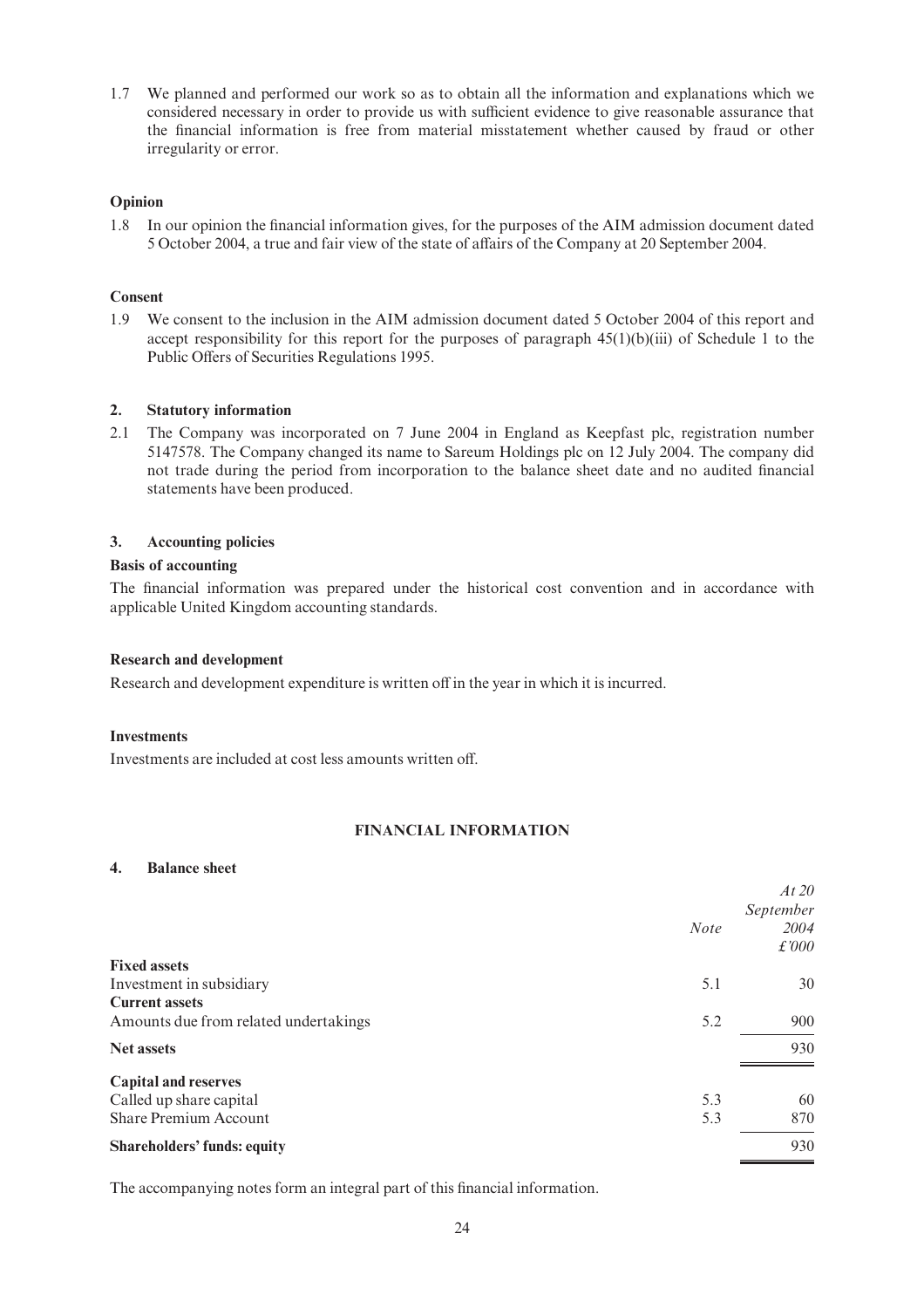1.7 We planned and performed our work so as to obtain all the information and explanations which we considered necessary in order to provide us with sufficient evidence to give reasonable assurance that the financial information is free from material misstatement whether caused by fraud or other irregularity or error.

**Opinion**

1.8 In our opinion the financial information gives, for the purposes of the AIM admission document dated 5 October 2004, a true and fair view of the state of affairs of the Company at 20 September 2004.

**Consent**

1.9 We consent to the inclusion in the AIM admission document dated 5 October 2004 of this report and accept responsibility for this report for the purposes of paragraph 45(1)(b)(iii) of Schedule 1 to the Public Offers of Securities Regulations 1995.

## 2. Statutory information

2.1 The Company was incorporated on 7 June 2004 in England as Keepfast plc, registration number 5147578. The Company changed its name to Sareum Holdings plc on 12 July 2004. The company did not trade during the period from incorporation to the balance sheet date and no audited financial statements have been produced.

## 3. Accounting policies

**Basis of accounting**

The financial information was prepared under the historical cost convention and in accordance with applicable United Kingdom accounting standards.

**Research and development**

Research and development expenditure is written off in the year in which it is incurred.

**Investments**

Investments are included at cost less amounts written off.

## FINANCIAL INFORMATION

## 4. Balance sheet

| | *Note* | *At 20 September 2004 £'000* |
|---|---|---|
| **Fixed assets** | | |
| Investment in subsidiary | 5.1 | 30 |
| **Current assets** | | |
| Amounts due from related undertakings | 5.2 | 900 |
| **Net assets** | | 930 |
| **Capital and reserves** | | |
| Called up share capital | 5.3 | 60 |
| Share Premium Account | 5.3 | 870 |
| **Shareholders' funds: equity** | | 930 |

The accompanying notes form an integral part of this financial information.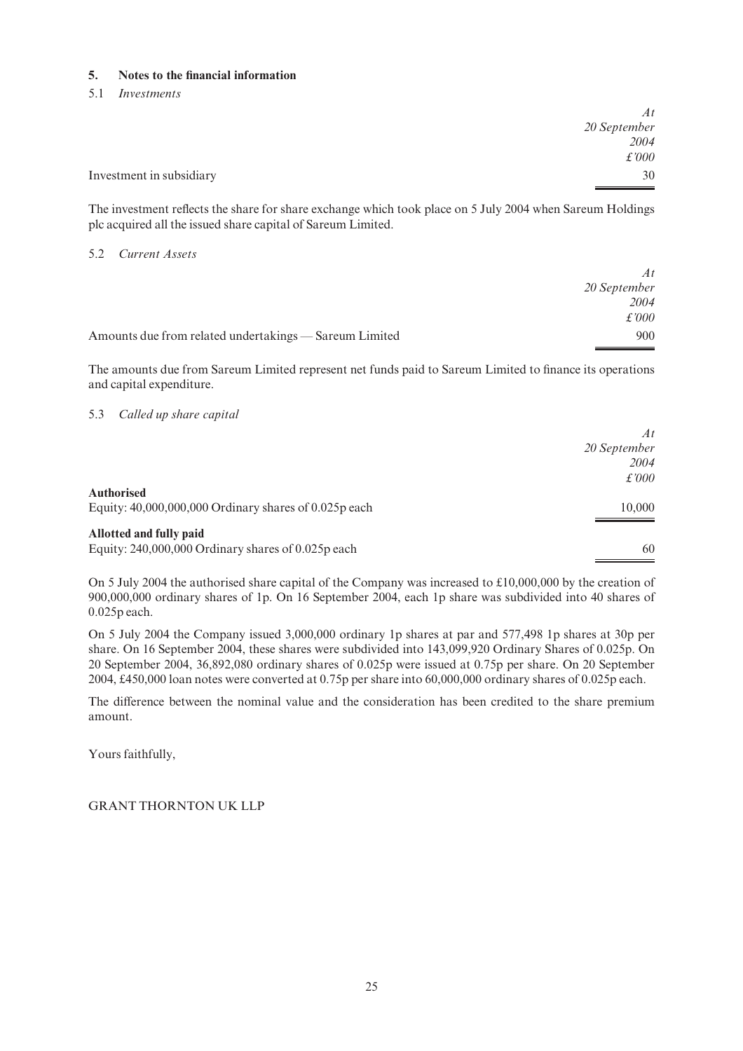## 5. Notes to the financial information

### 5.1 *Investments*

| | *At 20 September 2004 £'000* |
|---|---|
| Investment in subsidiary | 30 |

The investment reflects the share for share exchange which took place on 5 July 2004 when Sareum Holdings plc acquired all the issued share capital of Sareum Limited.

### 5.2 *Current Assets*

| | *At 20 September 2004 £'000* |
|---|---|
| Amounts due from related undertakings — Sareum Limited | 900 |

The amounts due from Sareum Limited represent net funds paid to Sareum Limited to finance its operations and capital expenditure.

### 5.3 *Called up share capital*

| | *At 20 September 2004 £'000* |
|---|---|
| **Authorised** | |
| Equity: 40,000,000,000 Ordinary shares of 0.025p each | 10,000 |
| **Allotted and fully paid** | |
| Equity: 240,000,000 Ordinary shares of 0.025p each | 60 |

On 5 July 2004 the authorised share capital of the Company was increased to £10,000,000 by the creation of 900,000,000 ordinary shares of 1p. On 16 September 2004, each 1p share was subdivided into 40 shares of 0.025p each.

On 5 July 2004 the Company issued 3,000,000 ordinary 1p shares at par and 577,498 1p shares at 30p per share. On 16 September 2004, these shares were subdivided into 143,099,920 Ordinary Shares of 0.025p. On 20 September 2004, 36,892,080 ordinary shares of 0.025p were issued at 0.75p per share. On 20 September 2004, £450,000 loan notes were converted at 0.75p per share into 60,000,000 ordinary shares of 0.025p each.

The difference between the nominal value and the consideration has been credited to the share premium amount.

Yours faithfully,

GRANT THORNTON UK LLP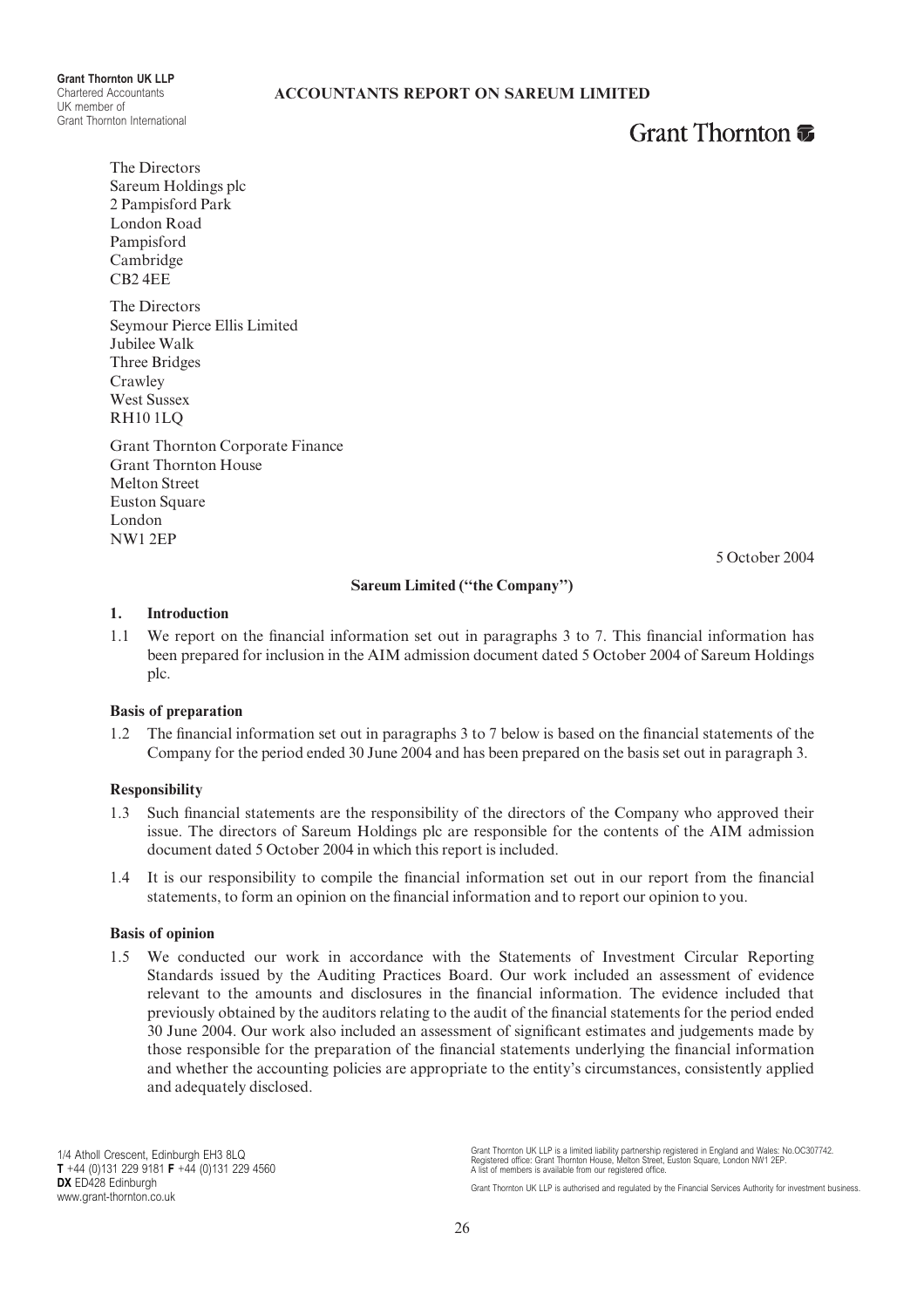**Grant Thornton UK LLP**
Chartered Accountants
UK member of
Grant Thornton International

**ACCOUNTANTS REPORT ON SAREUM LIMITED**

Grant Thornton

The Directors
Sareum Holdings plc
2 Pampisford Park
London Road
Pampisford
Cambridge
CB2 4EE

The Directors
Seymour Pierce Ellis Limited
Jubilee Walk
Three Bridges
Crawley
West Sussex
RH10 1LQ

Grant Thornton Corporate Finance
Grant Thornton House
Melton Street
Euston Square
London
NW1 2EP

5 October 2004

**Sareum Limited ("the Company")**

**1. Introduction**

1.1 We report on the financial information set out in paragraphs 3 to 7. This financial information has been prepared for inclusion in the AIM admission document dated 5 October 2004 of Sareum Holdings plc.

**Basis of preparation**

1.2 The financial information set out in paragraphs 3 to 7 below is based on the financial statements of the Company for the period ended 30 June 2004 and has been prepared on the basis set out in paragraph 3.

**Responsibility**

1.3 Such financial statements are the responsibility of the directors of the Company who approved their issue. The directors of Sareum Holdings plc are responsible for the contents of the AIM admission document dated 5 October 2004 in which this report is included.

1.4 It is our responsibility to compile the financial information set out in our report from the financial statements, to form an opinion on the financial information and to report our opinion to you.

**Basis of opinion**

1.5 We conducted our work in accordance with the Statements of Investment Circular Reporting Standards issued by the Auditing Practices Board. Our work included an assessment of evidence relevant to the amounts and disclosures in the financial information. The evidence included that previously obtained by the auditors relating to the audit of the financial statements for the period ended 30 June 2004. Our work also included an assessment of significant estimates and judgements made by those responsible for the preparation of the financial statements underlying the financial information and whether the accounting policies are appropriate to the entity's circumstances, consistently applied and adequately disclosed.

1/4 Atholl Crescent, Edinburgh EH3 8LQ
**T** +44 (0)131 229 9181 **F** +44 (0)131 229 4560
**DX** ED428 Edinburgh
www.grant-thornton.co.uk

Grant Thornton UK LLP is a limited liability partnership registered in England and Wales: No.OC307742. Registered office: Grant Thornton House, Melton Street, Euston Square, London NW1 2EP. A list of members is available from our registered office.

Grant Thornton UK LLP is authorised and regulated by the Financial Services Authority for investment business.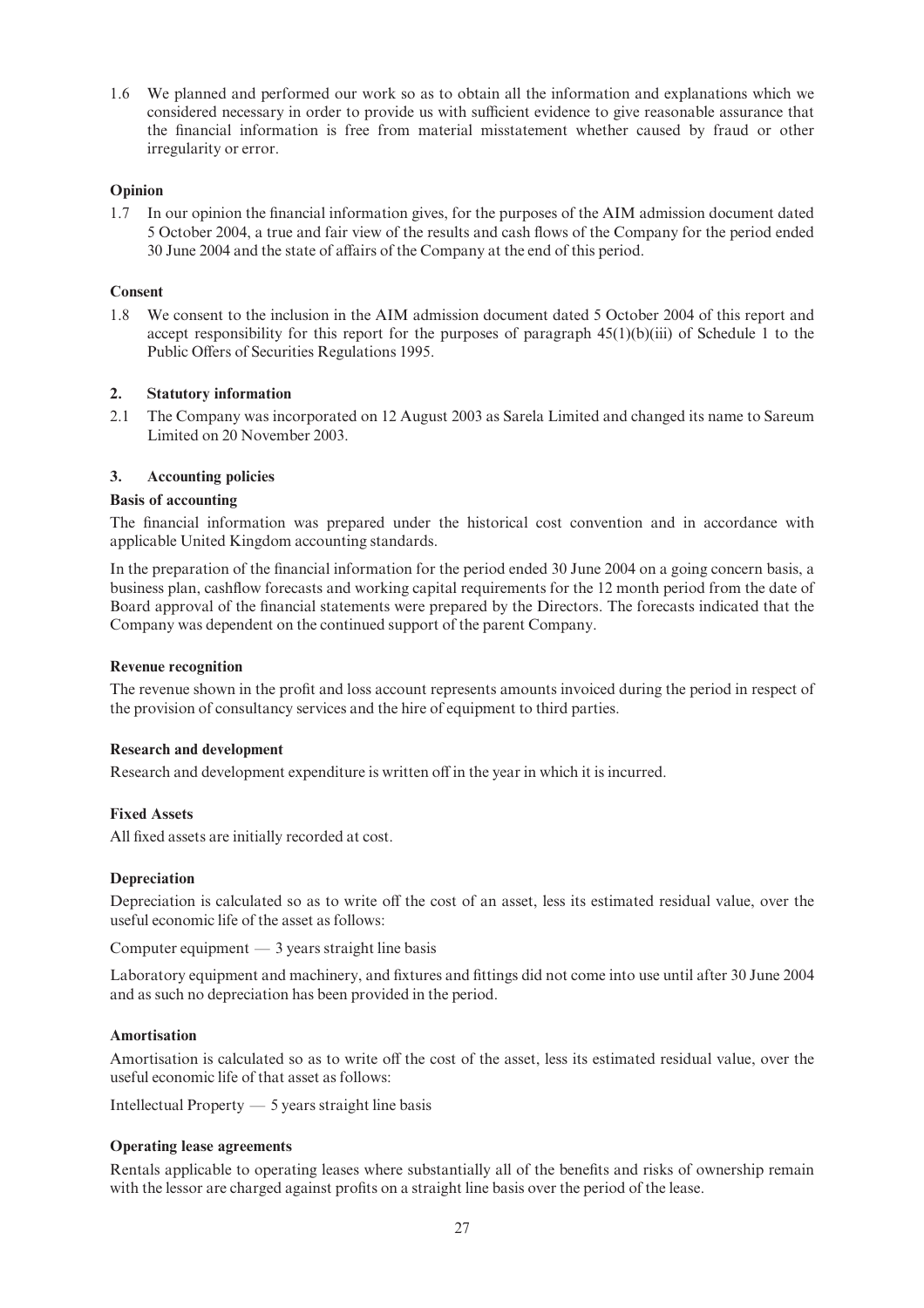1.6 We planned and performed our work so as to obtain all the information and explanations which we considered necessary in order to provide us with sufficient evidence to give reasonable assurance that the financial information is free from material misstatement whether caused by fraud or other irregularity or error.

**Opinion**

1.7 In our opinion the financial information gives, for the purposes of the AIM admission document dated 5 October 2004, a true and fair view of the results and cash flows of the Company for the period ended 30 June 2004 and the state of affairs of the Company at the end of this period.

**Consent**

1.8 We consent to the inclusion in the AIM admission document dated 5 October 2004 of this report and accept responsibility for this report for the purposes of paragraph 45(1)(b)(iii) of Schedule 1 to the Public Offers of Securities Regulations 1995.

## 2. Statutory information

2.1 The Company was incorporated on 12 August 2003 as Sarela Limited and changed its name to Sareum Limited on 20 November 2003.

## 3. Accounting policies

**Basis of accounting**

The financial information was prepared under the historical cost convention and in accordance with applicable United Kingdom accounting standards.

In the preparation of the financial information for the period ended 30 June 2004 on a going concern basis, a business plan, cashflow forecasts and working capital requirements for the 12 month period from the date of Board approval of the financial statements were prepared by the Directors. The forecasts indicated that the Company was dependent on the continued support of the parent Company.

**Revenue recognition**

The revenue shown in the profit and loss account represents amounts invoiced during the period in respect of the provision of consultancy services and the hire of equipment to third parties.

**Research and development**

Research and development expenditure is written off in the year in which it is incurred.

**Fixed Assets**

All fixed assets are initially recorded at cost.

**Depreciation**

Depreciation is calculated so as to write off the cost of an asset, less its estimated residual value, over the useful economic life of the asset as follows:

Computer equipment — 3 years straight line basis

Laboratory equipment and machinery, and fixtures and fittings did not come into use until after 30 June 2004 and as such no depreciation has been provided in the period.

**Amortisation**

Amortisation is calculated so as to write off the cost of the asset, less its estimated residual value, over the useful economic life of that asset as follows:

Intellectual Property — 5 years straight line basis

**Operating lease agreements**

Rentals applicable to operating leases where substantially all of the benefits and risks of ownership remain with the lessor are charged against profits on a straight line basis over the period of the lease.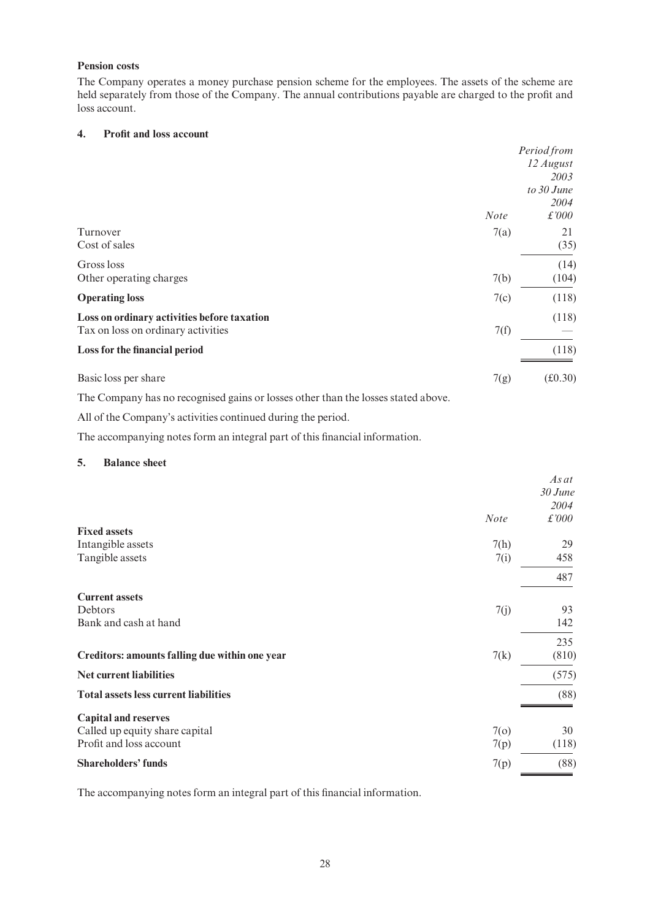**Pension costs**

The Company operates a money purchase pension scheme for the employees. The assets of the scheme are held separately from those of the Company. The annual contributions payable are charged to the profit and loss account.

## 4. Profit and loss account

| | *Note* | *Period from 12 August 2003 to 30 June 2004 £'000* |
|---|---|---|
| Turnover | 7(a) | 21 |
| Cost of sales | | (35) |
| Gross loss | | (14) |
| Other operating charges | 7(b) | (104) |
| **Operating loss** | 7(c) | (118) |
| **Loss on ordinary activities before taxation** | | (118) |
| Tax on loss on ordinary activities | 7(f) | — |
| **Loss for the financial period** | | (118) |
| Basic loss per share | 7(g) | (£0.30) |

The Company has no recognised gains or losses other than the losses stated above.

All of the Company's activities continued during the period.

The accompanying notes form an integral part of this financial information.

## 5. Balance sheet

| | *Note* | *As at 30 June 2004 £'000* |
|---|---|---|
| **Fixed assets** | | |
| Intangible assets | 7(h) | 29 |
| Tangible assets | 7(i) | 458 |
| | | 487 |
| **Current assets** | | |
| Debtors | 7(j) | 93 |
| Bank and cash at hand | | 142 |
| | | 235 |
| **Creditors: amounts falling due within one year** | 7(k) | (810) |
| **Net current liabilities** | | (575) |
| **Total assets less current liabilities** | | (88) |
| **Capital and reserves** | | |
| Called up equity share capital | 7(o) | 30 |
| Profit and loss account | 7(p) | (118) |
| **Shareholders' funds** | 7(p) | (88) |

The accompanying notes form an integral part of this financial information.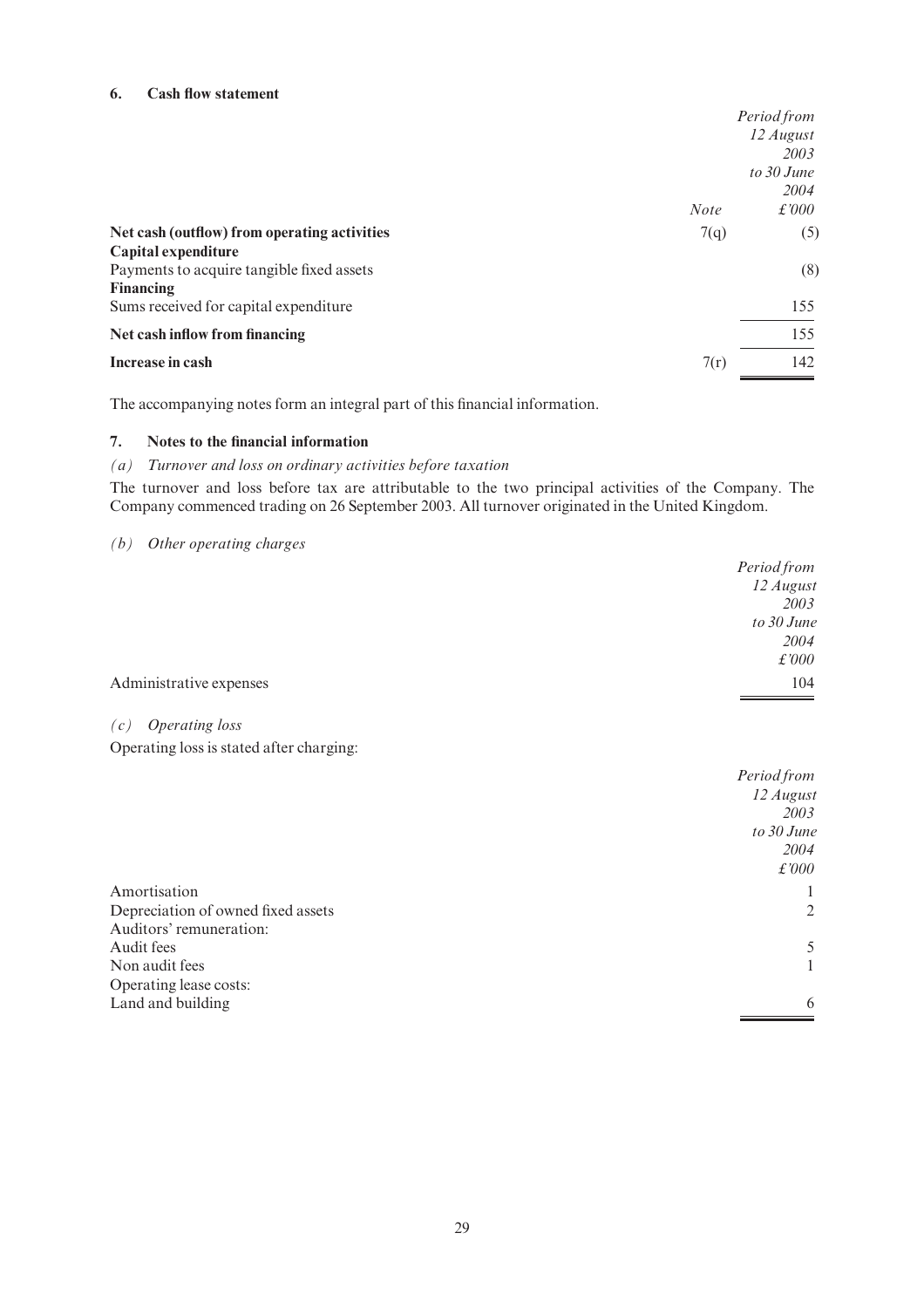## 6. Cash flow statement

| | Note | Period from 12 August 2003 to 30 June 2004 £'000 |
|---|---|---|
| **Net cash (outflow) from operating activities** | 7(q) | (5) |
| **Capital expenditure** | | |
| Payments to acquire tangible fixed assets | | (8) |
| **Financing** | | |
| Sums received for capital expenditure | | 155 |
| **Net cash inflow from financing** | | 155 |
| **Increase in cash** | 7(r) | 142 |

The accompanying notes form an integral part of this financial information.

## 7. Notes to the financial information

*(a) Turnover and loss on ordinary activities before taxation*

The turnover and loss before tax are attributable to the two principal activities of the Company. The Company commenced trading on 26 September 2003. All turnover originated in the United Kingdom.

*(b) Other operating charges*

| | Period from 12 August 2003 to 30 June 2004 £'000 |
|---|---|
| Administrative expenses | 104 |

*(c) Operating loss*

Operating loss is stated after charging:

| | Period from 12 August 2003 to 30 June 2004 £'000 |
|---|---|
| Amortisation | 1 |
| Depreciation of owned fixed assets | 2 |
| Auditors' remuneration: | |
| Audit fees | 5 |
| Non audit fees | 1 |
| Operating lease costs: | |
| Land and building | 6 |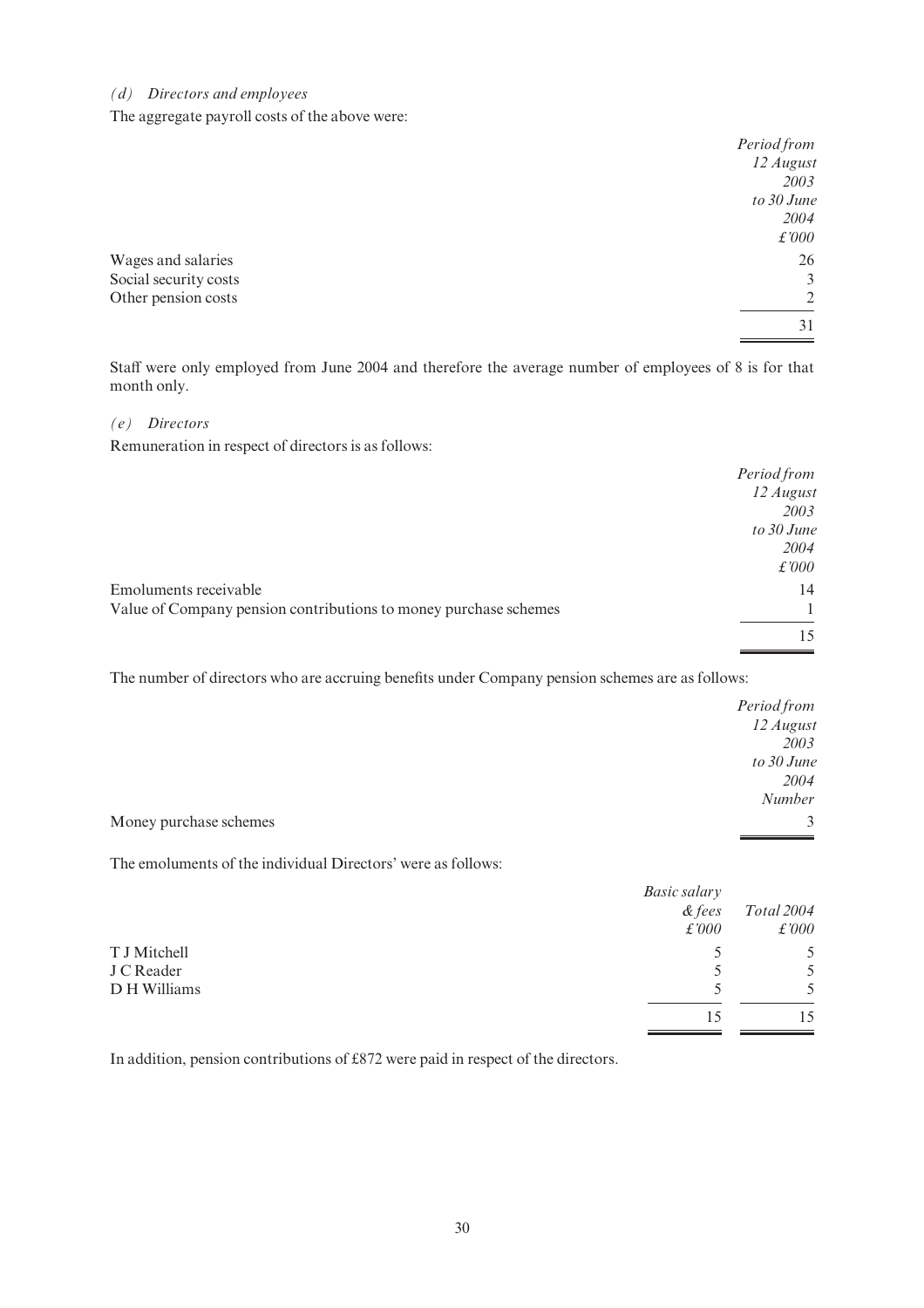*(d) Directors and employees*

The aggregate payroll costs of the above were:

| | *Period from 12 August 2003 to 30 June 2004* |
|---|---|
| | *£'000* |
| Wages and salaries | 26 |
| Social security costs | 3 |
| Other pension costs | 2 |
| | 31 |

Staff were only employed from June 2004 and therefore the average number of employees of 8 is for that month only.

*(e) Directors*

Remuneration in respect of directors is as follows:

| | *Period from 12 August 2003 to 30 June 2004* |
|---|---|
| | *£'000* |
| Emoluments receivable | 14 |
| Value of Company pension contributions to money purchase schemes | 1 |
| | 15 |

The number of directors who are accruing benefits under Company pension schemes are as follows:

| | *Period from 12 August 2003 to 30 June 2004* |
|---|---|
| | *Number* |
| Money purchase schemes | 3 |

The emoluments of the individual Directors' were as follows:

| | *Basic salary & fees* | *Total 2004* |
|---|---|---|
| | *£'000* | *£'000* |
| T J Mitchell | 5 | 5 |
| J C Reader | 5 | 5 |
| D H Williams | 5 | 5 |
| | 15 | 15 |

In addition, pension contributions of £872 were paid in respect of the directors.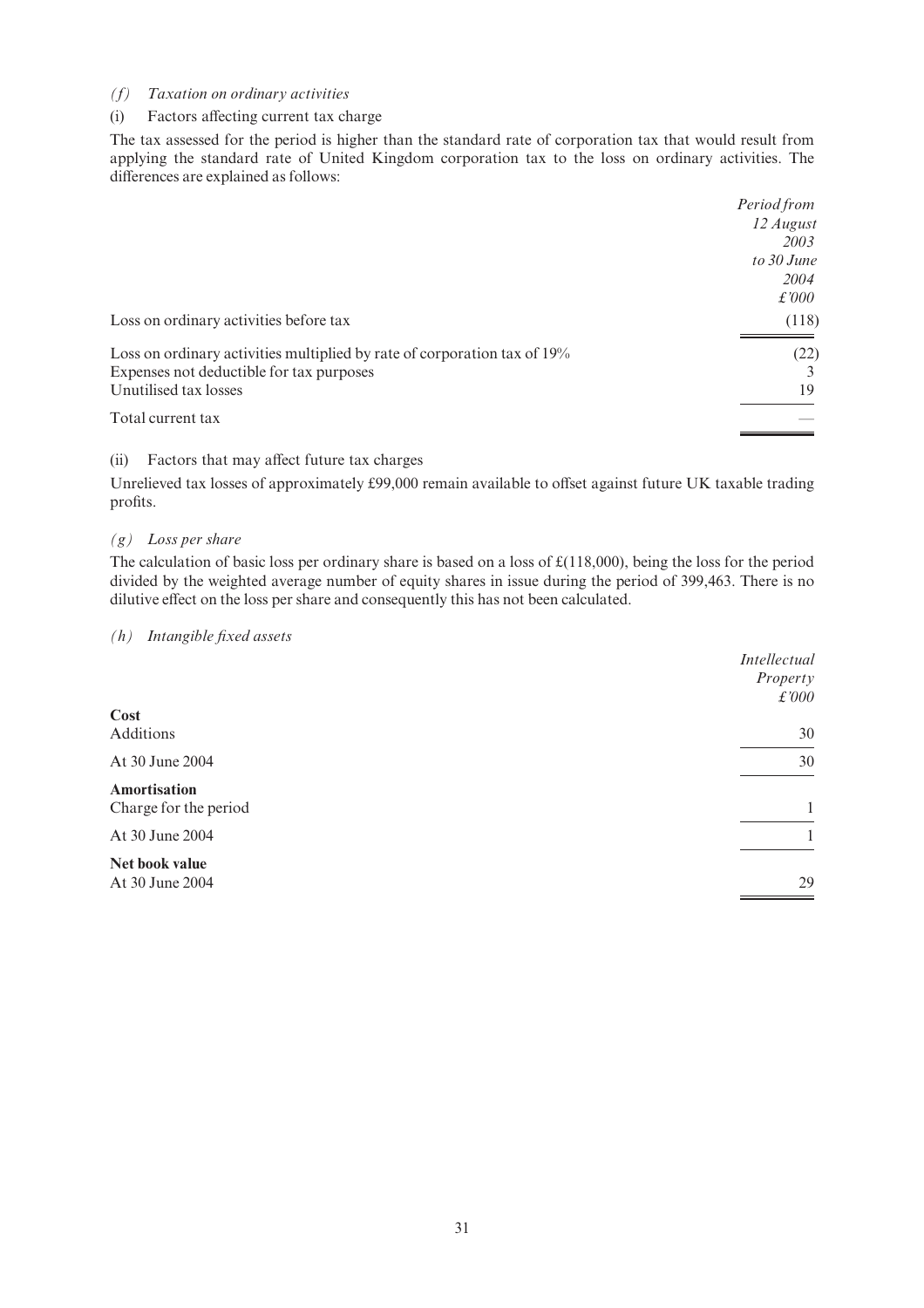*(f) Taxation on ordinary activities*

(i) Factors affecting current tax charge

The tax assessed for the period is higher than the standard rate of corporation tax that would result from applying the standard rate of United Kingdom corporation tax to the loss on ordinary activities. The differences are explained as follows:

| | *Period from 12 August 2003 to 30 June 2004 £'000* |
|---|---|
| Loss on ordinary activities before tax | (118) |
| Loss on ordinary activities multiplied by rate of corporation tax of 19% | (22) |
| Expenses not deductible for tax purposes | 3 |
| Unutilised tax losses | 19 |
| Total current tax | — |

(ii) Factors that may affect future tax charges

Unrelieved tax losses of approximately £99,000 remain available to offset against future UK taxable trading profits.

*(g) Loss per share*

The calculation of basic loss per ordinary share is based on a loss of £(118,000), being the loss for the period divided by the weighted average number of equity shares in issue during the period of 399,463. There is no dilutive effect on the loss per share and consequently this has not been calculated.

*(h) Intangible fixed assets*

| | *Intellectual Property £'000* |
|---|---|
| **Cost** | |
| Additions | 30 |
| At 30 June 2004 | 30 |
| **Amortisation** | |
| Charge for the period | 1 |
| At 30 June 2004 | 1 |
| **Net book value** | |
| At 30 June 2004 | 29 |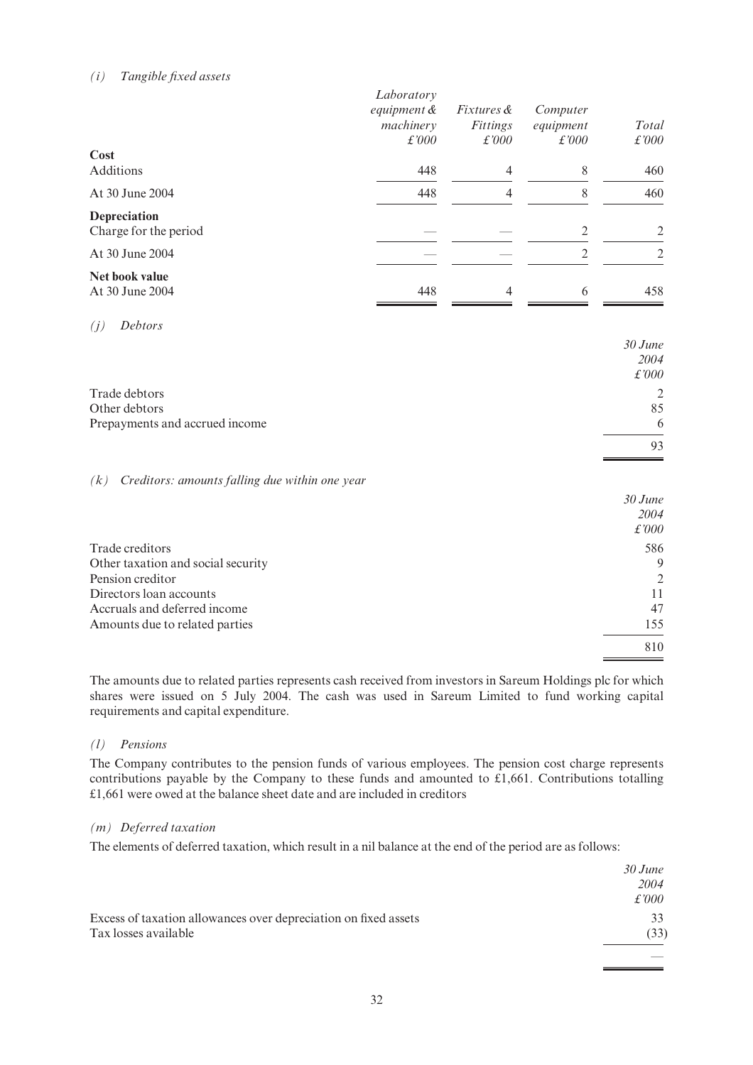*(i) Tangible fixed assets*

| | Laboratory equipment & machinery £'000 | Fixtures & Fittings £'000 | Computer equipment £'000 | Total £'000 |
|---|---|---|---|---|
| **Cost** | | | | |
| Additions | 448 | 4 | 8 | 460 |
| At 30 June 2004 | 448 | 4 | 8 | 460 |
| **Depreciation** | | | | |
| Charge for the period | — | — | 2 | 2 |
| At 30 June 2004 | — | — | 2 | 2 |
| **Net book value** | | | | |
| At 30 June 2004 | 448 | 4 | 6 | 458 |

*(j) Debtors*

| | 30 June 2004 £'000 |
|---|---|
| Trade debtors | 2 |
| Other debtors | 85 |
| Prepayments and accrued income | 6 |
| | 93 |

*(k) Creditors: amounts falling due within one year*

| | 30 June 2004 £'000 |
|---|---|
| Trade creditors | 586 |
| Other taxation and social security | 9 |
| Pension creditor | 2 |
| Directors loan accounts | 11 |
| Accruals and deferred income | 47 |
| Amounts due to related parties | 155 |
| | 810 |

The amounts due to related parties represents cash received from investors in Sareum Holdings plc for which shares were issued on 5 July 2004. The cash was used in Sareum Limited to fund working capital requirements and capital expenditure.

*(l) Pensions*

The Company contributes to the pension funds of various employees. The pension cost charge represents contributions payable by the Company to these funds and amounted to £1,661. Contributions totalling £1,661 were owed at the balance sheet date and are included in creditors

*(m) Deferred taxation*

The elements of deferred taxation, which result in a nil balance at the end of the period are as follows:

| | 30 June 2004 £'000 |
|---|---|
| Excess of taxation allowances over depreciation on fixed assets | 33 |
| Tax losses available | (33) |
| | — |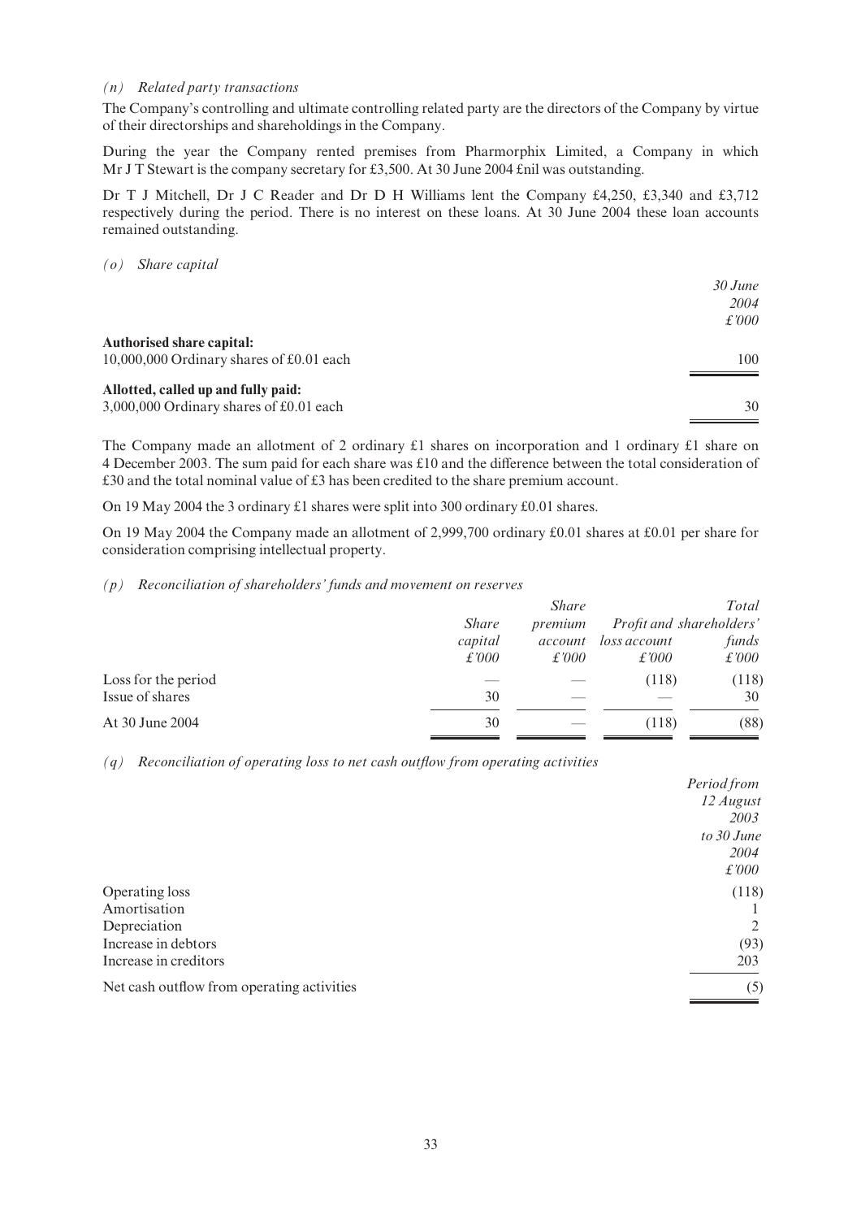*(n) Related party transactions*

The Company's controlling and ultimate controlling related party are the directors of the Company by virtue of their directorships and shareholdings in the Company.

During the year the Company rented premises from Pharmorphix Limited, a Company in which Mr J T Stewart is the company secretary for £3,500. At 30 June 2004 £nil was outstanding.

Dr T J Mitchell, Dr J C Reader and Dr D H Williams lent the Company £4,250, £3,340 and £3,712 respectively during the period. There is no interest on these loans. At 30 June 2004 these loan accounts remained outstanding.

*(o) Share capital*

| | *30 June 2004 £'000* |
|---|---|
| **Authorised share capital:** | |
| 10,000,000 Ordinary shares of £0.01 each | 100 |
| **Allotted, called up and fully paid:** | |
| 3,000,000 Ordinary shares of £0.01 each | 30 |

The Company made an allotment of 2 ordinary £1 shares on incorporation and 1 ordinary £1 share on 4 December 2003. The sum paid for each share was £10 and the difference between the total consideration of £30 and the total nominal value of £3 has been credited to the share premium account.

On 19 May 2004 the 3 ordinary £1 shares were split into 300 ordinary £0.01 shares.

On 19 May 2004 the Company made an allotment of 2,999,700 ordinary £0.01 shares at £0.01 per share for consideration comprising intellectual property.

*(p) Reconciliation of shareholders' funds and movement on reserves*

| | *Share capital £'000* | *Share premium account £'000* | *Profit and loss account £'000* | *Total shareholders' funds £'000* |
|---|---|---|---|---|
| Loss for the period | — | — | (118) | (118) |
| Issue of shares | 30 | — | — | 30 |
| At 30 June 2004 | 30 | — | (118) | (88) |

*(q) Reconciliation of operating loss to net cash outflow from operating activities*

| | *Period from 12 August 2003 to 30 June 2004 £'000* |
|---|---|
| Operating loss | (118) |
| Amortisation | 1 |
| Depreciation | 2 |
| Increase in debtors | (93) |
| Increase in creditors | 203 |
| Net cash outflow from operating activities | (5) |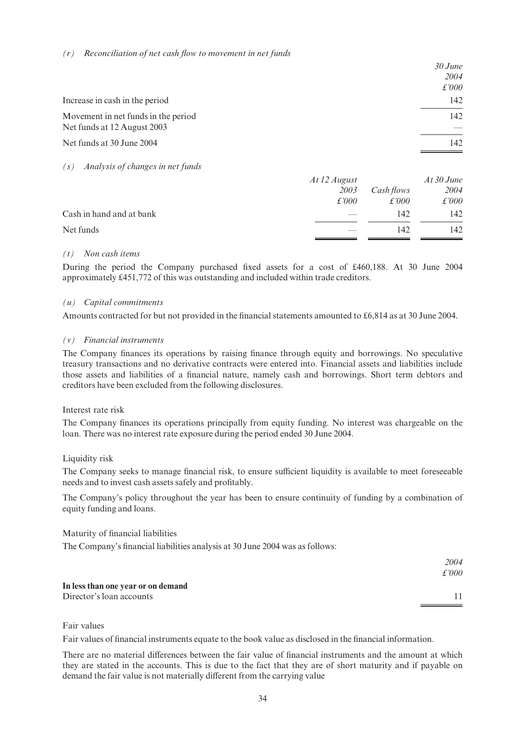*(r) Reconciliation of net cash flow to movement in net funds*

| | 30 June 2004 £'000 |
|---|---|
| Increase in cash in the period | 142 |
| Movement in net funds in the period | 142 |
| Net funds at 12 August 2003 | — |
| Net funds at 30 June 2004 | 142 |

*(s) Analysis of changes in net funds*

| | At 12 August 2003 £'000 | Cash flows £'000 | At 30 June 2004 £'000 |
|---|---|---|---|
| Cash in hand and at bank | — | 142 | 142 |
| Net funds | — | 142 | 142 |

*(t) Non cash items*

During the period the Company purchased fixed assets for a cost of £460,188. At 30 June 2004 approximately £451,772 of this was outstanding and included within trade creditors.

*(u) Capital commitments*

Amounts contracted for but not provided in the financial statements amounted to £6,814 as at 30 June 2004.

*(v) Financial instruments*

The Company finances its operations by raising finance through equity and borrowings. No speculative treasury transactions and no derivative contracts were entered into. Financial assets and liabilities include those assets and liabilities of a financial nature, namely cash and borrowings. Short term debtors and creditors have been excluded from the following disclosures.

Interest rate risk

The Company finances its operations principally from equity funding. No interest was chargeable on the loan. There was no interest rate exposure during the period ended 30 June 2004.

Liquidity risk

The Company seeks to manage financial risk, to ensure sufficient liquidity is available to meet foreseeable needs and to invest cash assets safely and profitably.

The Company's policy throughout the year has been to ensure continuity of funding by a combination of equity funding and loans.

Maturity of financial liabilities

The Company's financial liabilities analysis at 30 June 2004 was as follows:

| | 2004 £'000 |
|---|---|
| **In less than one year or on demand** | |
| Director's loan accounts | 11 |

Fair values

Fair values of financial instruments equate to the book value as disclosed in the financial information.

There are no material differences between the fair value of financial instruments and the amount at which they are stated in the accounts. This is due to the fact that they are of short maturity and if payable on demand the fair value is not materially different from the carrying value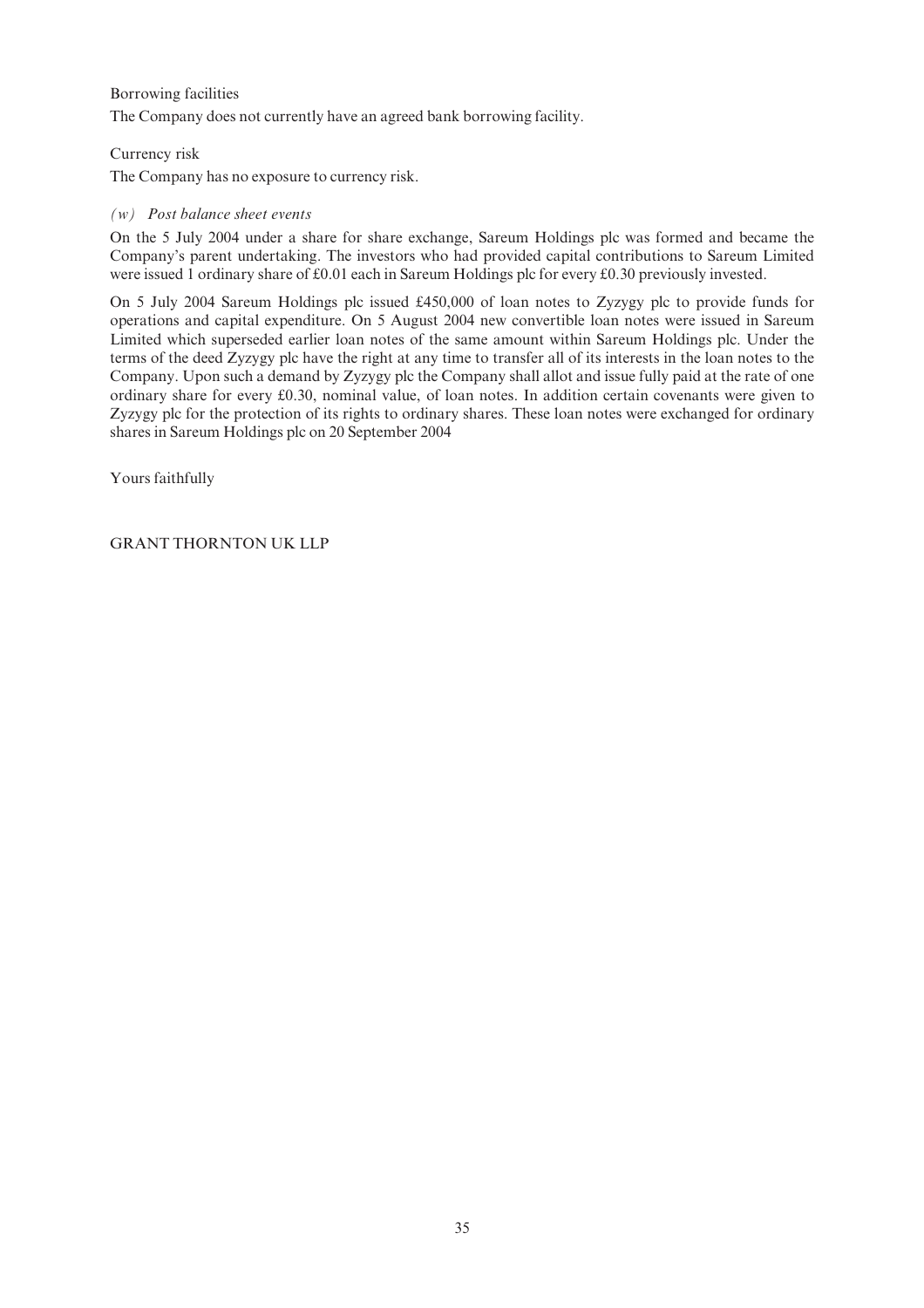Borrowing facilities

The Company does not currently have an agreed bank borrowing facility.

Currency risk

The Company has no exposure to currency risk.

*(w) Post balance sheet events*

On the 5 July 2004 under a share for share exchange, Sareum Holdings plc was formed and became the Company's parent undertaking. The investors who had provided capital contributions to Sareum Limited were issued 1 ordinary share of £0.01 each in Sareum Holdings plc for every £0.30 previously invested.

On 5 July 2004 Sareum Holdings plc issued £450,000 of loan notes to Zyzygy plc to provide funds for operations and capital expenditure. On 5 August 2004 new convertible loan notes were issued in Sareum Limited which superseded earlier loan notes of the same amount within Sareum Holdings plc. Under the terms of the deed Zyzygy plc have the right at any time to transfer all of its interests in the loan notes to the Company. Upon such a demand by Zyzygy plc the Company shall allot and issue fully paid at the rate of one ordinary share for every £0.30, nominal value, of loan notes. In addition certain covenants were given to Zyzygy plc for the protection of its rights to ordinary shares. These loan notes were exchanged for ordinary shares in Sareum Holdings plc on 20 September 2004

Yours faithfully

GRANT THORNTON UK LLP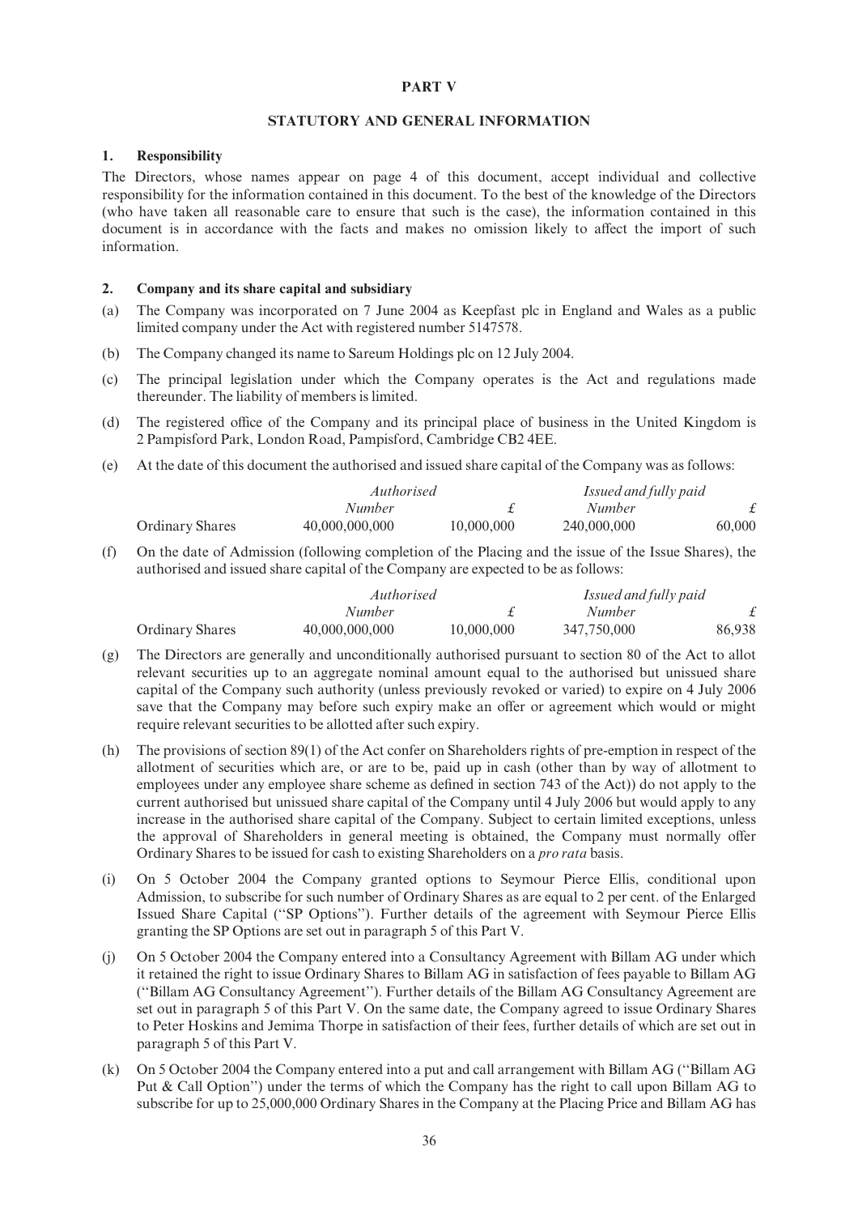# PART V

## STATUTORY AND GENERAL INFORMATION

### 1. Responsibility

The Directors, whose names appear on page 4 of this document, accept individual and collective responsibility for the information contained in this document. To the best of the knowledge of the Directors (who have taken all reasonable care to ensure that such is the case), the information contained in this document is in accordance with the facts and makes no omission likely to affect the import of such information.

### 2. Company and its share capital and subsidiary

(a) The Company was incorporated on 7 June 2004 as Keepfast plc in England and Wales as a public limited company under the Act with registered number 5147578.

(b) The Company changed its name to Sareum Holdings plc on 12 July 2004.

(c) The principal legislation under which the Company operates is the Act and regulations made thereunder. The liability of members is limited.

(d) The registered office of the Company and its principal place of business in the United Kingdom is 2 Pampisford Park, London Road, Pampisford, Cambridge CB2 4EE.

(e) At the date of this document the authorised and issued share capital of the Company was as follows:

| | *Authorised* | | *Issued and fully paid* | |
|---|---|---|---|---|
| | *Number* | *£* | *Number* | *£* |
| Ordinary Shares | 40,000,000,000 | 10,000,000 | 240,000,000 | 60,000 |

(f) On the date of Admission (following completion of the Placing and the issue of the Issue Shares), the authorised and issued share capital of the Company are expected to be as follows:

| | *Authorised* | | *Issued and fully paid* | |
|---|---|---|---|---|
| | *Number* | *£* | *Number* | *£* |
| Ordinary Shares | 40,000,000,000 | 10,000,000 | 347,750,000 | 86,938 |

(g) The Directors are generally and unconditionally authorised pursuant to section 80 of the Act to allot relevant securities up to an aggregate nominal amount equal to the authorised but unissued share capital of the Company such authority (unless previously revoked or varied) to expire on 4 July 2006 save that the Company may before such expiry make an offer or agreement which would or might require relevant securities to be allotted after such expiry.

(h) The provisions of section 89(1) of the Act confer on Shareholders rights of pre-emption in respect of the allotment of securities which are, or are to be, paid up in cash (other than by way of allotment to employees under any employee share scheme as defined in section 743 of the Act)) do not apply to the current authorised but unissued share capital of the Company until 4 July 2006 but would apply to any increase in the authorised share capital of the Company. Subject to certain limited exceptions, unless the approval of Shareholders in general meeting is obtained, the Company must normally offer Ordinary Shares to be issued for cash to existing Shareholders on a *pro rata* basis.

(i) On 5 October 2004 the Company granted options to Seymour Pierce Ellis, conditional upon Admission, to subscribe for such number of Ordinary Shares as are equal to 2 per cent. of the Enlarged Issued Share Capital ("SP Options"). Further details of the agreement with Seymour Pierce Ellis granting the SP Options are set out in paragraph 5 of this Part V.

(j) On 5 October 2004 the Company entered into a Consultancy Agreement with Billam AG under which it retained the right to issue Ordinary Shares to Billam AG in satisfaction of fees payable to Billam AG ("Billam AG Consultancy Agreement"). Further details of the Billam AG Consultancy Agreement are set out in paragraph 5 of this Part V. On the same date, the Company agreed to issue Ordinary Shares to Peter Hoskins and Jemima Thorpe in satisfaction of their fees, further details of which are set out in paragraph 5 of this Part V.

(k) On 5 October 2004 the Company entered into a put and call arrangement with Billam AG ("Billam AG Put & Call Option") under the terms of which the Company has the right to call upon Billam AG to subscribe for up to 25,000,000 Ordinary Shares in the Company at the Placing Price and Billam AG has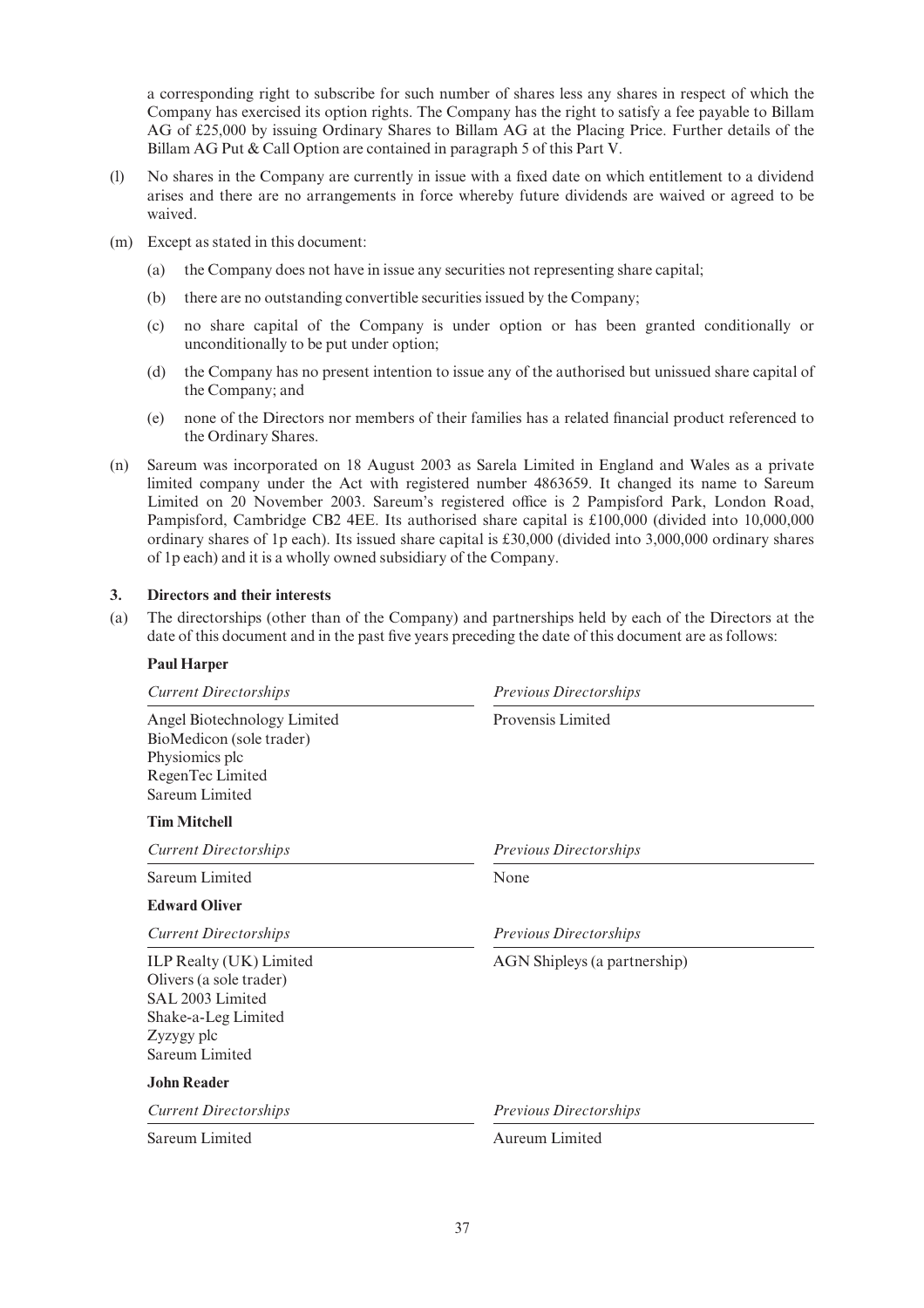a corresponding right to subscribe for such number of shares less any shares in respect of which the Company has exercised its option rights. The Company has the right to satisfy a fee payable to Billam AG of £25,000 by issuing Ordinary Shares to Billam AG at the Placing Price. Further details of the Billam AG Put & Call Option are contained in paragraph 5 of this Part V.

(l) No shares in the Company are currently in issue with a fixed date on which entitlement to a dividend arises and there are no arrangements in force whereby future dividends are waived or agreed to be waived.

(m) Except as stated in this document:

(a) the Company does not have in issue any securities not representing share capital;

(b) there are no outstanding convertible securities issued by the Company;

(c) no share capital of the Company is under option or has been granted conditionally or unconditionally to be put under option;

(d) the Company has no present intention to issue any of the authorised but unissued share capital of the Company; and

(e) none of the Directors nor members of their families has a related financial product referenced to the Ordinary Shares.

(n) Sareum was incorporated on 18 August 2003 as Sarela Limited in England and Wales as a private limited company under the Act with registered number 4863659. It changed its name to Sareum Limited on 20 November 2003. Sareum's registered office is 2 Pampisford Park, London Road, Pampisford, Cambridge CB2 4EE. Its authorised share capital is £100,000 (divided into 10,000,000 ordinary shares of 1p each). Its issued share capital is £30,000 (divided into 3,000,000 ordinary shares of 1p each) and it is a wholly owned subsidiary of the Company.

## 3. Directors and their interests

(a) The directorships (other than of the Company) and partnerships held by each of the Directors at the date of this document and in the past five years preceding the date of this document are as follows:

**Paul Harper**

| *Current Directorships* | *Previous Directorships* |
|---|---|
| Angel Biotechnology Limited<br>BioMedicon (sole trader)<br>Physiomics plc<br>RegenTec Limited<br>Sareum Limited | Provensis Limited |

**Tim Mitchell**

| *Current Directorships* | *Previous Directorships* |
|---|---|
| Sareum Limited | None |

**Edward Oliver**

| *Current Directorships* | *Previous Directorships* |
|---|---|
| ILP Realty (UK) Limited<br>Olivers (a sole trader)<br>SAL 2003 Limited<br>Shake-a-Leg Limited<br>Zyzygy plc<br>Sareum Limited | AGN Shipleys (a partnership) |

**John Reader**

| *Current Directorships* | *Previous Directorships* |
|---|---|
| Sareum Limited | Aureum Limited |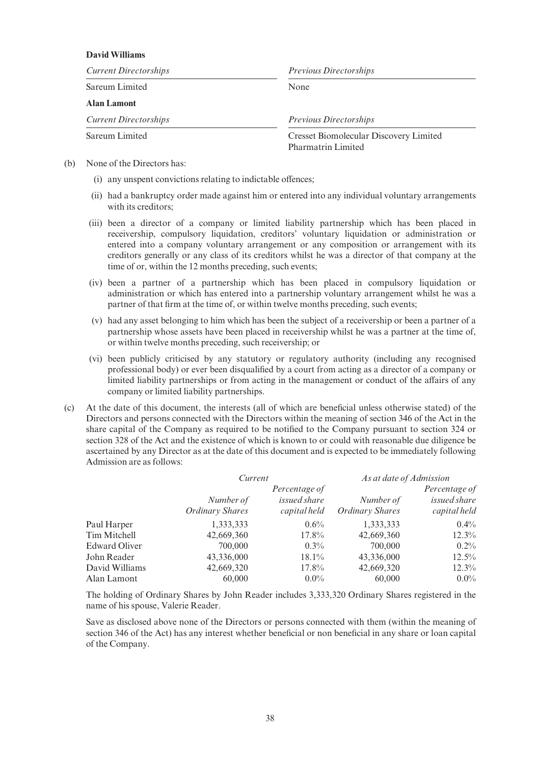**David Williams**

| *Current Directorships* | *Previous Directorships* |
|---|---|
| Sareum Limited | None |

**Alan Lamont**

| *Current Directorships* | *Previous Directorships* |
|---|---|
| Sareum Limited | Cresset Biomolecular Discovery Limited<br>Pharmatrin Limited |

(b) None of the Directors has:

(i) any unspent convictions relating to indictable offences;

(ii) had a bankruptcy order made against him or entered into any individual voluntary arrangements with its creditors;

(iii) been a director of a company or limited liability partnership which has been placed in receivership, compulsory liquidation, creditors' voluntary liquidation or administration or entered into a company voluntary arrangement or any composition or arrangement with its creditors generally or any class of its creditors whilst he was a director of that company at the time of or, within the 12 months preceding, such events;

(iv) been a partner of a partnership which has been placed in compulsory liquidation or administration or which has entered into a partnership voluntary arrangement whilst he was a partner of that firm at the time of, or within twelve months preceding, such events;

(v) had any asset belonging to him which has been the subject of a receivership or been a partner of a partnership whose assets have been placed in receivership whilst he was a partner at the time of, or within twelve months preceding, such receivership; or

(vi) been publicly criticised by any statutory or regulatory authority (including any recognised professional body) or ever been disqualified by a court from acting as a director of a company or limited liability partnerships or from acting in the management or conduct of the affairs of any company or limited liability partnerships.

(c) At the date of this document, the interests (all of which are beneficial unless otherwise stated) of the Directors and persons connected with the Directors within the meaning of section 346 of the Act in the share capital of the Company as required to be notified to the Company pursuant to section 324 or section 328 of the Act and the existence of which is known to or could with reasonable due diligence be ascertained by any Director as at the date of this document and is expected to be immediately following Admission are as follows:

| | *Current* | | *As at date of Admission* | |
|---|---|---|---|---|
| | *Number of Ordinary Shares* | *Percentage of issued share capital held* | *Number of Ordinary Shares* | *Percentage of issued share capital held* |
| Paul Harper | 1,333,333 | 0.6% | 1,333,333 | 0.4% |
| Tim Mitchell | 42,669,360 | 17.8% | 42,669,360 | 12.3% |
| Edward Oliver | 700,000 | 0.3% | 700,000 | 0.2% |
| John Reader | 43,336,000 | 18.1% | 43,336,000 | 12.5% |
| David Williams | 42,669,320 | 17.8% | 42,669,320 | 12.3% |
| Alan Lamont | 60,000 | 0.0% | 60,000 | 0.0% |

The holding of Ordinary Shares by John Reader includes 3,333,320 Ordinary Shares registered in the name of his spouse, Valerie Reader.

Save as disclosed above none of the Directors or persons connected with them (within the meaning of section 346 of the Act) has any interest whether beneficial or non beneficial in any share or loan capital of the Company.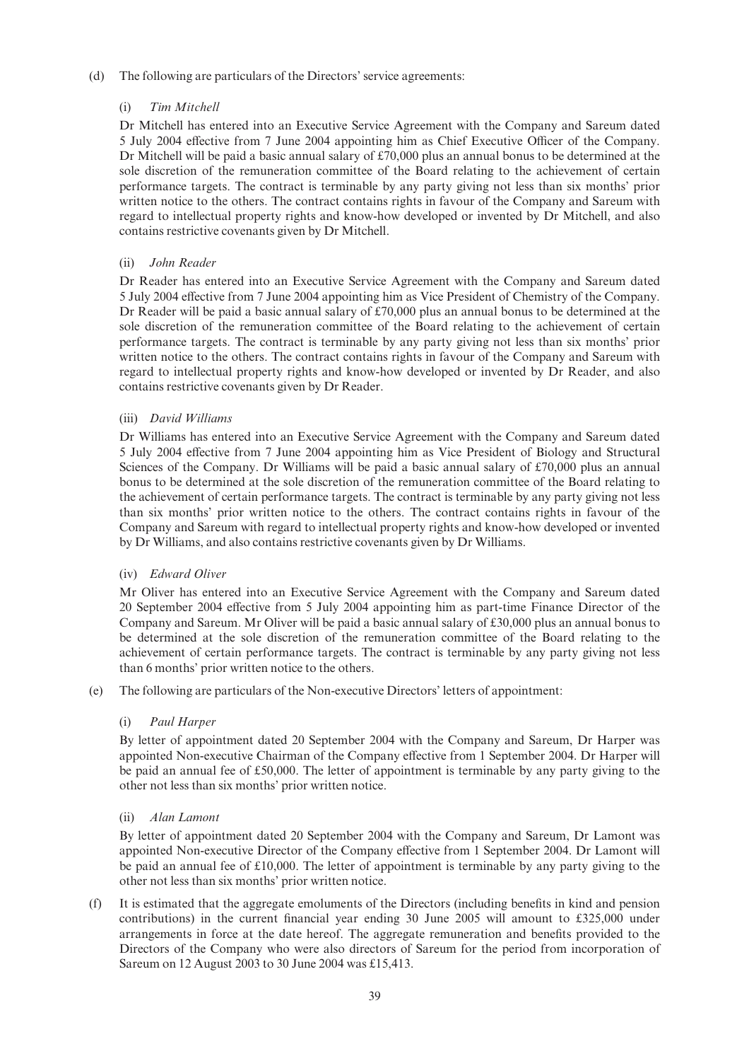(d) The following are particulars of the Directors' service agreements:

(i) *Tim Mitchell*

Dr Mitchell has entered into an Executive Service Agreement with the Company and Sareum dated 5 July 2004 effective from 7 June 2004 appointing him as Chief Executive Officer of the Company. Dr Mitchell will be paid a basic annual salary of £70,000 plus an annual bonus to be determined at the sole discretion of the remuneration committee of the Board relating to the achievement of certain performance targets. The contract is terminable by any party giving not less than six months' prior written notice to the others. The contract contains rights in favour of the Company and Sareum with regard to intellectual property rights and know-how developed or invented by Dr Mitchell, and also contains restrictive covenants given by Dr Mitchell.

(ii) *John Reader*

Dr Reader has entered into an Executive Service Agreement with the Company and Sareum dated 5 July 2004 effective from 7 June 2004 appointing him as Vice President of Chemistry of the Company. Dr Reader will be paid a basic annual salary of £70,000 plus an annual bonus to be determined at the sole discretion of the remuneration committee of the Board relating to the achievement of certain performance targets. The contract is terminable by any party giving not less than six months' prior written notice to the others. The contract contains rights in favour of the Company and Sareum with regard to intellectual property rights and know-how developed or invented by Dr Reader, and also contains restrictive covenants given by Dr Reader.

(iii) *David Williams*

Dr Williams has entered into an Executive Service Agreement with the Company and Sareum dated 5 July 2004 effective from 7 June 2004 appointing him as Vice President of Biology and Structural Sciences of the Company. Dr Williams will be paid a basic annual salary of £70,000 plus an annual bonus to be determined at the sole discretion of the remuneration committee of the Board relating to the achievement of certain performance targets. The contract is terminable by any party giving not less than six months' prior written notice to the others. The contract contains rights in favour of the Company and Sareum with regard to intellectual property rights and know-how developed or invented by Dr Williams, and also contains restrictive covenants given by Dr Williams.

(iv) *Edward Oliver*

Mr Oliver has entered into an Executive Service Agreement with the Company and Sareum dated 20 September 2004 effective from 5 July 2004 appointing him as part-time Finance Director of the Company and Sareum. Mr Oliver will be paid a basic annual salary of £30,000 plus an annual bonus to be determined at the sole discretion of the remuneration committee of the Board relating to the achievement of certain performance targets. The contract is terminable by any party giving not less than 6 months' prior written notice to the others.

(e) The following are particulars of the Non-executive Directors' letters of appointment:

(i) *Paul Harper*

By letter of appointment dated 20 September 2004 with the Company and Sareum, Dr Harper was appointed Non-executive Chairman of the Company effective from 1 September 2004. Dr Harper will be paid an annual fee of £50,000. The letter of appointment is terminable by any party giving to the other not less than six months' prior written notice.

(ii) *Alan Lamont*

By letter of appointment dated 20 September 2004 with the Company and Sareum, Dr Lamont was appointed Non-executive Director of the Company effective from 1 September 2004. Dr Lamont will be paid an annual fee of £10,000. The letter of appointment is terminable by any party giving to the other not less than six months' prior written notice.

(f) It is estimated that the aggregate emoluments of the Directors (including benefits in kind and pension contributions) in the current financial year ending 30 June 2005 will amount to £325,000 under arrangements in force at the date hereof. The aggregate remuneration and benefits provided to the Directors of the Company who were also directors of Sareum for the period from incorporation of Sareum on 12 August 2003 to 30 June 2004 was £15,413.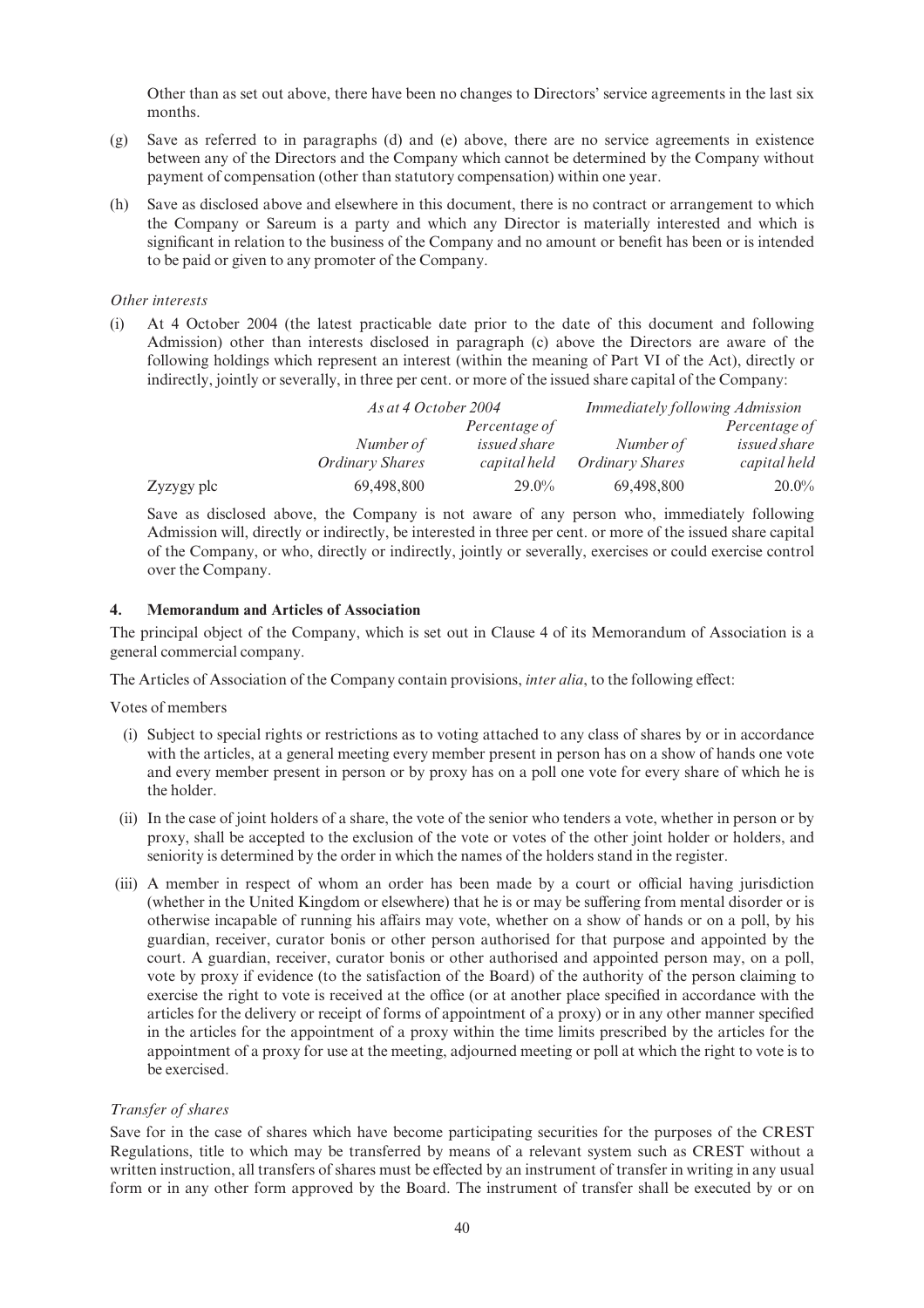Other than as set out above, there have been no changes to Directors' service agreements in the last six months.

(g) Save as referred to in paragraphs (d) and (e) above, there are no service agreements in existence between any of the Directors and the Company which cannot be determined by the Company without payment of compensation (other than statutory compensation) within one year.

(h) Save as disclosed above and elsewhere in this document, there is no contract or arrangement to which the Company or Sareum is a party and which any Director is materially interested and which is significant in relation to the business of the Company and no amount or benefit has been or is intended to be paid or given to any promoter of the Company.

*Other interests*

(i) At 4 October 2004 (the latest practicable date prior to the date of this document and following Admission) other than interests disclosed in paragraph (c) above the Directors are aware of the following holdings which represent an interest (within the meaning of Part VI of the Act), directly or indirectly, jointly or severally, in three per cent. or more of the issued share capital of the Company:

| | *As at 4 October 2004* | | *Immediately following Admission* | |
|---|---|---|---|---|
| | *Number of Ordinary Shares* | *Percentage of issued share capital held* | *Number of Ordinary Shares* | *Percentage of issued share capital held* |
| Zyzygy plc | 69,498,800 | 29.0% | 69,498,800 | 20.0% |

Save as disclosed above, the Company is not aware of any person who, immediately following Admission will, directly or indirectly, be interested in three per cent. or more of the issued share capital of the Company, or who, directly or indirectly, jointly or severally, exercises or could exercise control over the Company.

**4. Memorandum and Articles of Association**

The principal object of the Company, which is set out in Clause 4 of its Memorandum of Association is a general commercial company.

The Articles of Association of the Company contain provisions, *inter alia*, to the following effect:

Votes of members

(i) Subject to special rights or restrictions as to voting attached to any class of shares by or in accordance with the articles, at a general meeting every member present in person has on a show of hands one vote and every member present in person or by proxy has on a poll one vote for every share of which he is the holder.

(ii) In the case of joint holders of a share, the vote of the senior who tenders a vote, whether in person or by proxy, shall be accepted to the exclusion of the vote or votes of the other joint holder or holders, and seniority is determined by the order in which the names of the holders stand in the register.

(iii) A member in respect of whom an order has been made by a court or official having jurisdiction (whether in the United Kingdom or elsewhere) that he is or may be suffering from mental disorder or is otherwise incapable of running his affairs may vote, whether on a show of hands or on a poll, by his guardian, receiver, curator bonis or other person authorised for that purpose and appointed by the court. A guardian, receiver, curator bonis or other authorised and appointed person may, on a poll, vote by proxy if evidence (to the satisfaction of the Board) of the authority of the person claiming to exercise the right to vote is received at the office (or at another place specified in accordance with the articles for the delivery or receipt of forms of appointment of a proxy) or in any other manner specified in the articles for the appointment of a proxy within the time limits prescribed by the articles for the appointment of a proxy for use at the meeting, adjourned meeting or poll at which the right to vote is to be exercised.

*Transfer of shares*

Save for in the case of shares which have become participating securities for the purposes of the CREST Regulations, title to which may be transferred by means of a relevant system such as CREST without a written instruction, all transfers of shares must be effected by an instrument of transfer in writing in any usual form or in any other form approved by the Board. The instrument of transfer shall be executed by or on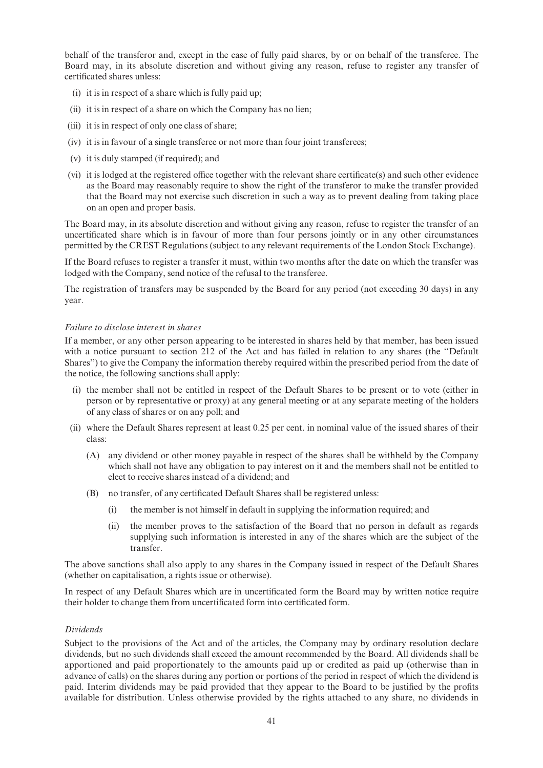behalf of the transferor and, except in the case of fully paid shares, by or on behalf of the transferee. The Board may, in its absolute discretion and without giving any reason, refuse to register any transfer of certificated shares unless:

- (i) it is in respect of a share which is fully paid up;
- (ii) it is in respect of a share on which the Company has no lien;
- (iii) it is in respect of only one class of share;
- (iv) it is in favour of a single transferee or not more than four joint transferees;
- (v) it is duly stamped (if required); and
- (vi) it is lodged at the registered office together with the relevant share certificate(s) and such other evidence as the Board may reasonably require to show the right of the transferor to make the transfer provided that the Board may not exercise such discretion in such a way as to prevent dealing from taking place on an open and proper basis.

The Board may, in its absolute discretion and without giving any reason, refuse to register the transfer of an uncertificated share which is in favour of more than four persons jointly or in any other circumstances permitted by the CREST Regulations (subject to any relevant requirements of the London Stock Exchange).

If the Board refuses to register a transfer it must, within two months after the date on which the transfer was lodged with the Company, send notice of the refusal to the transferee.

The registration of transfers may be suspended by the Board for any period (not exceeding 30 days) in any year.

*Failure to disclose interest in shares*

If a member, or any other person appearing to be interested in shares held by that member, has been issued with a notice pursuant to section 212 of the Act and has failed in relation to any shares (the ''Default Shares'') to give the Company the information thereby required within the prescribed period from the date of the notice, the following sanctions shall apply:

- (i) the member shall not be entitled in respect of the Default Shares to be present or to vote (either in person or by representative or proxy) at any general meeting or at any separate meeting of the holders of any class of shares or on any poll; and
- (ii) where the Default Shares represent at least 0.25 per cent. in nominal value of the issued shares of their class:
  - (A) any dividend or other money payable in respect of the shares shall be withheld by the Company which shall not have any obligation to pay interest on it and the members shall not be entitled to elect to receive shares instead of a dividend; and
  - (B) no transfer, of any certificated Default Shares shall be registered unless:
    - (i) the member is not himself in default in supplying the information required; and
    - (ii) the member proves to the satisfaction of the Board that no person in default as regards supplying such information is interested in any of the shares which are the subject of the transfer.

The above sanctions shall also apply to any shares in the Company issued in respect of the Default Shares (whether on capitalisation, a rights issue or otherwise).

In respect of any Default Shares which are in uncertificated form the Board may by written notice require their holder to change them from uncertificated form into certificated form.

*Dividends*

Subject to the provisions of the Act and of the articles, the Company may by ordinary resolution declare dividends, but no such dividends shall exceed the amount recommended by the Board. All dividends shall be apportioned and paid proportionately to the amounts paid up or credited as paid up (otherwise than in advance of calls) on the shares during any portion or portions of the period in respect of which the dividend is paid. Interim dividends may be paid provided that they appear to the Board to be justified by the profits available for distribution. Unless otherwise provided by the rights attached to any share, no dividends in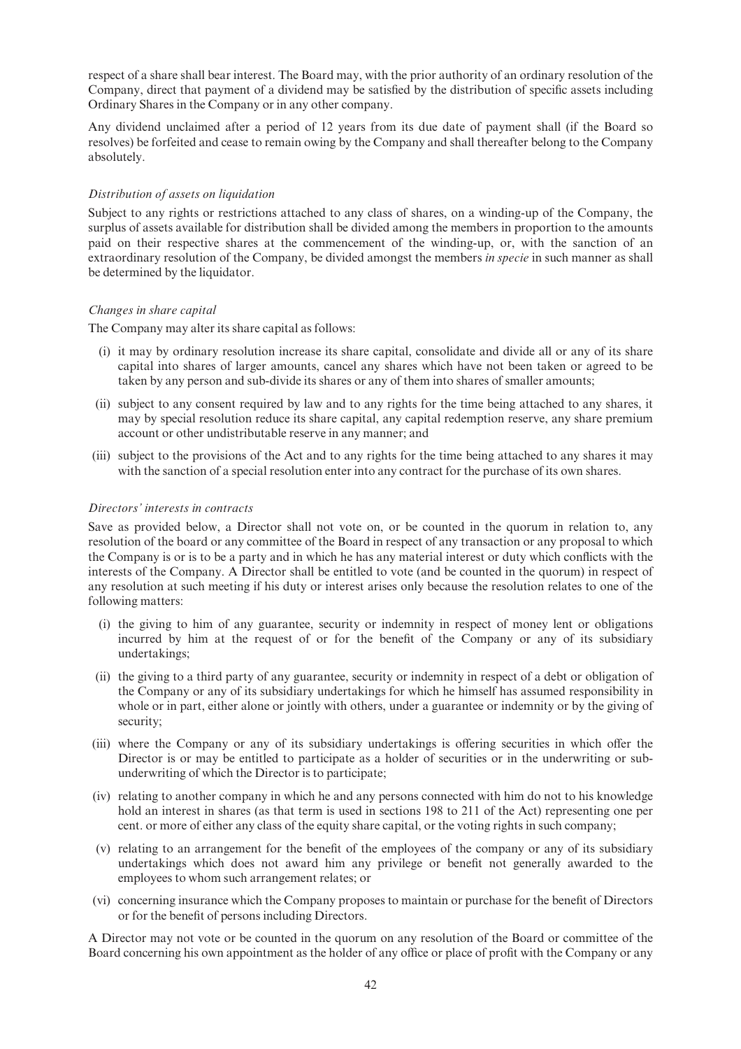respect of a share shall bear interest. The Board may, with the prior authority of an ordinary resolution of the Company, direct that payment of a dividend may be satisfied by the distribution of specific assets including Ordinary Shares in the Company or in any other company.

Any dividend unclaimed after a period of 12 years from its due date of payment shall (if the Board so resolves) be forfeited and cease to remain owing by the Company and shall thereafter belong to the Company absolutely.

*Distribution of assets on liquidation*

Subject to any rights or restrictions attached to any class of shares, on a winding-up of the Company, the surplus of assets available for distribution shall be divided among the members in proportion to the amounts paid on their respective shares at the commencement of the winding-up, or, with the sanction of an extraordinary resolution of the Company, be divided amongst the members *in specie* in such manner as shall be determined by the liquidator.

*Changes in share capital*

The Company may alter its share capital as follows:

(i) it may by ordinary resolution increase its share capital, consolidate and divide all or any of its share capital into shares of larger amounts, cancel any shares which have not been taken or agreed to be taken by any person and sub-divide its shares or any of them into shares of smaller amounts;

(ii) subject to any consent required by law and to any rights for the time being attached to any shares, it may by special resolution reduce its share capital, any capital redemption reserve, any share premium account or other undistributable reserve in any manner; and

(iii) subject to the provisions of the Act and to any rights for the time being attached to any shares it may with the sanction of a special resolution enter into any contract for the purchase of its own shares.

*Directors' interests in contracts*

Save as provided below, a Director shall not vote on, or be counted in the quorum in relation to, any resolution of the board or any committee of the Board in respect of any transaction or any proposal to which the Company is or is to be a party and in which he has any material interest or duty which conflicts with the interests of the Company. A Director shall be entitled to vote (and be counted in the quorum) in respect of any resolution at such meeting if his duty or interest arises only because the resolution relates to one of the following matters:

(i) the giving to him of any guarantee, security or indemnity in respect of money lent or obligations incurred by him at the request of or for the benefit of the Company or any of its subsidiary undertakings;

(ii) the giving to a third party of any guarantee, security or indemnity in respect of a debt or obligation of the Company or any of its subsidiary undertakings for which he himself has assumed responsibility in whole or in part, either alone or jointly with others, under a guarantee or indemnity or by the giving of security;

(iii) where the Company or any of its subsidiary undertakings is offering securities in which offer the Director is or may be entitled to participate as a holder of securities or in the underwriting or sub-underwriting of which the Director is to participate;

(iv) relating to another company in which he and any persons connected with him do not to his knowledge hold an interest in shares (as that term is used in sections 198 to 211 of the Act) representing one per cent. or more of either any class of the equity share capital, or the voting rights in such company;

(v) relating to an arrangement for the benefit of the employees of the company or any of its subsidiary undertakings which does not award him any privilege or benefit not generally awarded to the employees to whom such arrangement relates; or

(vi) concerning insurance which the Company proposes to maintain or purchase for the benefit of Directors or for the benefit of persons including Directors.

A Director may not vote or be counted in the quorum on any resolution of the Board or committee of the Board concerning his own appointment as the holder of any office or place of profit with the Company or any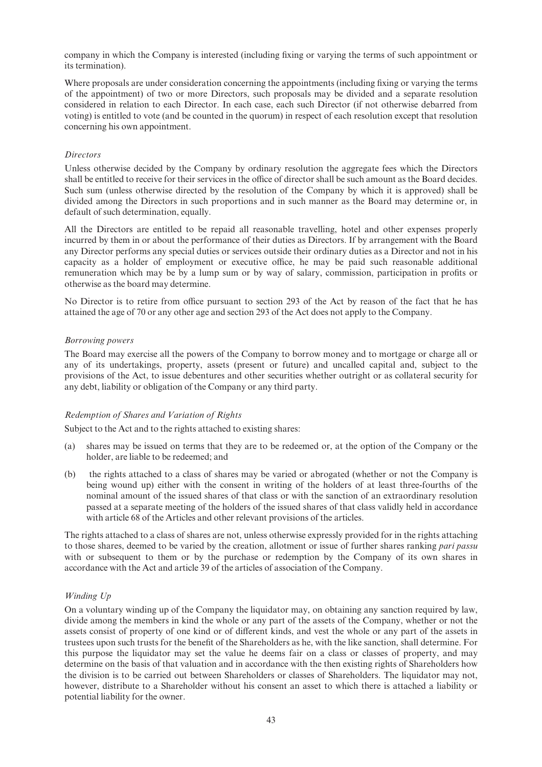company in which the Company is interested (including fixing or varying the terms of such appointment or its termination).

Where proposals are under consideration concerning the appointments (including fixing or varying the terms of the appointment) of two or more Directors, such proposals may be divided and a separate resolution considered in relation to each Director. In each case, each such Director (if not otherwise debarred from voting) is entitled to vote (and be counted in the quorum) in respect of each resolution except that resolution concerning his own appointment.

*Directors*

Unless otherwise decided by the Company by ordinary resolution the aggregate fees which the Directors shall be entitled to receive for their services in the office of director shall be such amount as the Board decides. Such sum (unless otherwise directed by the resolution of the Company by which it is approved) shall be divided among the Directors in such proportions and in such manner as the Board may determine or, in default of such determination, equally.

All the Directors are entitled to be repaid all reasonable travelling, hotel and other expenses properly incurred by them in or about the performance of their duties as Directors. If by arrangement with the Board any Director performs any special duties or services outside their ordinary duties as a Director and not in his capacity as a holder of employment or executive office, he may be paid such reasonable additional remuneration which may be by a lump sum or by way of salary, commission, participation in profits or otherwise as the board may determine.

No Director is to retire from office pursuant to section 293 of the Act by reason of the fact that he has attained the age of 70 or any other age and section 293 of the Act does not apply to the Company.

*Borrowing powers*

The Board may exercise all the powers of the Company to borrow money and to mortgage or charge all or any of its undertakings, property, assets (present or future) and uncalled capital and, subject to the provisions of the Act, to issue debentures and other securities whether outright or as collateral security for any debt, liability or obligation of the Company or any third party.

*Redemption of Shares and Variation of Rights*

Subject to the Act and to the rights attached to existing shares:

(a) shares may be issued on terms that they are to be redeemed or, at the option of the Company or the holder, are liable to be redeemed; and

(b) the rights attached to a class of shares may be varied or abrogated (whether or not the Company is being wound up) either with the consent in writing of the holders of at least three-fourths of the nominal amount of the issued shares of that class or with the sanction of an extraordinary resolution passed at a separate meeting of the holders of the issued shares of that class validly held in accordance with article 68 of the Articles and other relevant provisions of the articles.

The rights attached to a class of shares are not, unless otherwise expressly provided for in the rights attaching to those shares, deemed to be varied by the creation, allotment or issue of further shares ranking *pari passu* with or subsequent to them or by the purchase or redemption by the Company of its own shares in accordance with the Act and article 39 of the articles of association of the Company.

*Winding Up*

On a voluntary winding up of the Company the liquidator may, on obtaining any sanction required by law, divide among the members in kind the whole or any part of the assets of the Company, whether or not the assets consist of property of one kind or of different kinds, and vest the whole or any part of the assets in trustees upon such trusts for the benefit of the Shareholders as he, with the like sanction, shall determine. For this purpose the liquidator may set the value he deems fair on a class or classes of property, and may determine on the basis of that valuation and in accordance with the then existing rights of Shareholders how the division is to be carried out between Shareholders or classes of Shareholders. The liquidator may not, however, distribute to a Shareholder without his consent an asset to which there is attached a liability or potential liability for the owner.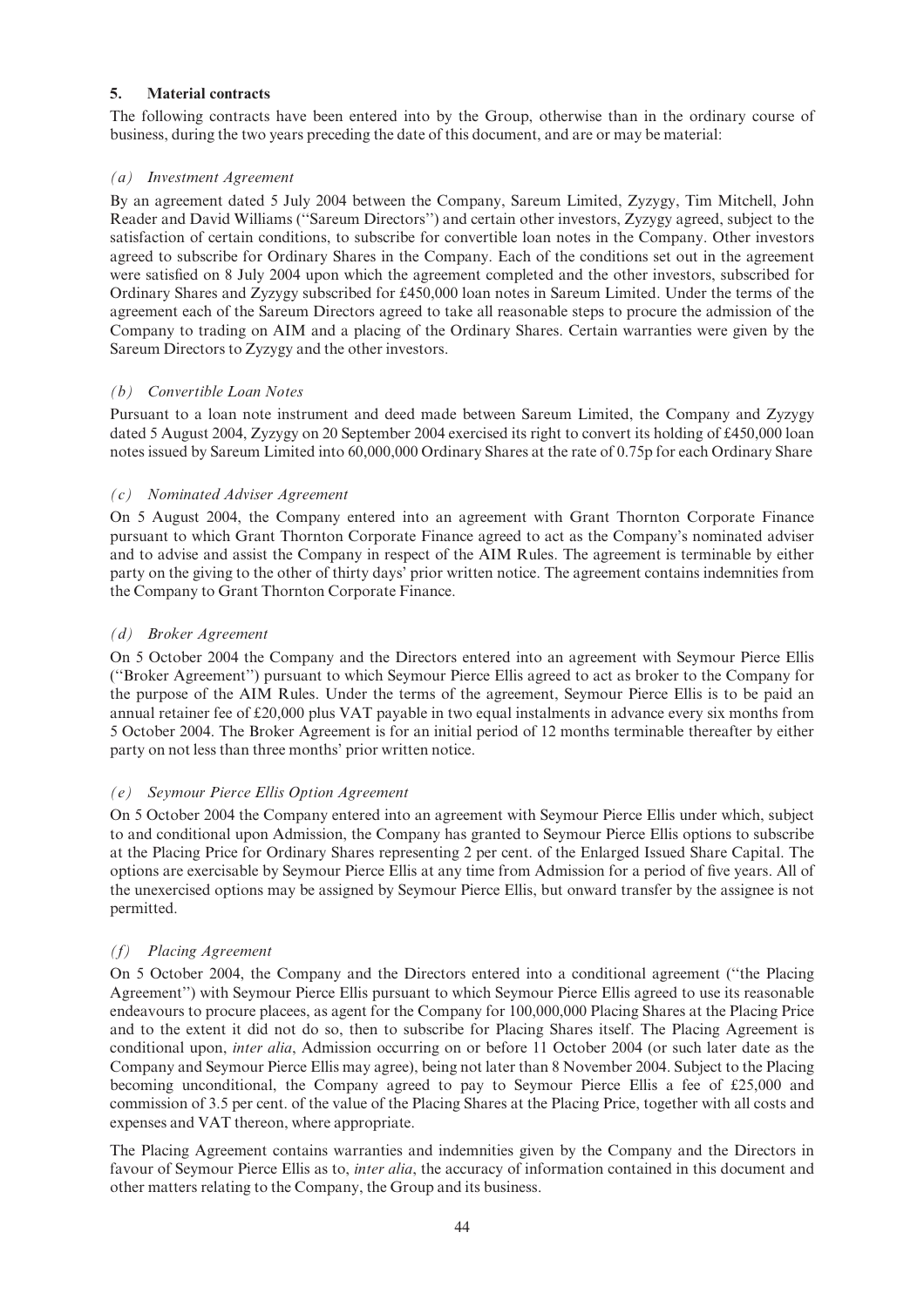## 5. Material contracts

The following contracts have been entered into by the Group, otherwise than in the ordinary course of business, during the two years preceding the date of this document, and are or may be material:

### *(a) Investment Agreement*

By an agreement dated 5 July 2004 between the Company, Sareum Limited, Zyzygy, Tim Mitchell, John Reader and David Williams ("Sareum Directors") and certain other investors, Zyzygy agreed, subject to the satisfaction of certain conditions, to subscribe for convertible loan notes in the Company. Other investors agreed to subscribe for Ordinary Shares in the Company. Each of the conditions set out in the agreement were satisfied on 8 July 2004 upon which the agreement completed and the other investors, subscribed for Ordinary Shares and Zyzygy subscribed for £450,000 loan notes in Sareum Limited. Under the terms of the agreement each of the Sareum Directors agreed to take all reasonable steps to procure the admission of the Company to trading on AIM and a placing of the Ordinary Shares. Certain warranties were given by the Sareum Directors to Zyzygy and the other investors.

### *(b) Convertible Loan Notes*

Pursuant to a loan note instrument and deed made between Sareum Limited, the Company and Zyzygy dated 5 August 2004, Zyzygy on 20 September 2004 exercised its right to convert its holding of £450,000 loan notes issued by Sareum Limited into 60,000,000 Ordinary Shares at the rate of 0.75p for each Ordinary Share

### *(c) Nominated Adviser Agreement*

On 5 August 2004, the Company entered into an agreement with Grant Thornton Corporate Finance pursuant to which Grant Thornton Corporate Finance agreed to act as the Company's nominated adviser and to advise and assist the Company in respect of the AIM Rules. The agreement is terminable by either party on the giving to the other of thirty days' prior written notice. The agreement contains indemnities from the Company to Grant Thornton Corporate Finance.

### *(d) Broker Agreement*

On 5 October 2004 the Company and the Directors entered into an agreement with Seymour Pierce Ellis ("Broker Agreement") pursuant to which Seymour Pierce Ellis agreed to act as broker to the Company for the purpose of the AIM Rules. Under the terms of the agreement, Seymour Pierce Ellis is to be paid an annual retainer fee of £20,000 plus VAT payable in two equal instalments in advance every six months from 5 October 2004. The Broker Agreement is for an initial period of 12 months terminable thereafter by either party on not less than three months' prior written notice.

### *(e) Seymour Pierce Ellis Option Agreement*

On 5 October 2004 the Company entered into an agreement with Seymour Pierce Ellis under which, subject to and conditional upon Admission, the Company has granted to Seymour Pierce Ellis options to subscribe at the Placing Price for Ordinary Shares representing 2 per cent. of the Enlarged Issued Share Capital. The options are exercisable by Seymour Pierce Ellis at any time from Admission for a period of five years. All of the unexercised options may be assigned by Seymour Pierce Ellis, but onward transfer by the assignee is not permitted.

### *(f) Placing Agreement*

On 5 October 2004, the Company and the Directors entered into a conditional agreement ("the Placing Agreement") with Seymour Pierce Ellis pursuant to which Seymour Pierce Ellis agreed to use its reasonable endeavours to procure placees, as agent for the Company for 100,000,000 Placing Shares at the Placing Price and to the extent it did not do so, then to subscribe for Placing Shares itself. The Placing Agreement is conditional upon, *inter alia*, Admission occurring on or before 11 October 2004 (or such later date as the Company and Seymour Pierce Ellis may agree), being not later than 8 November 2004. Subject to the Placing becoming unconditional, the Company agreed to pay to Seymour Pierce Ellis a fee of £25,000 and commission of 3.5 per cent. of the value of the Placing Shares at the Placing Price, together with all costs and expenses and VAT thereon, where appropriate.

The Placing Agreement contains warranties and indemnities given by the Company and the Directors in favour of Seymour Pierce Ellis as to, *inter alia*, the accuracy of information contained in this document and other matters relating to the Company, the Group and its business.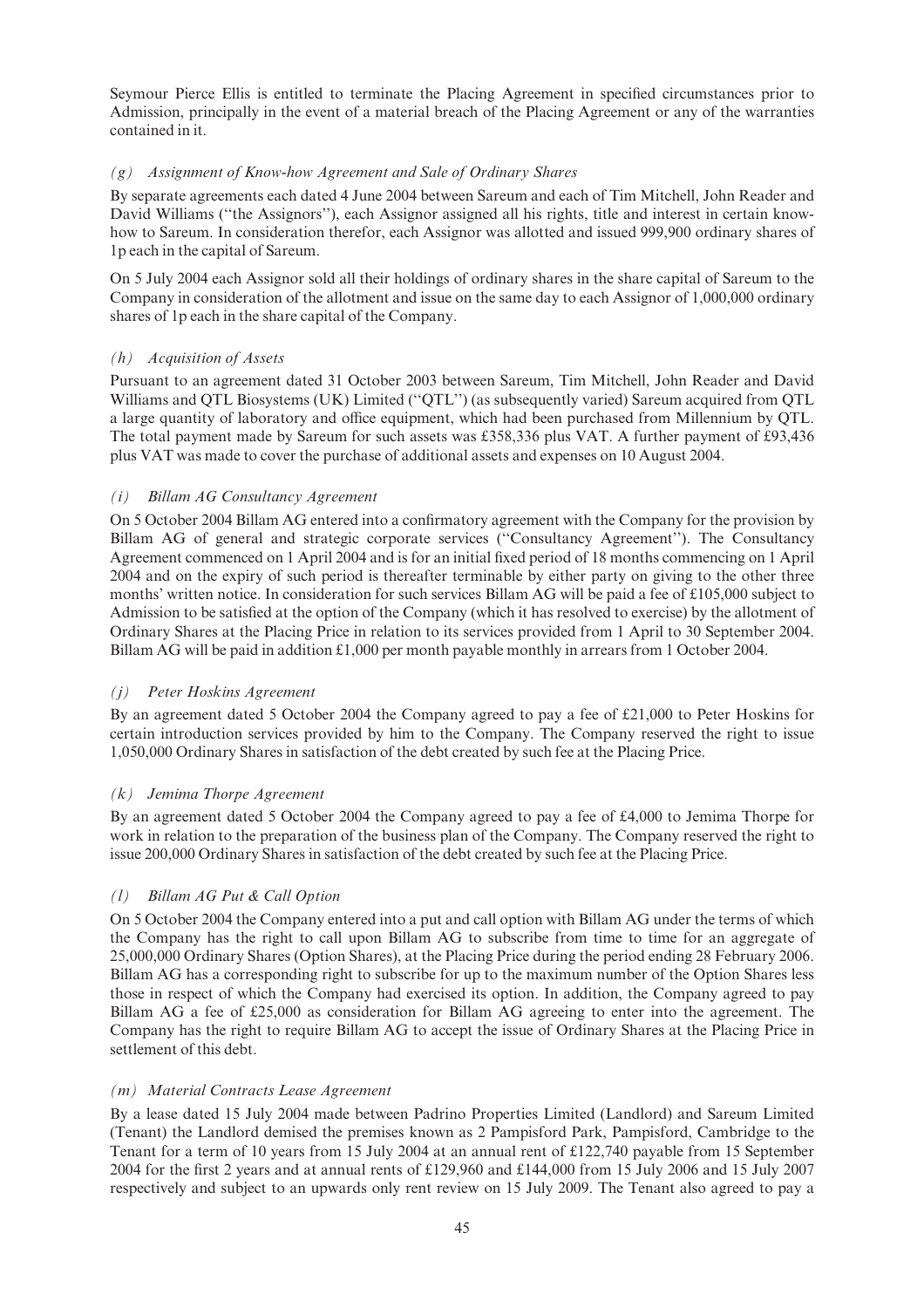Seymour Pierce Ellis is entitled to terminate the Placing Agreement in specified circumstances prior to Admission, principally in the event of a material breach of the Placing Agreement or any of the warranties contained in it.

### *(g) Assignment of Know-how Agreement and Sale of Ordinary Shares*

By separate agreements each dated 4 June 2004 between Sareum and each of Tim Mitchell, John Reader and David Williams ("the Assignors"), each Assignor assigned all his rights, title and interest in certain know-how to Sareum. In consideration therefor, each Assignor was allotted and issued 999,900 ordinary shares of 1p each in the capital of Sareum.

On 5 July 2004 each Assignor sold all their holdings of ordinary shares in the share capital of Sareum to the Company in consideration of the allotment and issue on the same day to each Assignor of 1,000,000 ordinary shares of 1p each in the share capital of the Company.

### *(h) Acquisition of Assets*

Pursuant to an agreement dated 31 October 2003 between Sareum, Tim Mitchell, John Reader and David Williams and QTL Biosystems (UK) Limited ("QTL") (as subsequently varied) Sareum acquired from QTL a large quantity of laboratory and office equipment, which had been purchased from Millennium by QTL. The total payment made by Sareum for such assets was £358,336 plus VAT. A further payment of £93,436 plus VAT was made to cover the purchase of additional assets and expenses on 10 August 2004.

### *(i) Billam AG Consultancy Agreement*

On 5 October 2004 Billam AG entered into a confirmatory agreement with the Company for the provision by Billam AG of general and strategic corporate services ("Consultancy Agreement"). The Consultancy Agreement commenced on 1 April 2004 and is for an initial fixed period of 18 months commencing on 1 April 2004 and on the expiry of such period is thereafter terminable by either party on giving to the other three months' written notice. In consideration for such services Billam AG will be paid a fee of £105,000 subject to Admission to be satisfied at the option of the Company (which it has resolved to exercise) by the allotment of Ordinary Shares at the Placing Price in relation to its services provided from 1 April to 30 September 2004. Billam AG will be paid in addition £1,000 per month payable monthly in arrears from 1 October 2004.

### *(j) Peter Hoskins Agreement*

By an agreement dated 5 October 2004 the Company agreed to pay a fee of £21,000 to Peter Hoskins for certain introduction services provided by him to the Company. The Company reserved the right to issue 1,050,000 Ordinary Shares in satisfaction of the debt created by such fee at the Placing Price.

### *(k) Jemima Thorpe Agreement*

By an agreement dated 5 October 2004 the Company agreed to pay a fee of £4,000 to Jemima Thorpe for work in relation to the preparation of the business plan of the Company. The Company reserved the right to issue 200,000 Ordinary Shares in satisfaction of the debt created by such fee at the Placing Price.

### *(l) Billam AG Put & Call Option*

On 5 October 2004 the Company entered into a put and call option with Billam AG under the terms of which the Company has the right to call upon Billam AG to subscribe from time to time for an aggregate of 25,000,000 Ordinary Shares (Option Shares), at the Placing Price during the period ending 28 February 2006. Billam AG has a corresponding right to subscribe for up to the maximum number of the Option Shares less those in respect of which the Company had exercised its option. In addition, the Company agreed to pay Billam AG a fee of £25,000 as consideration for Billam AG agreeing to enter into the agreement. The Company has the right to require Billam AG to accept the issue of Ordinary Shares at the Placing Price in settlement of this debt.

### *(m) Material Contracts Lease Agreement*

By a lease dated 15 July 2004 made between Padrino Properties Limited (Landlord) and Sareum Limited (Tenant) the Landlord demised the premises known as 2 Pampisford Park, Pampisford, Cambridge to the Tenant for a term of 10 years from 15 July 2004 at an annual rent of £122,740 payable from 15 September 2004 for the first 2 years and at annual rents of £129,960 and £144,000 from 15 July 2006 and 15 July 2007 respectively and subject to an upwards only rent review on 15 July 2009. The Tenant also agreed to pay a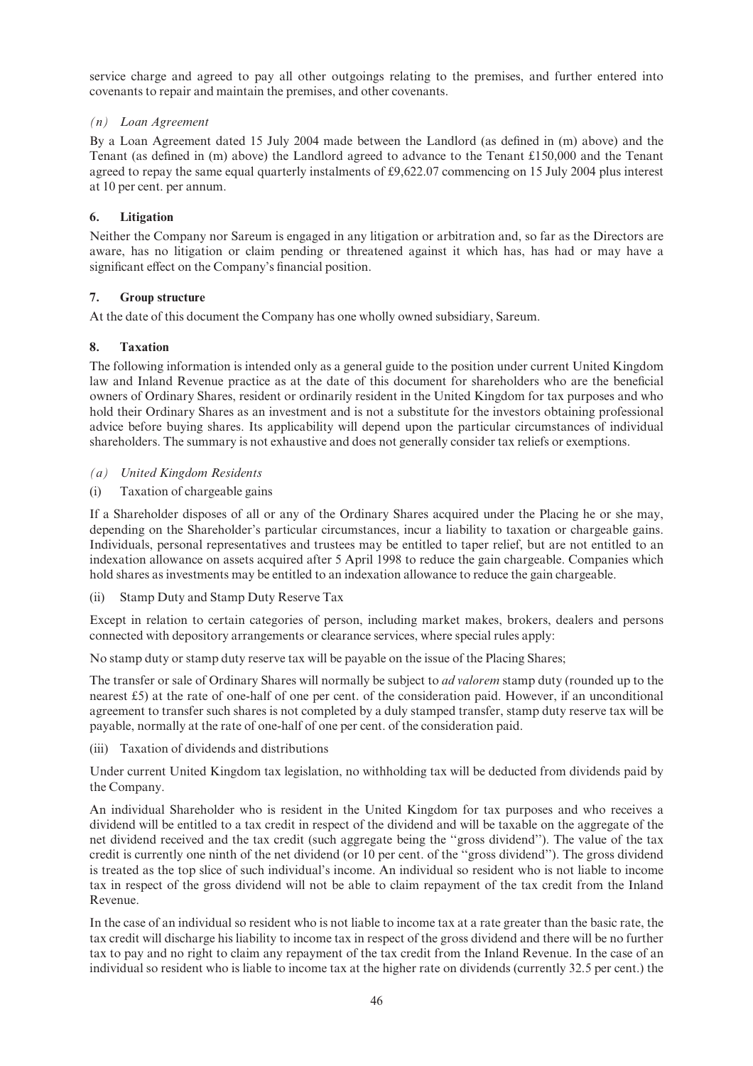service charge and agreed to pay all other outgoings relating to the premises, and further entered into covenants to repair and maintain the premises, and other covenants.

*(n) Loan Agreement*

By a Loan Agreement dated 15 July 2004 made between the Landlord (as defined in (m) above) and the Tenant (as defined in (m) above) the Landlord agreed to advance to the Tenant £150,000 and the Tenant agreed to repay the same equal quarterly instalments of £9,622.07 commencing on 15 July 2004 plus interest at 10 per cent. per annum.

## 6. Litigation

Neither the Company nor Sareum is engaged in any litigation or arbitration and, so far as the Directors are aware, has no litigation or claim pending or threatened against it which has, has had or may have a significant effect on the Company's financial position.

## 7. Group structure

At the date of this document the Company has one wholly owned subsidiary, Sareum.

## 8. Taxation

The following information is intended only as a general guide to the position under current United Kingdom law and Inland Revenue practice as at the date of this document for shareholders who are the beneficial owners of Ordinary Shares, resident or ordinarily resident in the United Kingdom for tax purposes and who hold their Ordinary Shares as an investment and is not a substitute for the investors obtaining professional advice before buying shares. Its applicability will depend upon the particular circumstances of individual shareholders. The summary is not exhaustive and does not generally consider tax reliefs or exemptions.

*(a) United Kingdom Residents*

(i) Taxation of chargeable gains

If a Shareholder disposes of all or any of the Ordinary Shares acquired under the Placing he or she may, depending on the Shareholder's particular circumstances, incur a liability to taxation or chargeable gains. Individuals, personal representatives and trustees may be entitled to taper relief, but are not entitled to an indexation allowance on assets acquired after 5 April 1998 to reduce the gain chargeable. Companies which hold shares as investments may be entitled to an indexation allowance to reduce the gain chargeable.

(ii) Stamp Duty and Stamp Duty Reserve Tax

Except in relation to certain categories of person, including market makes, brokers, dealers and persons connected with depository arrangements or clearance services, where special rules apply:

No stamp duty or stamp duty reserve tax will be payable on the issue of the Placing Shares;

The transfer or sale of Ordinary Shares will normally be subject to *ad valorem* stamp duty (rounded up to the nearest £5) at the rate of one-half of one per cent. of the consideration paid. However, if an unconditional agreement to transfer such shares is not completed by a duly stamped transfer, stamp duty reserve tax will be payable, normally at the rate of one-half of one per cent. of the consideration paid.

(iii) Taxation of dividends and distributions

Under current United Kingdom tax legislation, no withholding tax will be deducted from dividends paid by the Company.

An individual Shareholder who is resident in the United Kingdom for tax purposes and who receives a dividend will be entitled to a tax credit in respect of the dividend and will be taxable on the aggregate of the net dividend received and the tax credit (such aggregate being the ''gross dividend''). The value of the tax credit is currently one ninth of the net dividend (or 10 per cent. of the ''gross dividend''). The gross dividend is treated as the top slice of such individual's income. An individual so resident who is not liable to income tax in respect of the gross dividend will not be able to claim repayment of the tax credit from the Inland Revenue.

In the case of an individual so resident who is not liable to income tax at a rate greater than the basic rate, the tax credit will discharge his liability to income tax in respect of the gross dividend and there will be no further tax to pay and no right to claim any repayment of the tax credit from the Inland Revenue. In the case of an individual so resident who is liable to income tax at the higher rate on dividends (currently 32.5 per cent.) the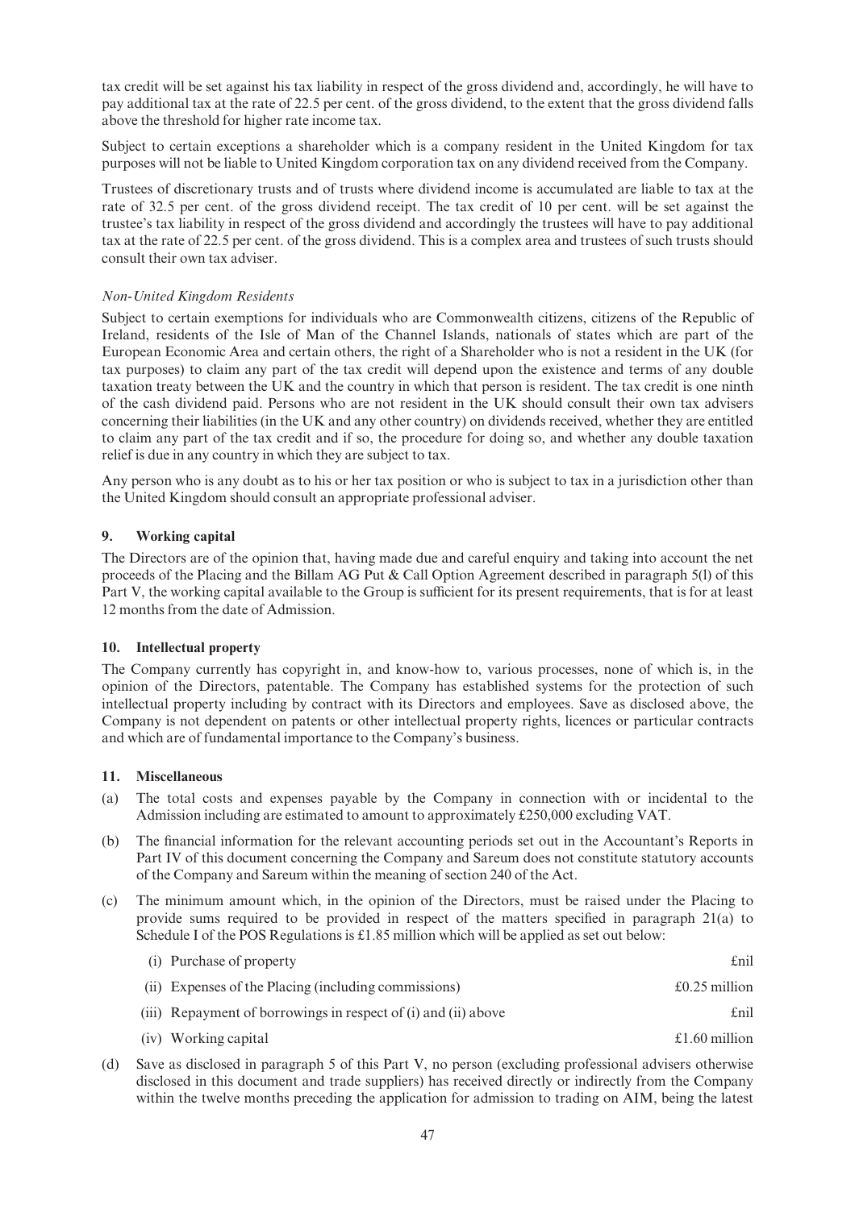tax credit will be set against his tax liability in respect of the gross dividend and, accordingly, he will have to pay additional tax at the rate of 22.5 per cent. of the gross dividend, to the extent that the gross dividend falls above the threshold for higher rate income tax.

Subject to certain exceptions a shareholder which is a company resident in the United Kingdom for tax purposes will not be liable to United Kingdom corporation tax on any dividend received from the Company.

Trustees of discretionary trusts and of trusts where dividend income is accumulated are liable to tax at the rate of 32.5 per cent. of the gross dividend receipt. The tax credit of 10 per cent. will be set against the trustee's tax liability in respect of the gross dividend and accordingly the trustees will have to pay additional tax at the rate of 22.5 per cent. of the gross dividend. This is a complex area and trustees of such trusts should consult their own tax adviser.

*Non-United Kingdom Residents*

Subject to certain exemptions for individuals who are Commonwealth citizens, citizens of the Republic of Ireland, residents of the Isle of Man of the Channel Islands, nationals of states which are part of the European Economic Area and certain others, the right of a Shareholder who is not a resident in the UK (for tax purposes) to claim any part of the tax credit will depend upon the existence and terms of any double taxation treaty between the UK and the country in which that person is resident. The tax credit is one ninth of the cash dividend paid. Persons who are not resident in the UK should consult their own tax advisers concerning their liabilities (in the UK and any other country) on dividends received, whether they are entitled to claim any part of the tax credit and if so, the procedure for doing so, and whether any double taxation relief is due in any country in which they are subject to tax.

Any person who is any doubt as to his or her tax position or who is subject to tax in a jurisdiction other than the United Kingdom should consult an appropriate professional adviser.

## 9. Working capital

The Directors are of the opinion that, having made due and careful enquiry and taking into account the net proceeds of the Placing and the Billam AG Put & Call Option Agreement described in paragraph 5(l) of this Part V, the working capital available to the Group is sufficient for its present requirements, that is for at least 12 months from the date of Admission.

## 10. Intellectual property

The Company currently has copyright in, and know-how to, various processes, none of which is, in the opinion of the Directors, patentable. The Company has established systems for the protection of such intellectual property including by contract with its Directors and employees. Save as disclosed above, the Company is not dependent on patents or other intellectual property rights, licences or particular contracts and which are of fundamental importance to the Company's business.

## 11. Miscellaneous

(a) The total costs and expenses payable by the Company in connection with or incidental to the Admission including are estimated to amount to approximately £250,000 excluding VAT.

(b) The financial information for the relevant accounting periods set out in the Accountant's Reports in Part IV of this document concerning the Company and Sareum does not constitute statutory accounts of the Company and Sareum within the meaning of section 240 of the Act.

(c) The minimum amount which, in the opinion of the Directors, must be raised under the Placing to provide sums required to be provided in respect of the matters specified in paragraph 21(a) to Schedule I of the POS Regulations is £1.85 million which will be applied as set out below:

| | |
|---|---|
| (i) Purchase of property | £nil |
| (ii) Expenses of the Placing (including commissions) | £0.25 million |
| (iii) Repayment of borrowings in respect of (i) and (ii) above | £nil |
| (iv) Working capital | £1.60 million |

(d) Save as disclosed in paragraph 5 of this Part V, no person (excluding professional advisers otherwise disclosed in this document and trade suppliers) has received directly or indirectly from the Company within the twelve months preceding the application for admission to trading on AIM, being the latest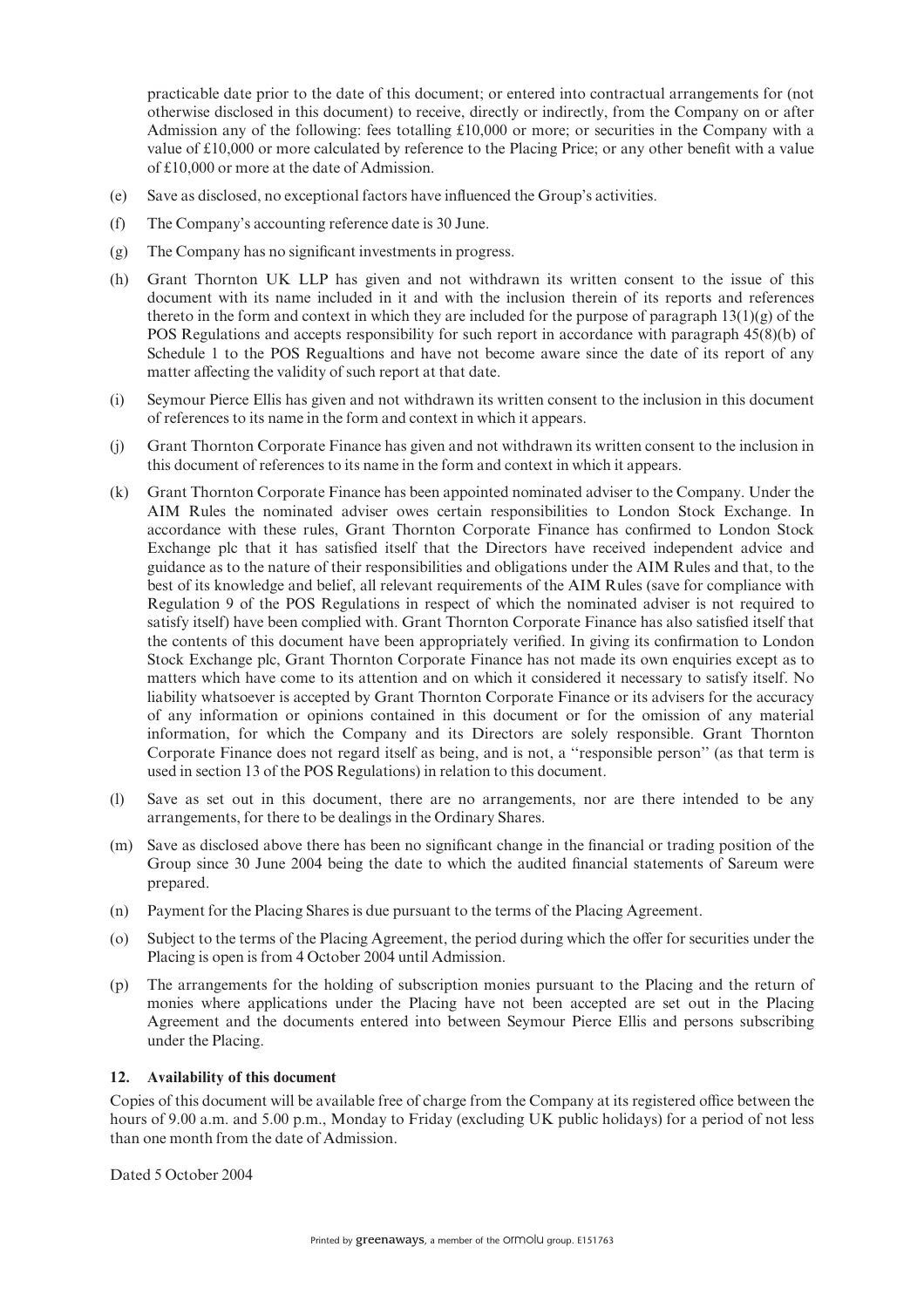practicable date prior to the date of this document; or entered into contractual arrangements for (not otherwise disclosed in this document) to receive, directly or indirectly, from the Company on or after Admission any of the following: fees totalling £10,000 or more; or securities in the Company with a value of £10,000 or more calculated by reference to the Placing Price; or any other benefit with a value of £10,000 or more at the date of Admission.

(e) Save as disclosed, no exceptional factors have influenced the Group's activities.

(f) The Company's accounting reference date is 30 June.

(g) The Company has no significant investments in progress.

(h) Grant Thornton UK LLP has given and not withdrawn its written consent to the issue of this document with its name included in it and with the inclusion therein of its reports and references thereto in the form and context in which they are included for the purpose of paragraph 13(1)(g) of the POS Regulations and accepts responsibility for such report in accordance with paragraph 45(8)(b) of Schedule 1 to the POS Regualtions and have not become aware since the date of its report of any matter affecting the validity of such report at that date.

(i) Seymour Pierce Ellis has given and not withdrawn its written consent to the inclusion in this document of references to its name in the form and context in which it appears.

(j) Grant Thornton Corporate Finance has given and not withdrawn its written consent to the inclusion in this document of references to its name in the form and context in which it appears.

(k) Grant Thornton Corporate Finance has been appointed nominated adviser to the Company. Under the AIM Rules the nominated adviser owes certain responsibilities to London Stock Exchange. In accordance with these rules, Grant Thornton Corporate Finance has confirmed to London Stock Exchange plc that it has satisfied itself that the Directors have received independent advice and guidance as to the nature of their responsibilities and obligations under the AIM Rules and that, to the best of its knowledge and belief, all relevant requirements of the AIM Rules (save for compliance with Regulation 9 of the POS Regulations in respect of which the nominated adviser is not required to satisfy itself) have been complied with. Grant Thornton Corporate Finance has also satisfied itself that the contents of this document have been appropriately verified. In giving its confirmation to London Stock Exchange plc, Grant Thornton Corporate Finance has not made its own enquiries except as to matters which have come to its attention and on which it considered it necessary to satisfy itself. No liability whatsoever is accepted by Grant Thornton Corporate Finance or its advisers for the accuracy of any information or opinions contained in this document or for the omission of any material information, for which the Company and its Directors are solely responsible. Grant Thornton Corporate Finance does not regard itself as being, and is not, a "responsible person" (as that term is used in section 13 of the POS Regulations) in relation to this document.

(l) Save as set out in this document, there are no arrangements, nor are there intended to be any arrangements, for there to be dealings in the Ordinary Shares.

(m) Save as disclosed above there has been no significant change in the financial or trading position of the Group since 30 June 2004 being the date to which the audited financial statements of Sareum were prepared.

(n) Payment for the Placing Shares is due pursuant to the terms of the Placing Agreement.

(o) Subject to the terms of the Placing Agreement, the period during which the offer for securities under the Placing is open is from 4 October 2004 until Admission.

(p) The arrangements for the holding of subscription monies pursuant to the Placing and the return of monies where applications under the Placing have not been accepted are set out in the Placing Agreement and the documents entered into between Seymour Pierce Ellis and persons subscribing under the Placing.

**12. Availability of this document**

Copies of this document will be available free of charge from the Company at its registered office between the hours of 9.00 a.m. and 5.00 p.m., Monday to Friday (excluding UK public holidays) for a period of not less than one month from the date of Admission.

Dated 5 October 2004